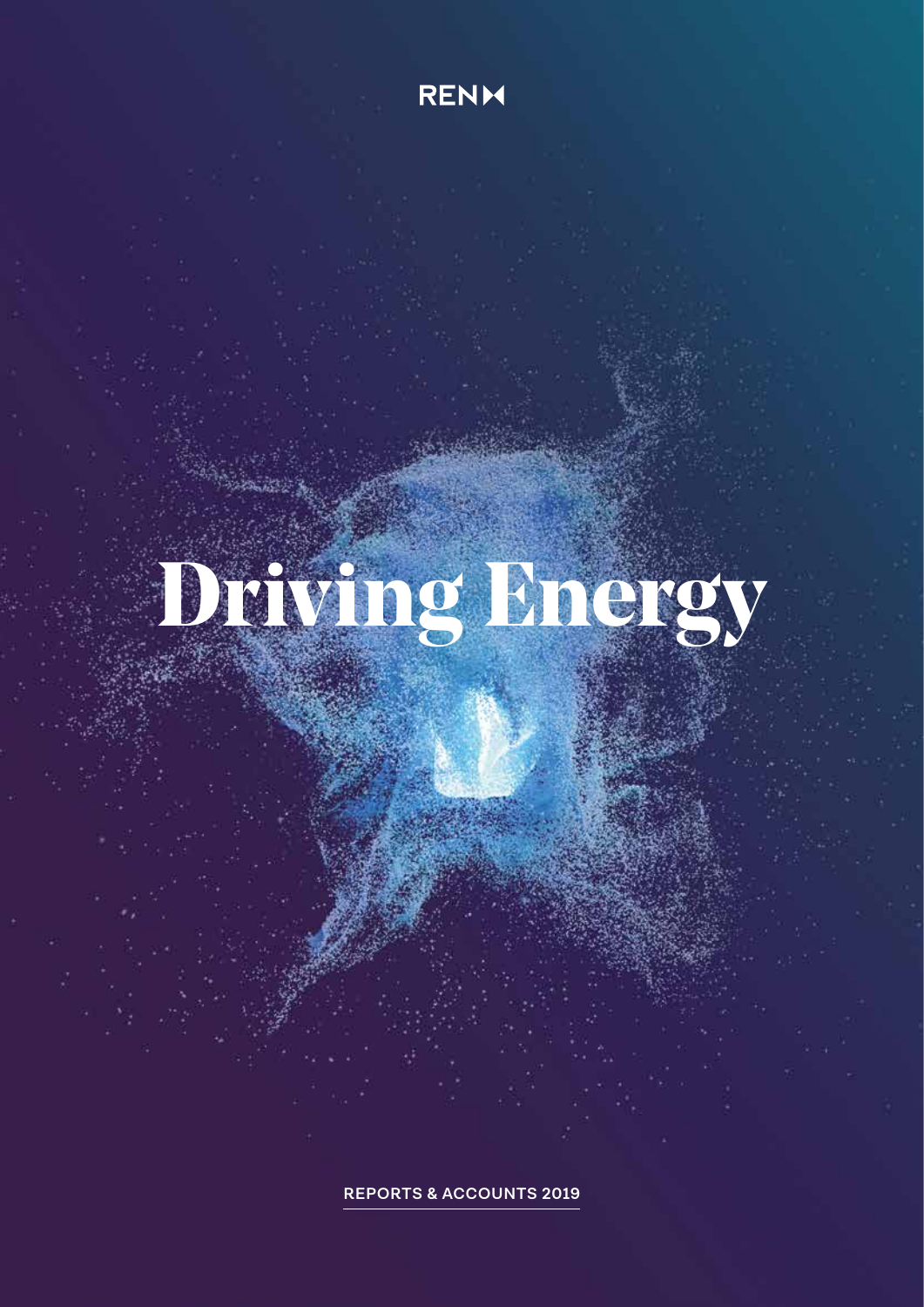REN

# Driving Energy

REPORTS & ACCOUNTS 2019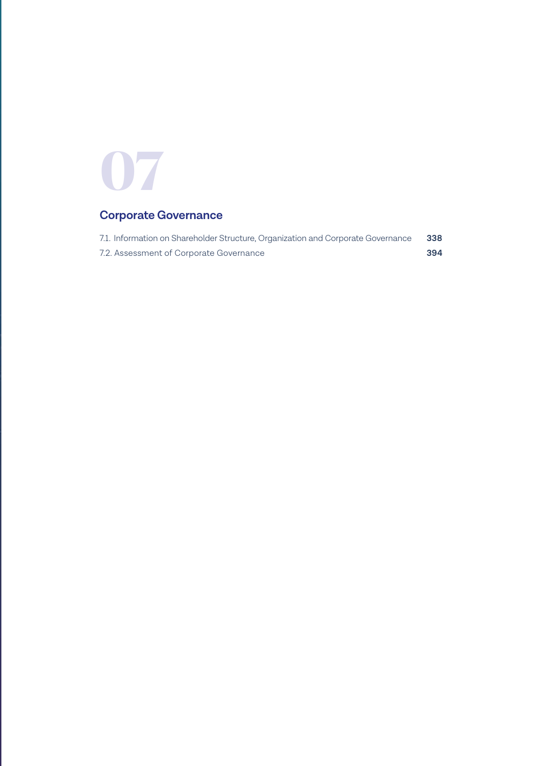# 07

## Corporate Governance

| | |
|---|---|
| 7.1. Information on Shareholder Structure, Organization and Corporate Governance | **338** |
| 7.2. Assessment of Corporate Governance | **394** |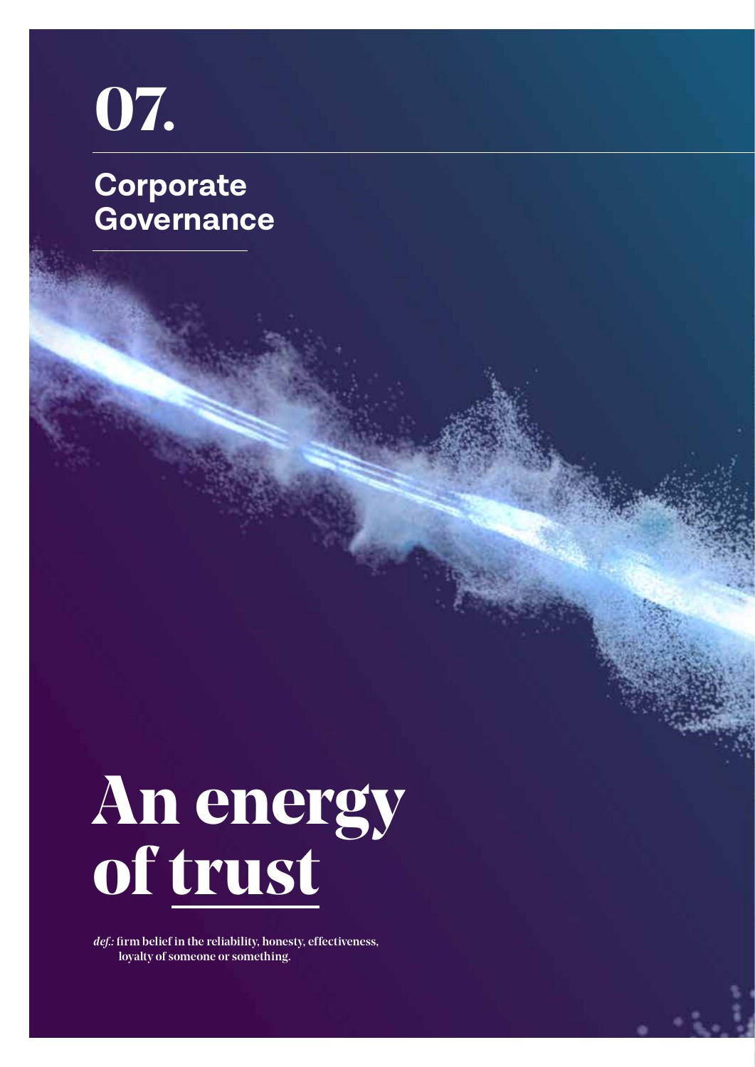# 07.

## Corporate Governance

# An energy of trust

*def.:* firm belief in the reliability, honesty, effectiveness, loyalty of someone or something.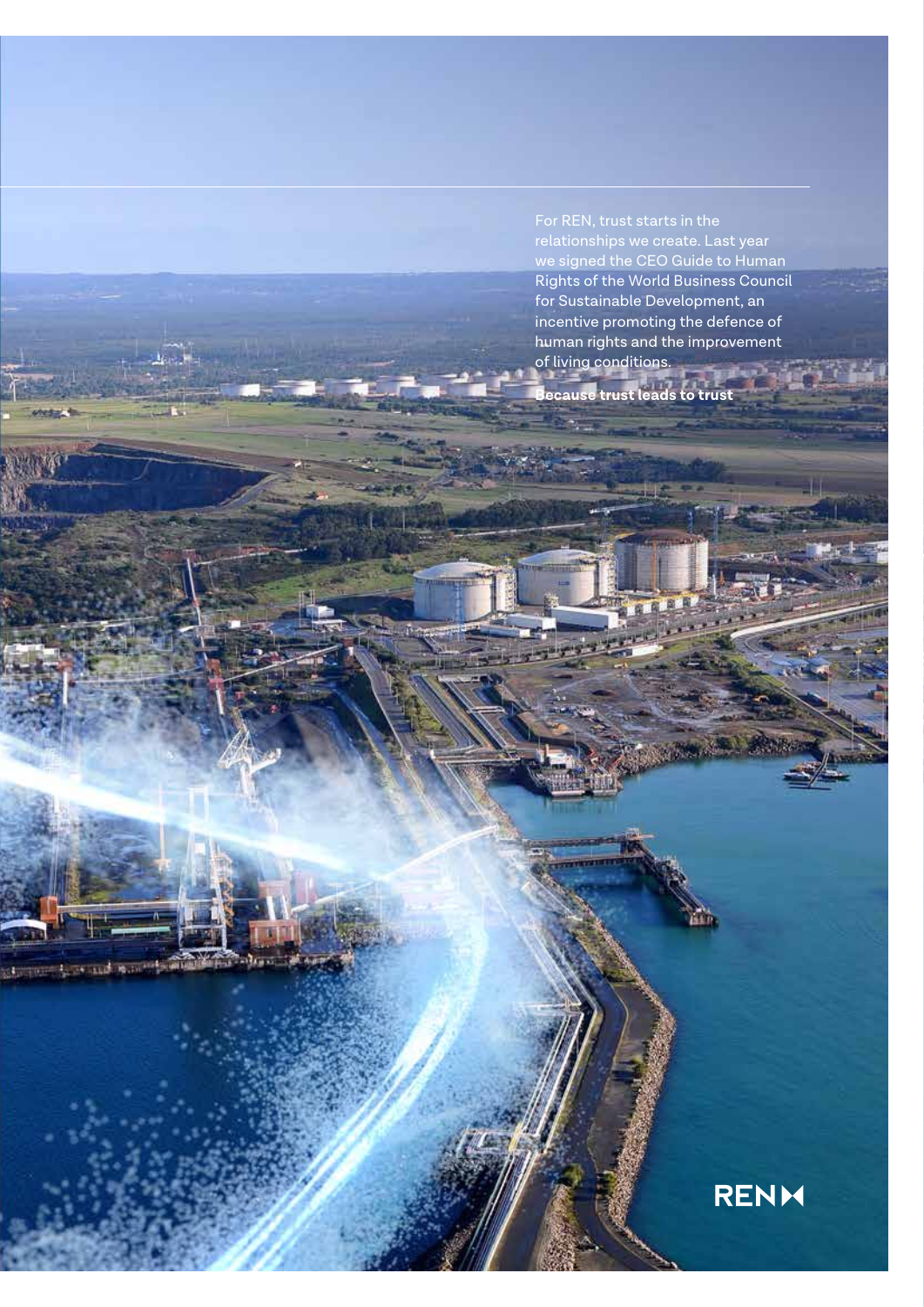For REN, trust starts in the relationships we create. Last year we signed the CEO Guide to Human Rights of the World Business Council for Sustainable Development, an incentive promoting the defence of human rights and the improvement of living conditions.

**Because trust leads to trust**

REN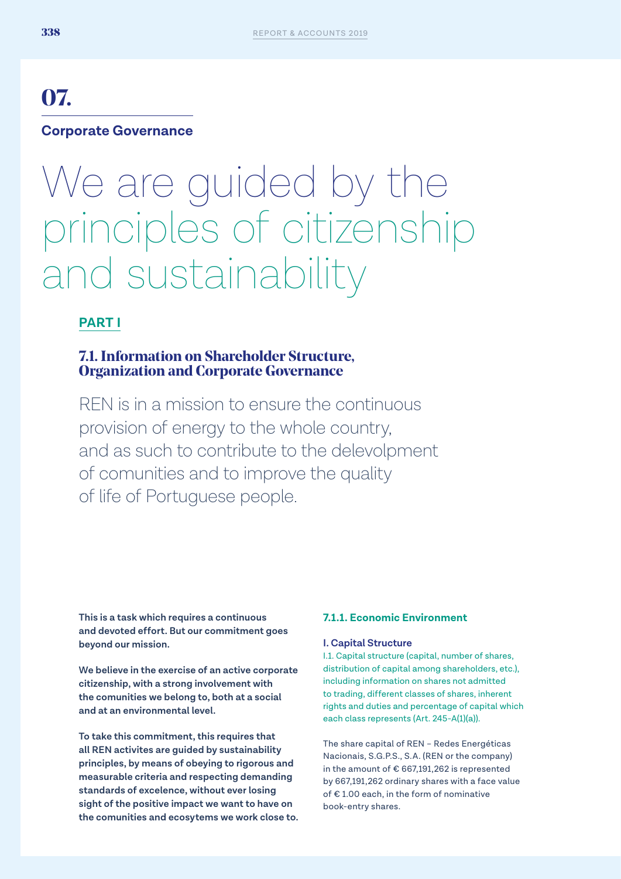# 07.

## Corporate Governance

# We are guided by the principles of citizenship and sustainability

**PART I**

## 7.1. Information on Shareholder Structure, Organization and Corporate Governance

REN is in a mission to ensure the continuous provision of energy to the whole country, and as such to contribute to the delevolpment of comunities and to improve the quality of life of Portuguese people.

**This is a task which requires a continuous and devoted effort. But our commitment goes beyond our mission.**

**We believe in the exercise of an active corporate citizenship, with a strong involvement with the comunities we belong to, both at a social and at an environmental level.**

**To take this commitment, this requires that all REN activites are guided by sustainability principles, by means of obeying to rigorous and measurable criteria and respecting demanding standards of excelence, without ever losing sight of the positive impact we want to have on the comunities and ecosytems we work close to.**

### 7.1.1. Economic Environment

#### I. Capital Structure

I.1. Capital structure (capital, number of shares, distribution of capital among shareholders, etc.), including information on shares not admitted to trading, different classes of shares, inherent rights and duties and percentage of capital which each class represents (Art. 245-A(1)(a)).

The share capital of REN – Redes Energéticas Nacionais, S.G.P.S., S.A. (REN or the company) in the amount of € 667,191,262 is represented by 667,191,262 ordinary shares with a face value of € 1.00 each, in the form of nominative book-entry shares.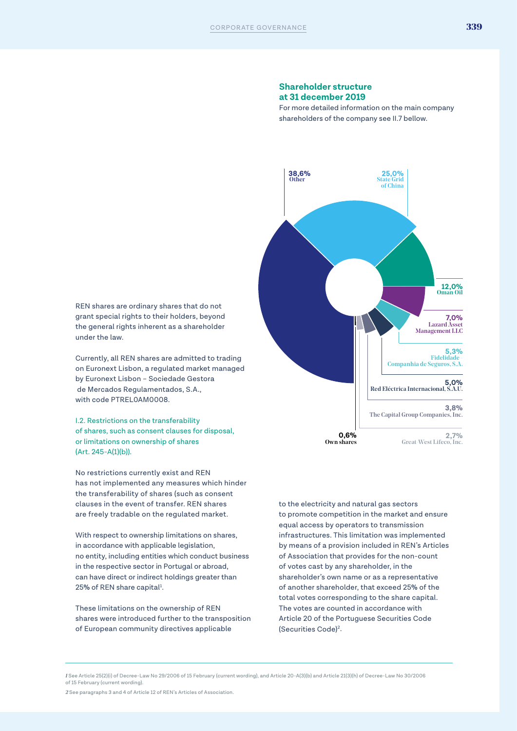### Shareholder structure at 31 december 2019

For more detailed information on the main company shareholders of the company see II.7 bellow.

38,6% Other

25,0% State Grid of China

12,0% Oman Oil

7,0% Lazard Asset Management LLC

5,3% Fidelidade Companhia de Seguros, S.A.

5,0% Red Eléctrica Internacional, S.A.U.

3,8% The Capital Group Companies, Inc.

2,7% Great-West Lifeco, Inc.

0,6% Own shares

REN shares are ordinary shares that do not grant special rights to their holders, beyond the general rights inherent as a shareholder under the law.

Currently, all REN shares are admitted to trading on Euronext Lisbon, a regulated market managed by Euronext Lisbon – Sociedade Gestora de Mercados Regulamentados, S.A., with code PTREL0AM0008.

I.2. Restrictions on the transferability of shares, such as consent clauses for disposal, or limitations on ownership of shares (Art. 245-A(1)(b)).

No restrictions currently exist and REN has not implemented any measures which hinder the transferability of shares (such as consent clauses in the event of transfer. REN shares are freely tradable on the regulated market.

With respect to ownership limitations on shares, in accordance with applicable legislation, no entity, including entities which conduct business in the respective sector in Portugal or abroad, can have direct or indirect holdings greater than 25% of REN share capital[1].

These limitations on the ownership of REN shares were introduced further to the transposition of European community directives applicable to the electricity and natural gas sectors to promote competition in the market and ensure equal access by operators to transmission infrastructures. This limitation was implemented by means of a provision included in REN's Articles of Association that provides for the non-count of votes cast by any shareholder, in the shareholder's own name or as a representative of another shareholder, that exceed 25% of the total votes corresponding to the share capital. The votes are counted in accordance with Article 20 of the Portuguese Securities Code (Securities Code)[2].

---

1 See Article 25(2)(i) of Decree-Law No 29/2006 of 15 February (current wording), and Article 20-A(3)(b) and Article 21(3)(h) of Decree-Law No 30/2006 of 15 February (current wording).

2 See paragraphs 3 and 4 of Article 12 of REN's Articles of Association.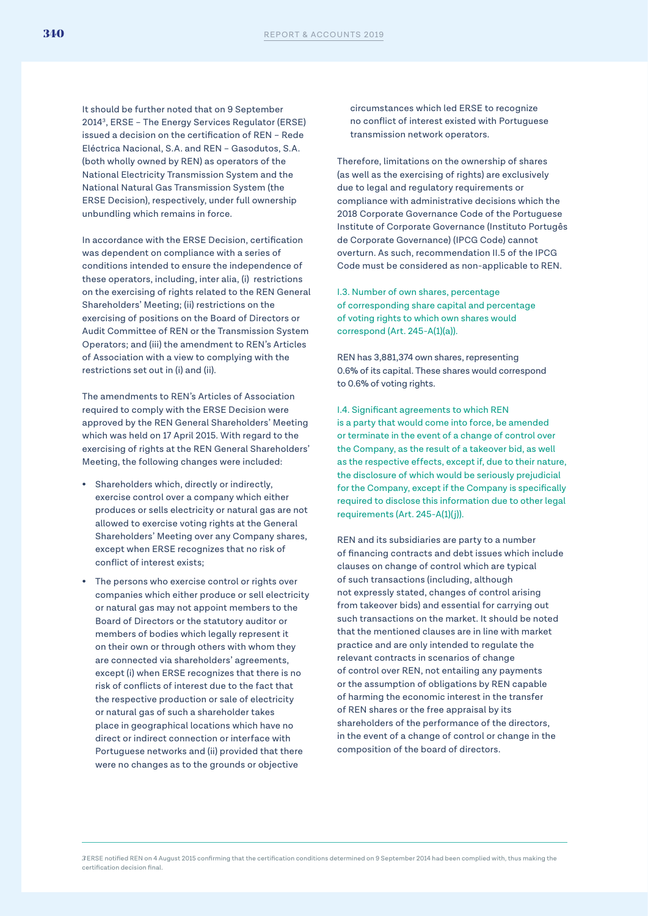It should be further noted that on 9 September 2014[3], ERSE – The Energy Services Regulator (ERSE) issued a decision on the certification of REN – Rede Eléctrica Nacional, S.A. and REN – Gasodutos, S.A. (both wholly owned by REN) as operators of the National Electricity Transmission System and the National Natural Gas Transmission System (the ERSE Decision), respectively, under full ownership unbundling which remains in force.

In accordance with the ERSE Decision, certification was dependent on compliance with a series of conditions intended to ensure the independence of these operators, including, inter alia, (i) restrictions on the exercising of rights related to the REN General Shareholders' Meeting; (ii) restrictions on the exercising of positions on the Board of Directors or Audit Committee of REN or the Transmission System Operators; and (iii) the amendment to REN's Articles of Association with a view to complying with the restrictions set out in (i) and (ii).

The amendments to REN's Articles of Association required to comply with the ERSE Decision were approved by the REN General Shareholders' Meeting which was held on 17 April 2015. With regard to the exercising of rights at the REN General Shareholders' Meeting, the following changes were included:

- Shareholders which, directly or indirectly, exercise control over a company which either produces or sells electricity or natural gas are not allowed to exercise voting rights at the General Shareholders' Meeting over any Company shares, except when ERSE recognizes that no risk of conflict of interest exists;
- The persons who exercise control or rights over companies which either produce or sell electricity or natural gas may not appoint members to the Board of Directors or the statutory auditor or members of bodies which legally represent it on their own or through others with whom they are connected via shareholders' agreements, except (i) when ERSE recognizes that there is no risk of conflicts of interest due to the fact that the respective production or sale of electricity or natural gas of such a shareholder takes place in geographical locations which have no direct or indirect connection or interface with Portuguese networks and (ii) provided that there were no changes as to the grounds or objective circumstances which led ERSE to recognize no conflict of interest existed with Portuguese transmission network operators.

Therefore, limitations on the ownership of shares (as well as the exercising of rights) are exclusively due to legal and regulatory requirements or compliance with administrative decisions which the 2018 Corporate Governance Code of the Portuguese Institute of Corporate Governance (Instituto Portugês de Corporate Governance) (IPCG Code) cannot overturn. As such, recommendation II.5 of the IPCG Code must be considered as non-applicable to REN.

### I.3. Number of own shares, percentage of corresponding share capital and percentage of voting rights to which own shares would correspond (Art. 245-A(1)(a)).

REN has 3,881,374 own shares, representing 0.6% of its capital. These shares would correspond to 0.6% of voting rights.

### I.4. Significant agreements to which REN is a party that would come into force, be amended or terminate in the event of a change of control over the Company, as the result of a takeover bid, as well as the respective effects, except if, due to their nature, the disclosure of which would be seriously prejudicial for the Company, except if the Company is specifically required to disclose this information due to other legal requirements (Art. 245-A(1)(j)).

REN and its subsidiaries are party to a number of financing contracts and debt issues which include clauses on change of control which are typical of such transactions (including, although not expressly stated, changes of control arising from takeover bids) and essential for carrying out such transactions on the market. It should be noted that the mentioned clauses are in line with market practice and are only intended to regulate the relevant contracts in scenarios of change of control over REN, not entailing any payments or the assumption of obligations by REN capable of harming the economic interest in the transfer of REN shares or the free appraisal by its shareholders of the performance of the directors, in the event of a change of control or change in the composition of the board of directors.

[3] ERSE notified REN on 4 August 2015 confirming that the certification conditions determined on 9 September 2014 had been complied with, thus making the certification decision final.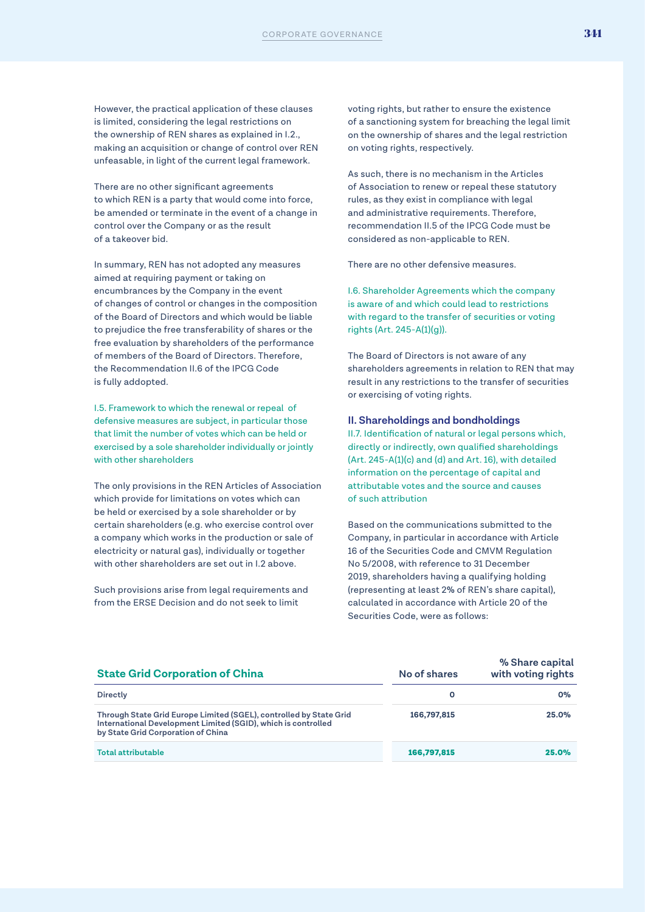However, the practical application of these clauses is limited, considering the legal restrictions on the ownership of REN shares as explained in I.2., making an acquisition or change of control over REN unfeasable, in light of the current legal framework.

There are no other significant agreements to which REN is a party that would come into force, be amended or terminate in the event of a change in control over the Company or as the result of a takeover bid.

In summary, REN has not adopted any measures aimed at requiring payment or taking on encumbrances by the Company in the event of changes of control or changes in the composition of the Board of Directors and which would be liable to prejudice the free transferability of shares or the free evaluation by shareholders of the performance of members of the Board of Directors. Therefore, the Recommendation II.6 of the IPCG Code is fully addopted.

#### I.5. Framework to which the renewal or repeal of defensive measures are subject, in particular those that limit the number of votes which can be held or exercised by a sole shareholder individually or jointly with other shareholders

The only provisions in the REN Articles of Association which provide for limitations on votes which can be held or exercised by a sole shareholder or by certain shareholders (e.g. who exercise control over a company which works in the production or sale of electricity or natural gas), individually or together with other shareholders are set out in I.2 above.

Such provisions arise from legal requirements and from the ERSE Decision and do not seek to limit voting rights, but rather to ensure the existence of a sanctioning system for breaching the legal limit on the ownership of shares and the legal restriction on voting rights, respectively.

As such, there is no mechanism in the Articles of Association to renew or repeal these statutory rules, as they exist in compliance with legal and administrative requirements. Therefore, recommendation II.5 of the IPCG Code must be considered as non-applicable to REN.

There are no other defensive measures.

#### I.6. Shareholder Agreements which the company is aware of and which could lead to restrictions with regard to the transfer of securities or voting rights (Art. 245-A(1)(g)).

The Board of Directors is not aware of any shareholders agreements in relation to REN that may result in any restrictions to the transfer of securities or exercising of voting rights.

## II. Shareholdings and bondholdings

#### II.7. Identification of natural or legal persons which, directly or indirectly, own qualified shareholdings (Art. 245-A(1)(c) and (d) and Art. 16), with detailed information on the percentage of capital and attributable votes and the source and causes of such attribution

Based on the communications submitted to the Company, in particular in accordance with Article 16 of the Securities Code and CMVM Regulation No 5/2008, with reference to 31 December 2019, shareholders having a qualifying holding (representing at least 2% of REN's share capital), calculated in accordance with Article 20 of the Securities Code, were as follows:

| State Grid Corporation of China | No of shares | % Share capital with voting rights |
|---|---|---|
| Directly | 0 | 0% |
| Through State Grid Europe Limited (SGEL), controlled by State Grid International Development Limited (SGID), which is controlled by State Grid Corporation of China | 166,797,815 | 25.0% |
| **Total attributable** | **166,797,815** | **25.0%** |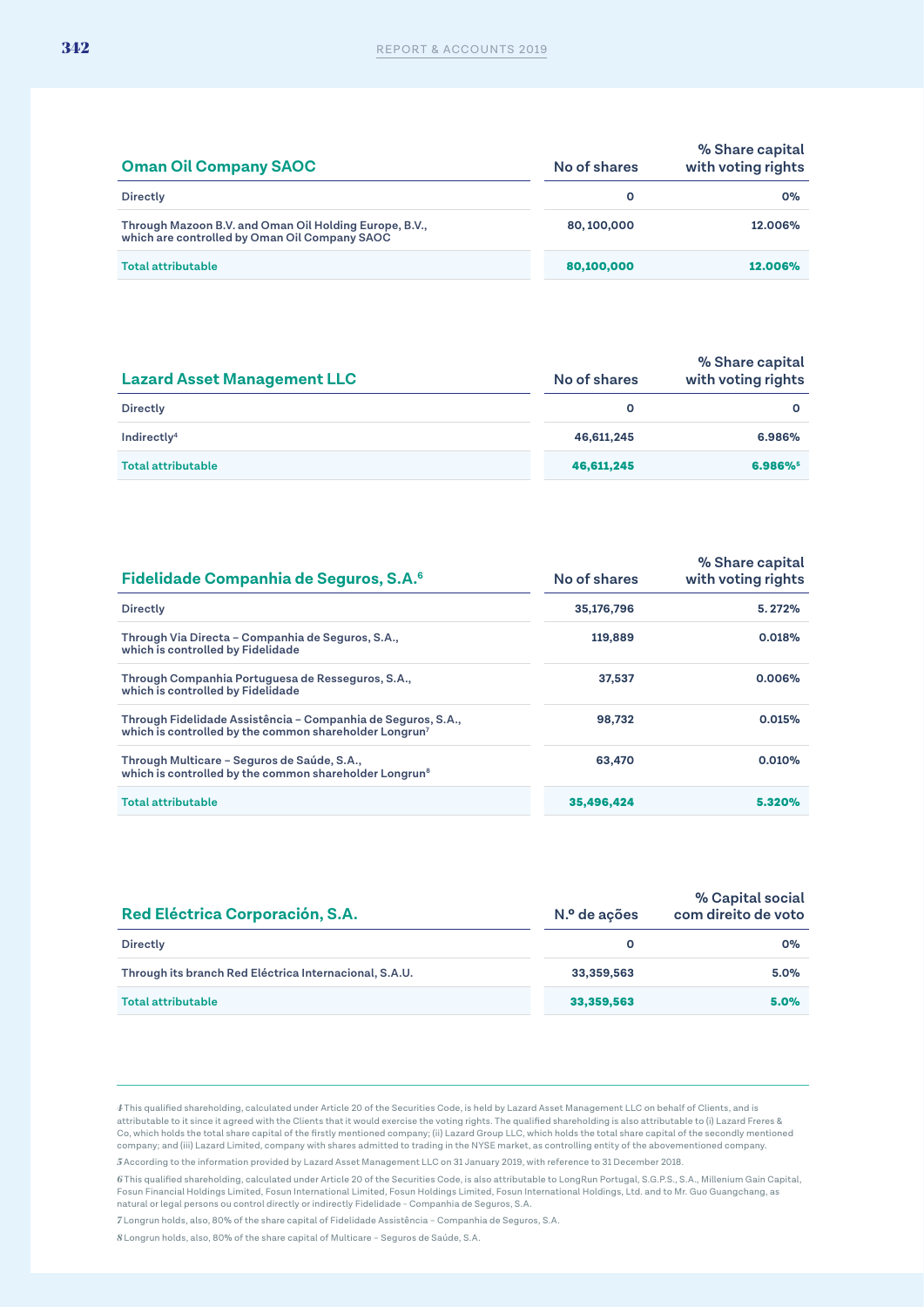| Oman Oil Company SAOC | No of shares | % Share capital with voting rights |
|---|---|---|
| Directly | 0 | 0% |
| Through Mazoon B.V. and Oman Oil Holding Europe, B.V., which are controlled by Oman Oil Company SAOC | 80, 100,000 | 12.006% |
| **Total attributable** | **80,100,000** | **12.006%** |

| Lazard Asset Management LLC | No of shares | % Share capital with voting rights |
|---|---|---|
| Directly | 0 | 0 |
| Indirectly[4] | 46,611,245 | 6.986% |
| **Total attributable** | **46,611,245** | **6.986%[5]** |

| Fidelidade Companhia de Seguros, S.A.[6] | No of shares | % Share capital with voting rights |
|---|---|---|
| Directly | 35,176,796 | 5. 272% |
| Through Via Directa – Companhia de Seguros, S.A., which is controlled by Fidelidade | 119,889 | 0.018% |
| Through Companhia Portuguesa de Resseguros, S.A., which is controlled by Fidelidade | 37,537 | 0.006% |
| Through Fidelidade Assistência – Companhia de Seguros, S.A., which is controlled by the common shareholder Longrun[7] | 98,732 | 0.015% |
| Through Multicare – Seguros de Saúde, S.A., which is controlled by the common shareholder Longrun[8] | 63,470 | 0.010% |
| **Total attributable** | **35,496,424** | **5.320%** |

| Red Eléctrica Corporación, S.A. | N.º de ações | % Capital social com direito de voto |
|---|---|---|
| Directly | 0 | 0% |
| Through its branch Red Eléctrica Internacional, S.A.U. | 33,359,563 | 5.0% |
| **Total attributable** | **33,359,563** | **5.0%** |

4 This qualified shareholding, calculated under Article 20 of the Securities Code, is held by Lazard Asset Management LLC on behalf of Clients, and is attributable to it since it agreed with the Clients that it would exercise the voting rights. The qualified shareholding is also attributable to (i) Lazard Freres & Co, which holds the total share capital of the firstly mentioned company; (ii) Lazard Group LLC, which holds the total share capital of the secondly mentioned company; and (iii) Lazard Limited, company with shares admitted to trading in the NYSE market, as controlling entity of the abovementioned company.

5 According to the information provided by Lazard Asset Management LLC on 31 January 2019, with reference to 31 December 2018.

6 This qualified shareholding, calculated under Article 20 of the Securities Code, is also attributable to LongRun Portugal, S.G.P.S., S.A., Millenium Gain Capital, Fosun Financial Holdings Limited, Fosun International Limited, Fosun Holdings Limited, Fosun International Holdings, Ltd. and to Mr. Guo Guangchang, as natural or legal persons ou control directly or indirectly Fidelidade - Companhia de Seguros, S.A.

7 Longrun holds, also, 80% of the share capital of Fidelidade Assistência – Companhia de Seguros, S.A.

8 Longrun holds, also, 80% of the share capital of Multicare – Seguros de Saúde, S.A.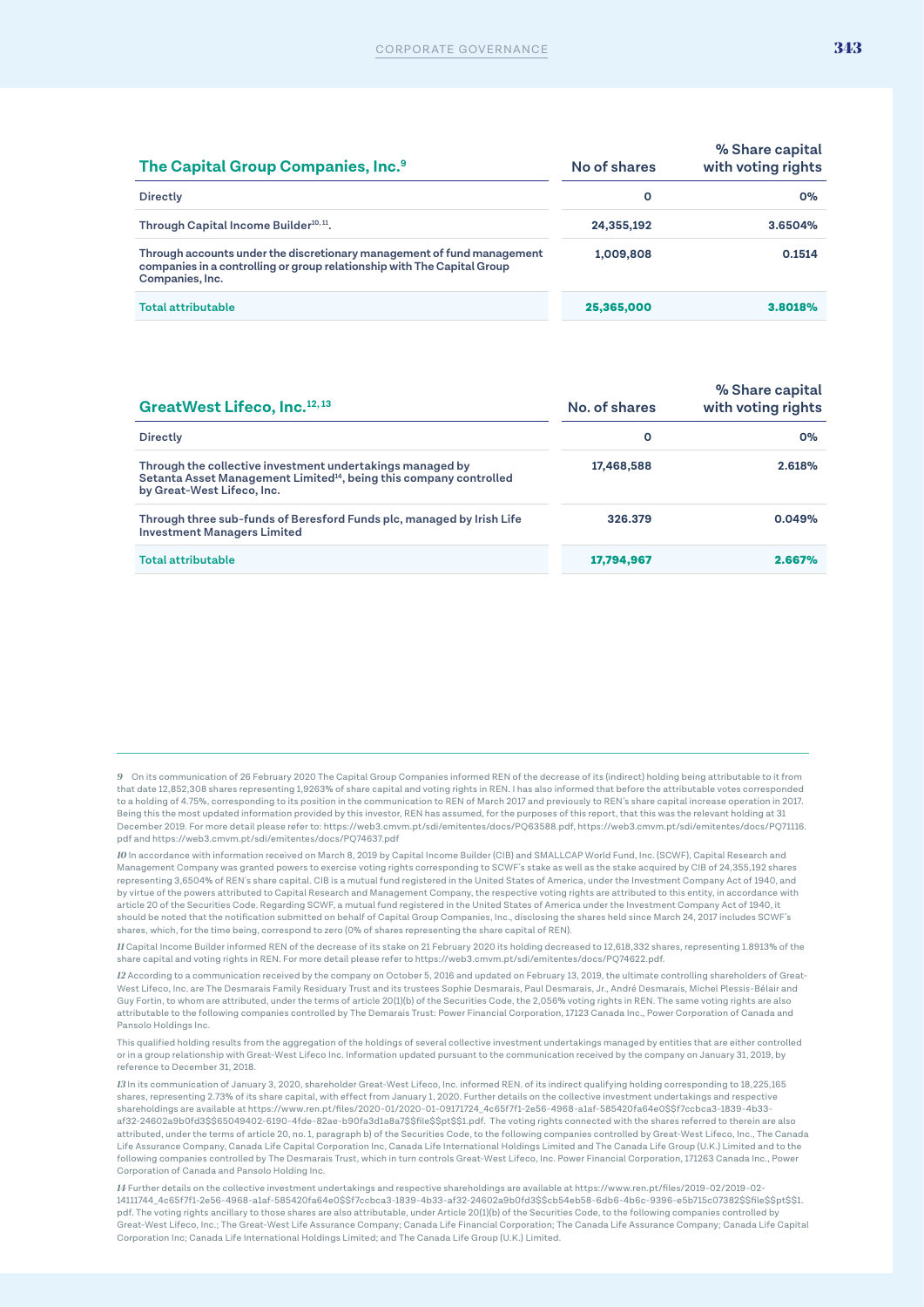| The Capital Group Companies, Inc.[9] | No of shares | % Share capital with voting rights |
|---|---|---|
| Directly | 0 | 0% |
| Through Capital Income Builder[10, 11]. | 24,355,192 | 3.6504% |
| Through accounts under the discretionary management of fund management companies in a controlling or group relationship with The Capital Group Companies, Inc. | 1,009,808 | 0.1514 |
| **Total attributable** | **25,365,000** | **3.8018%** |

| GreatWest Lifeco, Inc.[12, 13] | No. of shares | % Share capital with voting rights |
|---|---|---|
| Directly | 0 | 0% |
| Through the collective investment undertakings managed by Setanta Asset Management Limited[14], being this company controlled by Great-West Lifeco, Inc. | 17,468,588 | 2.618% |
| Through three sub-funds of Beresford Funds plc, managed by Irish Life Investment Managers Limited | 326.379 | 0.049% |
| **Total attributable** | **17,794,967** | **2.667%** |

*9* On its communication of 26 February 2020 The Capital Group Companies informed REN of the decrease of its (indirect) holding being attributable to it from that date 12,852,308 shares representing 1,9263% of share capital and voting rights in REN. I has also informed that before the attributable votes corresponded to a holding of 4.75%, corresponding to its position in the communication to REN of March 2017 and previously to REN's share capital increase operation in 2017. Being this the most updated information provided by this investor, REN has assumed, for the purposes of this report, that this was the relevant holding at 31 December 2019. For more detail please refer to: https://web3.cmvm.pt/sdi/emitentes/docs/PQ63588.pdf, https://web3.cmvm.pt/sdi/emitentes/docs/PQ71116.pdf and https://web3.cmvm.pt/sdi/emitentes/docs/PQ74637.pdf

*10* In accordance with information received on March 8, 2019 by Capital Income Builder (CIB) and SMALLCAP World Fund, Inc. (SCWF), Capital Research and Management Company was granted powers to exercise voting rights corresponding to SCWF's stake as well as the stake acquired by CIB of 24,355,192 shares representing 3,6504% of REN's share capital. CIB is a mutual fund registered in the United States of America, under the Investment Company Act of 1940, and by virtue of the powers attributed to Capital Research and Management Company, the respective voting rights are attributed to this entity, in accordance with article 20 of the Securities Code. Regarding SCWF, a mutual fund registered in the United States of America under the Investment Company Act of 1940, it should be noted that the notification submitted on behalf of Capital Group Companies, Inc., disclosing the shares held since March 24, 2017 includes SCWF's shares, which, for the time being, correspond to zero (0% of shares representing the share capital of REN).

*11* Capital Income Builder informed REN of the decrease of its stake on 21 February 2020 its holding decreased to 12,618,332 shares, representing 1.8913% of the share capital and voting rights in REN. For more detail please refer to https://web3.cmvm.pt/sdi/emitentes/docs/PQ74622.pdf.

*12* According to a communication received by the company on October 5, 2016 and updated on February 13, 2019, the ultimate controlling shareholders of Great-West Lifeco, Inc. are The Desmarais Family Residuary Trust and its trustees Sophie Desmarais, Paul Desmarais, Jr., André Desmarais, Michel Plessis-Bélair and Guy Fortin, to whom are attributed, under the terms of article 20(1)(b) of the Securities Code, the 2,056% voting rights in REN. The same voting rights are also attributable to the following companies controlled by The Demarais Trust: Power Financial Corporation, 17123 Canada Inc., Power Corporation of Canada and Pansolo Holdings Inc.

This qualified holding results from the aggregation of the holdings of several collective investment undertakings managed by entities that are either controlled or in a group relationship with Great-West Lifeco Inc. Information updated pursuant to the communication received by the company on January 31, 2019, by reference to December 31, 2018.

*13* In its communication of January 3, 2020, shareholder Great-West Lifeco, Inc. informed REN. of its indirect qualifying holding corresponding to 18,225,165 shares, representing 2.73% of its share capital, with effect from January 1, 2020. Further details on the collective investment undertakings and respective shareholdings are available at https://www.ren.pt/files/2020-01/2020-01-09171724_4c65f7f1-2e56-4968-a1af-585420fa64e0$$f7ccbca3-1839-4b33-af32-24602a9b0fd3$$65049402-6190-4fde-82ae-b90fa3d1a8a7$$file$$pt$$1.pdf. The voting rights connected with the shares referred to therein are also attributed, under the terms of article 20, no. 1, paragraph b) of the Securities Code, to the following companies controlled by Great-West Lifeco, Inc., The Canada Life Assurance Company, Canada Life Capital Corporation Inc, Canada Life International Holdings Limited and The Canada Life Group (U.K.) Limited and to the following companies controlled by The Desmarais Trust, which in turn controls Great-West Lifeco, Inc. Power Financial Corporation, 171263 Canada Inc., Power Corporation of Canada and Pansolo Holding Inc.

*14* Further details on the collective investment undertakings and respective shareholdings are available at https://www.ren.pt/files/2019-02/2019-02-14111744_4c65f7f1-2e56-4968-a1af-585420fa64e0$$f7ccbca3-1839-4b33-af32-24602a9b0fd3$$cb54eb58-6db6-4b6c-9396-e5b715c07382$$file$$pt$$1.pdf. The voting rights ancillary to those shares are also attributable, under Article 20(1)(b) of the Securities Code, to the following companies controlled by Great-West Lifeco, Inc.; The Great-West Life Assurance Company; Canada Life Financial Corporation; The Canada Life Assurance Company; Canada Life Capital Corporation Inc; Canada Life International Holdings Limited; and The Canada Life Group (U.K.) Limited.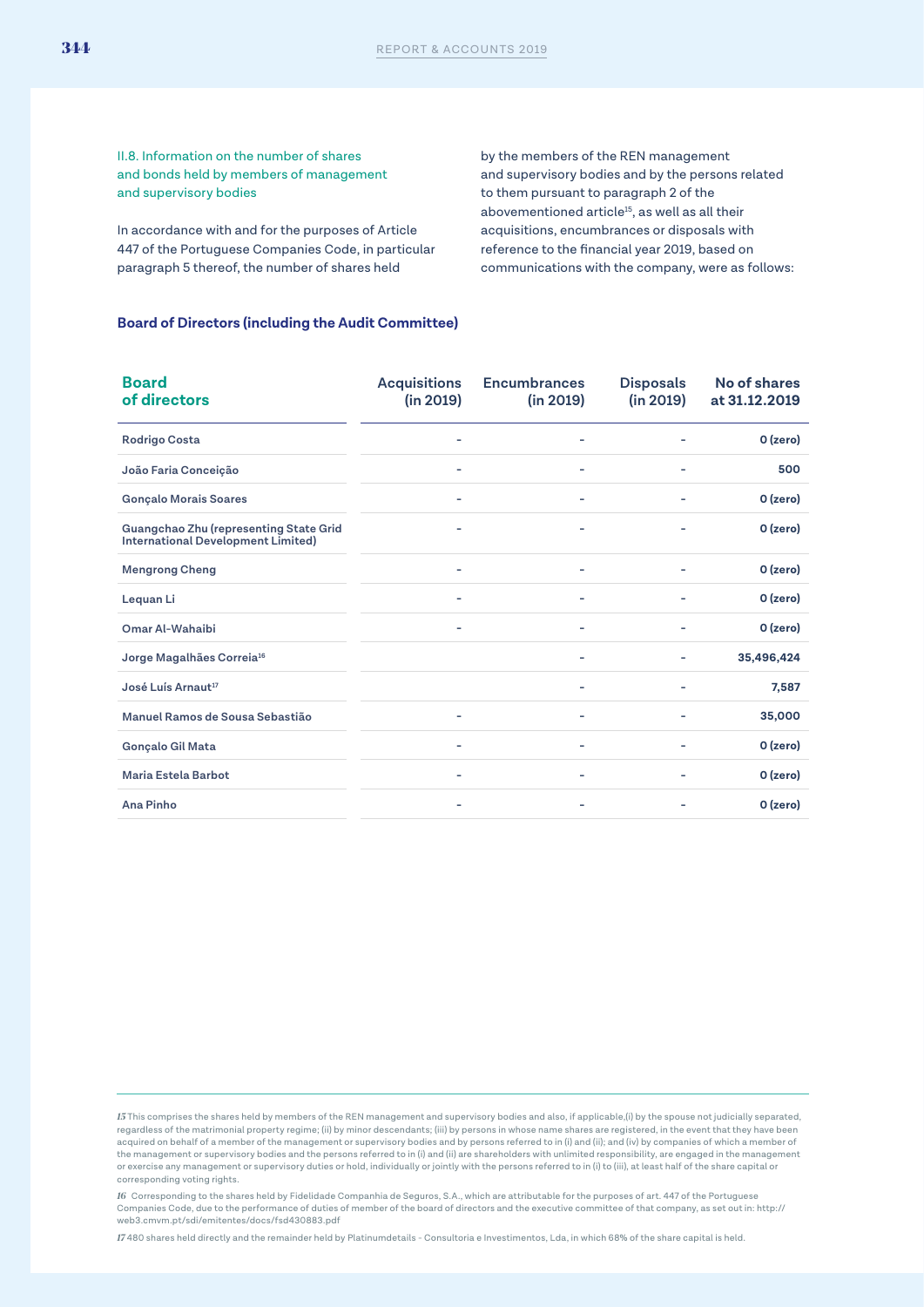### II.8. Information on the number of shares and bonds held by members of management and supervisory bodies

In accordance with and for the purposes of Article 447 of the Portuguese Companies Code, in particular paragraph 5 thereof, the number of shares held by the members of the REN management and supervisory bodies and by the persons related to them pursuant to paragraph 2 of the abovementioned article[15], as well as all their acquisitions, encumbrances or disposals with reference to the financial year 2019, based on communications with the company, were as follows:

**Board of Directors (including the Audit Committee)**

| Board of directors | Acquisitions (in 2019) | Encumbrances (in 2019) | Disposals (in 2019) | No of shares at 31.12.2019 |
|---|---|---|---|---|
| Rodrigo Costa | - | - | - | 0 (zero) |
| João Faria Conceição | - | - | - | 500 |
| Gonçalo Morais Soares | - | - | - | 0 (zero) |
| Guangchao Zhu (representing State Grid International Development Limited) | - | - | - | 0 (zero) |
| Mengrong Cheng | - | - | - | 0 (zero) |
| Lequan Li | - | - | - | 0 (zero) |
| Omar Al-Wahaibi | - | - | - | 0 (zero) |
| Jorge Magalhães Correia[16] | | - | - | 35,496,424 |
| José Luís Arnaut[17] | | - | - | 7,587 |
| Manuel Ramos de Sousa Sebastião | - | - | - | 35,000 |
| Gonçalo Gil Mata | - | - | - | 0 (zero) |
| Maria Estela Barbot | - | - | - | 0 (zero) |
| Ana Pinho | - | - | - | 0 (zero) |

---

*15* This comprises the shares held by members of the REN management and supervisory bodies and also, if applicable,(i) by the spouse not judicially separated, regardless of the matrimonial property regime; (ii) by minor descendants; (iii) by persons in whose name shares are registered, in the event that they have been acquired on behalf of a member of the management or supervisory bodies and by persons referred to in (i) and (ii); and (iv) by companies of which a member of the management or supervisory bodies and the persons referred to in (i) and (ii) are shareholders with unlimited responsibility, are engaged in the management or exercise any management or supervisory duties or hold, individually or jointly with the persons referred to in (i) to (iii), at least half of the share capital or corresponding voting rights.

*16* Corresponding to the shares held by Fidelidade Companhia de Seguros, S.A., which are attributable for the purposes of art. 447 of the Portuguese Companies Code, due to the performance of duties of member of the board of directors and the executive committee of that company, as set out in: http://web3.cmvm.pt/sdi/emitentes/docs/fsd430883.pdf

*17* 480 shares held directly and the remainder held by Platinumdetails - Consultoria e Investimentos, Lda, in which 68% of the share capital is held.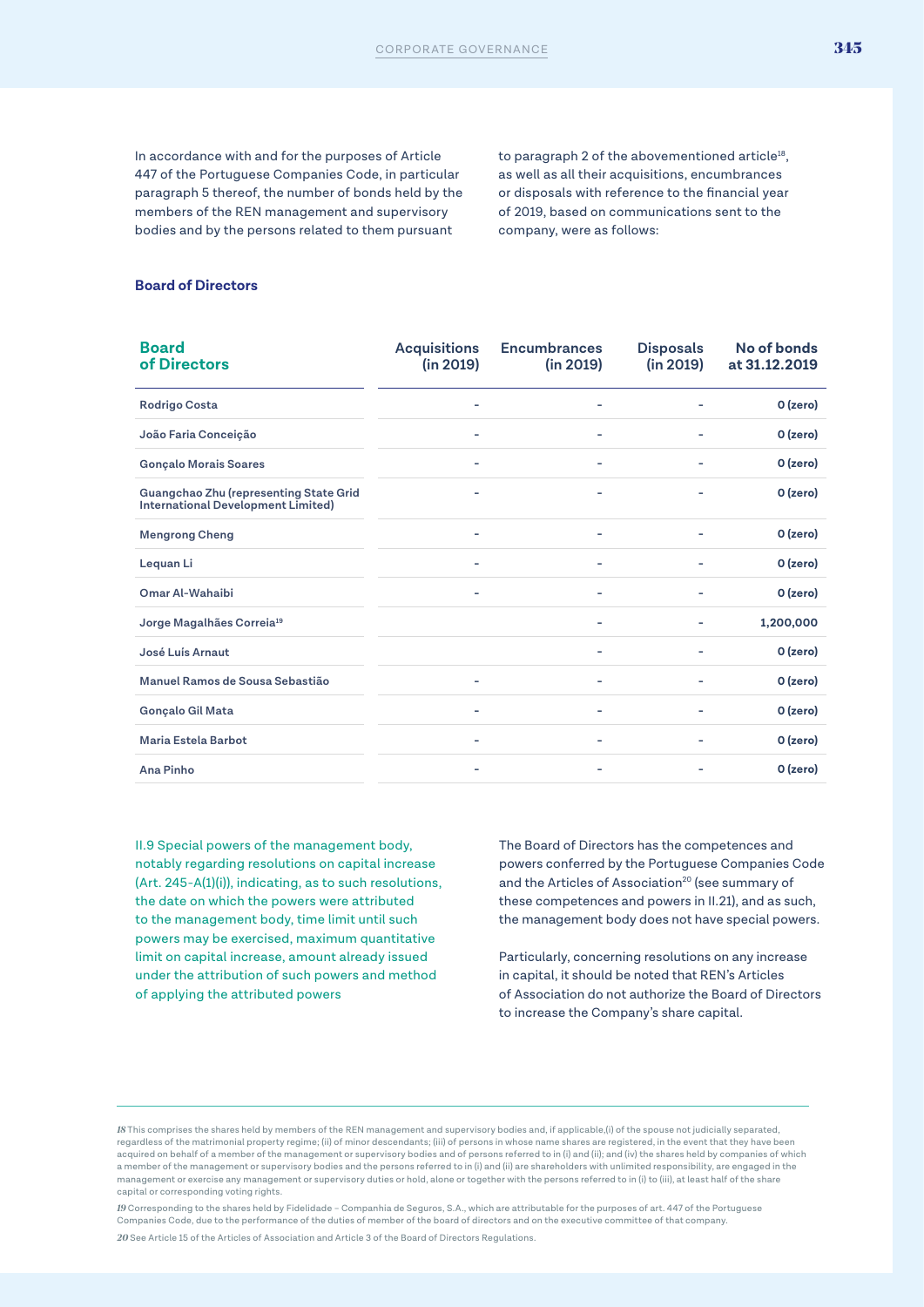In accordance with and for the purposes of Article 447 of the Portuguese Companies Code, in particular paragraph 5 thereof, the number of bonds held by the members of the REN management and supervisory bodies and by the persons related to them pursuant to paragraph 2 of the abovementioned article[18], as well as all their acquisitions, encumbrances or disposals with reference to the financial year of 2019, based on communications sent to the company, were as follows:

### Board of Directors

| Board of Directors | Acquisitions (in 2019) | Encumbrances (in 2019) | Disposals (in 2019) | No of bonds at 31.12.2019 |
|---|---|---|---|---|
| Rodrigo Costa | - | - | - | 0 (zero) |
| João Faria Conceição | - | - | - | 0 (zero) |
| Gonçalo Morais Soares | - | - | - | 0 (zero) |
| Guangchao Zhu (representing State Grid International Development Limited) | - | - | - | 0 (zero) |
| Mengrong Cheng | - | - | - | 0 (zero) |
| Lequan Li | - | - | - | 0 (zero) |
| Omar Al-Wahaibi | - | - | - | 0 (zero) |
| Jorge Magalhães Correia[19] | | - | - | 1,200,000 |
| José Luís Arnaut | | - | - | 0 (zero) |
| Manuel Ramos de Sousa Sebastião | - | - | - | 0 (zero) |
| Gonçalo Gil Mata | - | - | - | 0 (zero) |
| Maria Estela Barbot | - | - | - | 0 (zero) |
| Ana Pinho | - | - | - | 0 (zero) |

II.9 Special powers of the management body, notably regarding resolutions on capital increase (Art. 245-A(1)(i)), indicating, as to such resolutions, the date on which the powers were attributed to the management body, time limit until such powers may be exercised, maximum quantitative limit on capital increase, amount already issued under the attribution of such powers and method of applying the attributed powers

The Board of Directors has the competences and powers conferred by the Portuguese Companies Code and the Articles of Association[20] (see summary of these competences and powers in II.21), and as such, the management body does not have special powers.

Particularly, concerning resolutions on any increase in capital, it should be noted that REN's Articles of Association do not authorize the Board of Directors to increase the Company's share capital.

---

*18* This comprises the shares held by members of the REN management and supervisory bodies and, if applicable,(i) of the spouse not judicially separated, regardless of the matrimonial property regime; (ii) of minor descendants; (iii) of persons in whose name shares are registered, in the event that they have been acquired on behalf of a member of the management or supervisory bodies and of persons referred to in (i) and (ii); and (iv) the shares held by companies of which a member of the management or supervisory bodies and the persons referred to in (i) and (ii) are shareholders with unlimited responsibility, are engaged in the management or exercise any management or supervisory duties or hold, alone or together with the persons referred to in (i) to (iii), at least half of the share capital or corresponding voting rights.

*19* Corresponding to the shares held by Fidelidade – Companhia de Seguros, S.A., which are attributable for the purposes of art. 447 of the Portuguese Companies Code, due to the performance of the duties of member of the board of directors and on the executive committee of that company.

*20* See Article 15 of the Articles of Association and Article 3 of the Board of Directors Regulations.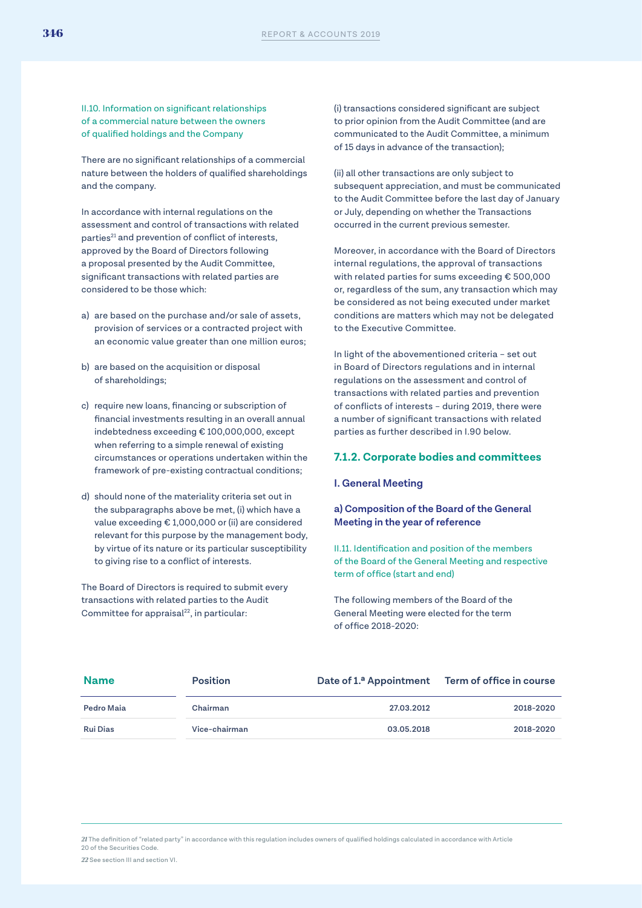II.10. Information on significant relationships of a commercial nature between the owners of qualified holdings and the Company

There are no significant relationships of a commercial nature between the holders of qualified shareholdings and the company.

In accordance with internal regulations on the assessment and control of transactions with related parties[21] and prevention of conflict of interests, approved by the Board of Directors following a proposal presented by the Audit Committee, significant transactions with related parties are considered to be those which:

a) are based on the purchase and/or sale of assets, provision of services or a contracted project with an economic value greater than one million euros;

b) are based on the acquisition or disposal of shareholdings;

c) require new loans, financing or subscription of financial investments resulting in an overall annual indebtedness exceeding € 100,000,000, except when referring to a simple renewal of existing circumstances or operations undertaken within the framework of pre-existing contractual conditions;

d) should none of the materiality criteria set out in the subparagraphs above be met, (i) which have a value exceeding € 1,000,000 or (ii) are considered relevant for this purpose by the management body, by virtue of its nature or its particular susceptibility to giving rise to a conflict of interests.

The Board of Directors is required to submit every transactions with related parties to the Audit Committee for appraisal[22], in particular:

(i) transactions considered significant are subject to prior opinion from the Audit Committee (and are communicated to the Audit Committee, a minimum of 15 days in advance of the transaction);

(ii) all other transactions are only subject to subsequent appreciation, and must be communicated to the Audit Committee before the last day of January or July, depending on whether the Transactions occurred in the current previous semester.

Moreover, in accordance with the Board of Directors internal regulations, the approval of transactions with related parties for sums exceeding € 500,000 or, regardless of the sum, any transaction which may be considered as not being executed under market conditions are matters which may not be delegated to the Executive Committee.

In light of the abovementioned criteria – set out in Board of Directors regulations and in internal regulations on the assessment and control of transactions with related parties and prevention of conflicts of interests – during 2019, there were a number of significant transactions with related parties as further described in I.90 below.

### 7.1.2. Corporate bodies and committees

#### I. General Meeting

#### a) Composition of the Board of the General Meeting in the year of reference

II.11. Identification and position of the members of the Board of the General Meeting and respective term of office (start and end)

The following members of the Board of the General Meeting were elected for the term of office 2018-2020:

| Name | Position | Date of 1.ª Appointment | Term of office in course |
|---|---|---|---|
| Pedro Maia | Chairman | 27.03.2012 | 2018-2020 |
| Rui Dias | Vice-chairman | 03.05.2018 | 2018-2020 |

---

*21* The definition of "related party" in accordance with this regulation includes owners of qualified holdings calculated in accordance with Article 20 of the Securities Code.

*22* See section III and section VI.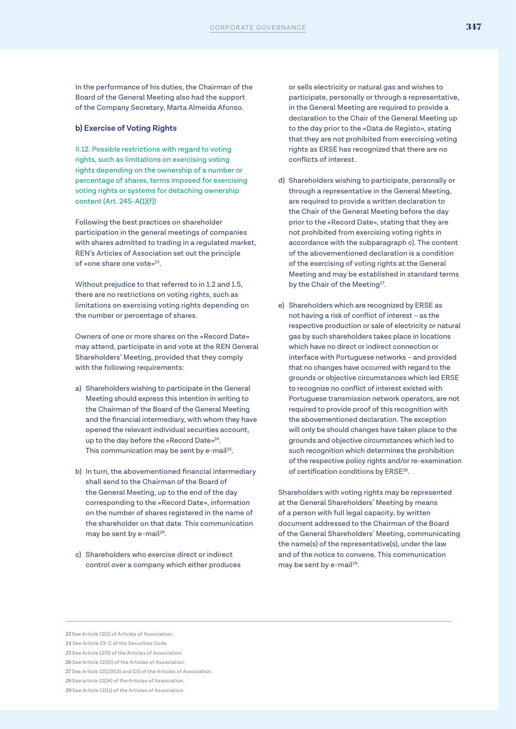In the performance of his duties, the Chairman of the Board of the General Meeting also had the support of the Company Secretary, Marta Almeida Afonso.

### b) Exercise of Voting Rights

II.12. Possible restrictions with regard to voting rights, such as limitations on exercising voting rights depending on the ownership of a number or percentage of shares, terms imposed for exercising voting rights or systems for detaching ownership content (Art. 245-A(1)(f))

Following the best practices on shareholder participation in the general meetings of companies with shares admitted to trading in a regulated market, REN's Articles of Association set out the principle of «one share one vote»[23].

Without prejudice to that referred to in 1.2 and 1.5, there are no restrictions on voting rights, such as limitations on exercising voting rights depending on the number or percentage of shares.

Owners of one or more shares on the «Record Date» may attend, participate in and vote at the REN General Shareholders' Meeting, provided that they comply with the following requirements:

a) Shareholders wishing to participate in the General Meeting should express this intention in writing to the Chairman of the Board of the General Meeting and the financial intermediary, with whom they have opened the relevant individual securities account, up to the day before the «Record Date»[24]. This communication may be sent by e-mail[25].

b) In turn, the abovementioned financial intermediary shall send to the Chairman of the Board of the General Meeting, up to the end of the day corresponding to the «Record Date», information on the number of shares registered in the name of the shareholder on that date. This communication may be sent by e-mail[26].

c) Shareholders who exercise direct or indirect control over a company which either produces or sells electricity or natural gas and wishes to participate, personally or through a representative, in the General Meeting are required to provide a declaration to the Chair of the General Meeting up to the day prior to the «Data de Registo», stating that they are not prohibited from exercising voting rights as ERSE has recognized that there are no conflicts of interest.

d) Shareholders wishing to participate, personally or through a representative in the General Meeting, are required to provide a written declaration to the Chair of the General Meeting before the day prior to the «Record Date», stating that they are not prohibited from exercising voting rights in accordance with the subparagraph c). The content of the abovementioned declaration is a condition of the exercising of voting rights at the General Meeting and may be established in standard terms by the Chair of the Meeting[27].

e) Shareholders which are recognized by ERSE as not having a risk of conflict of interest – as the respective production or sale of electricity or natural gas by such shareholders takes place in locations which have no direct or indirect connection or interface with Portuguese networks – and provided that no changes have occurred with regard to the grounds or objective circumstances which led ERSE to recognize no conflict of interest existed with Portuguese transmission network operators, are not required to provide proof of this recognition with the abovementioned declaration. The exception will only be should changes have taken place to the grounds and objective circumstances which led to such recognition which determines the prohibition of the respective policy rights and/or re-examination of certification conditions by ERSE[28].

Shareholders with voting rights may be represented at the General Shareholders' Meeting by means of a person with full legal capacity, by written document addressed to the Chairman of the Board of the General Shareholders' Meeting, communicating the name(s) of the representative(s), under the law and of the notice to convene. This communication may be sent by e-mail[29].

---

[23] See Article 12(2) of Articles of Association.

[24] See Article 23-C of the Securities Code.

[25] See Article 12(9) of the Articles of Association.

[26] See Article 12(10) of the Articles of Association.

[27] See Article 12(12)(13) and (15) of the Articles of Association.

[28] See article 12(14) of the Articles of Association.

[29] See Article 12(11) of the Articles of Association.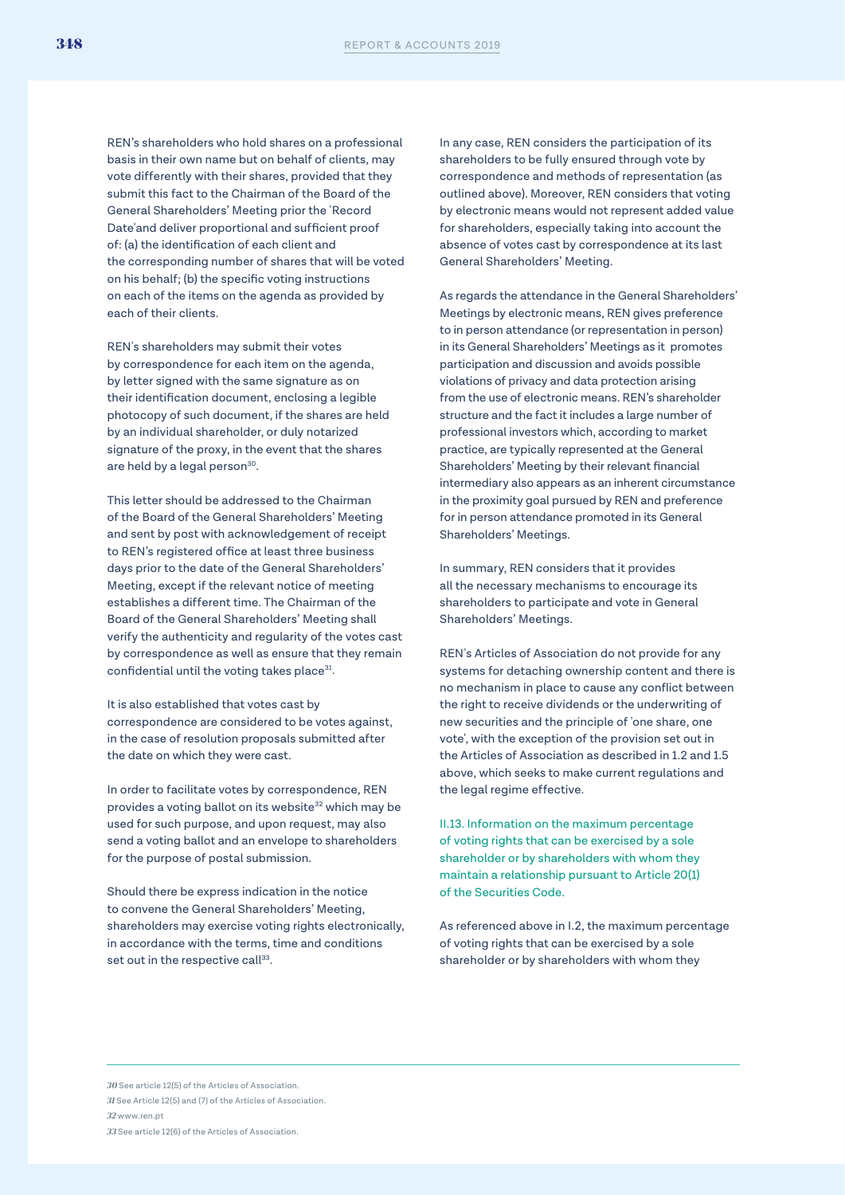REN's shareholders who hold shares on a professional basis in their own name but on behalf of clients, may vote differently with their shares, provided that they submit this fact to the Chairman of the Board of the General Shareholders' Meeting prior the 'Record Date'and deliver proportional and sufficient proof of: (a) the identification of each client and the corresponding number of shares that will be voted on his behalf; (b) the specific voting instructions on each of the items on the agenda as provided by each of their clients.

REN's shareholders may submit their votes by correspondence for each item on the agenda, by letter signed with the same signature as on their identification document, enclosing a legible photocopy of such document, if the shares are held by an individual shareholder, or duly notarized signature of the proxy, in the event that the shares are held by a legal person[30].

This letter should be addressed to the Chairman of the Board of the General Shareholders' Meeting and sent by post with acknowledgement of receipt to REN's registered office at least three business days prior to the date of the General Shareholders' Meeting, except if the relevant notice of meeting establishes a different time. The Chairman of the Board of the General Shareholders' Meeting shall verify the authenticity and regularity of the votes cast by correspondence as well as ensure that they remain confidential until the voting takes place[31].

It is also established that votes cast by correspondence are considered to be votes against, in the case of resolution proposals submitted after the date on which they were cast.

In order to facilitate votes by correspondence, REN provides a voting ballot on its website[32] which may be used for such purpose, and upon request, may also send a voting ballot and an envelope to shareholders for the purpose of postal submission.

Should there be express indication in the notice to convene the General Shareholders' Meeting, shareholders may exercise voting rights electronically, in accordance with the terms, time and conditions set out in the respective call[33].

In any case, REN considers the participation of its shareholders to be fully ensured through vote by correspondence and methods of representation (as outlined above). Moreover, REN considers that voting by electronic means would not represent added value for shareholders, especially taking into account the absence of votes cast by correspondence at its last General Shareholders' Meeting.

As regards the attendance in the General Shareholders' Meetings by electronic means, REN gives preference to in person attendance (or representation in person) in its General Shareholders' Meetings as it promotes participation and discussion and avoids possible violations of privacy and data protection arising from the use of electronic means. REN's shareholder structure and the fact it includes a large number of professional investors which, according to market practice, are typically represented at the General Shareholders' Meeting by their relevant financial intermediary also appears as an inherent circumstance in the proximity goal pursued by REN and preference for in person attendance promoted in its General Shareholders' Meetings.

In summary, REN considers that it provides all the necessary mechanisms to encourage its shareholders to participate and vote in General Shareholders' Meetings.

REN's Articles of Association do not provide for any systems for detaching ownership content and there is no mechanism in place to cause any conflict between the right to receive dividends or the underwriting of new securities and the principle of 'one share, one vote', with the exception of the provision set out in the Articles of Association as described in 1.2 and 1.5 above, which seeks to make current regulations and the legal regime effective.

### II.13. Information on the maximum percentage of voting rights that can be exercised by a sole shareholder or by shareholders with whom they maintain a relationship pursuant to Article 20(1) of the Securities Code.

As referenced above in I.2, the maximum percentage of voting rights that can be exercised by a sole shareholder or by shareholders with whom they

---

[30] See article 12(5) of the Articles of Association.

[31] See Article 12(5) and (7) of the Articles of Association.

[32] www.ren.pt

[33] See article 12(6) of the Articles of Association.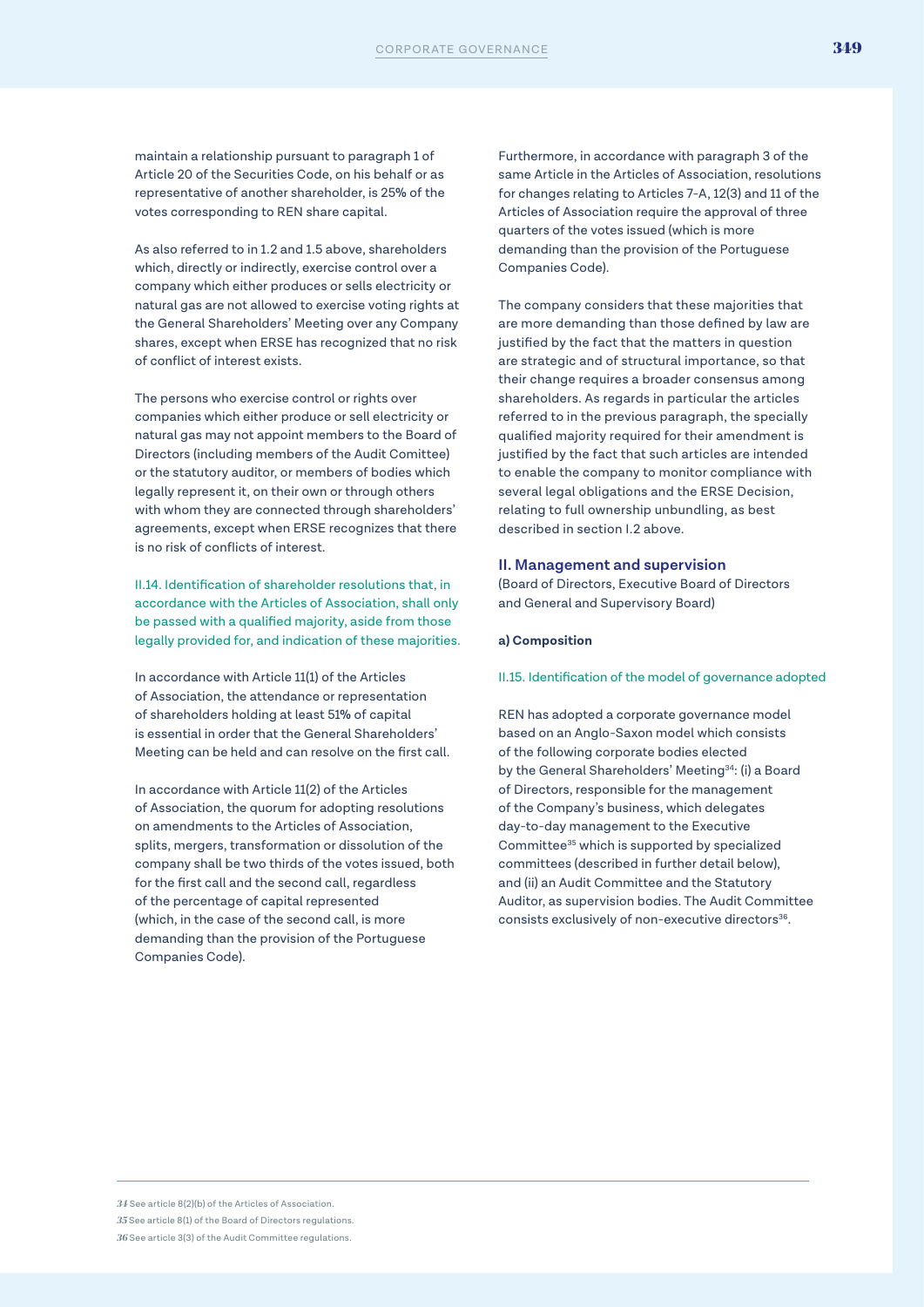maintain a relationship pursuant to paragraph 1 of Article 20 of the Securities Code, on his behalf or as representative of another shareholder, is 25% of the votes corresponding to REN share capital.

As also referred to in 1.2 and 1.5 above, shareholders which, directly or indirectly, exercise control over a company which either produces or sells electricity or natural gas are not allowed to exercise voting rights at the General Shareholders' Meeting over any Company shares, except when ERSE has recognized that no risk of conflict of interest exists.

The persons who exercise control or rights over companies which either produce or sell electricity or natural gas may not appoint members to the Board of Directors (including members of the Audit Comittee) or the statutory auditor, or members of bodies which legally represent it, on their own or through others with whom they are connected through shareholders' agreements, except when ERSE recognizes that there is no risk of conflicts of interest.

### II.14. Identification of shareholder resolutions that, in accordance with the Articles of Association, shall only be passed with a qualified majority, aside from those legally provided for, and indication of these majorities.

In accordance with Article 11(1) of the Articles of Association, the attendance or representation of shareholders holding at least 51% of capital is essential in order that the General Shareholders' Meeting can be held and can resolve on the first call.

In accordance with Article 11(2) of the Articles of Association, the quorum for adopting resolutions on amendments to the Articles of Association, splits, mergers, transformation or dissolution of the company shall be two thirds of the votes issued, both for the first call and the second call, regardless of the percentage of capital represented (which, in the case of the second call, is more demanding than the provision of the Portuguese Companies Code).

Furthermore, in accordance with paragraph 3 of the same Article in the Articles of Association, resolutions for changes relating to Articles 7-A, 12(3) and 11 of the Articles of Association require the approval of three quarters of the votes issued (which is more demanding than the provision of the Portuguese Companies Code).

The company considers that these majorities that are more demanding than those defined by law are justified by the fact that the matters in question are strategic and of structural importance, so that their change requires a broader consensus among shareholders. As regards in particular the articles referred to in the previous paragraph, the specially qualified majority required for their amendment is justified by the fact that such articles are intended to enable the company to monitor compliance with several legal obligations and the ERSE Decision, relating to full ownership unbundling, as best described in section I.2 above.

## II. Management and supervision

(Board of Directors, Executive Board of Directors and General and Supervisory Board)

**a) Composition**

### II.15. Identification of the model of governance adopted

REN has adopted a corporate governance model based on an Anglo-Saxon model which consists of the following corporate bodies elected by the General Shareholders' Meeting[34]: (i) a Board of Directors, responsible for the management of the Company's business, which delegates day-to-day management to the Executive Committee[35] which is supported by specialized committees (described in further detail below), and (ii) an Audit Committee and the Statutory Auditor, as supervision bodies. The Audit Committee consists exclusively of non-executive directors[36].

---

[34] See article 8(2)(b) of the Articles of Association.

[35] See article 8(1) of the Board of Directors regulations.

[36] See article 3(3) of the Audit Committee regulations.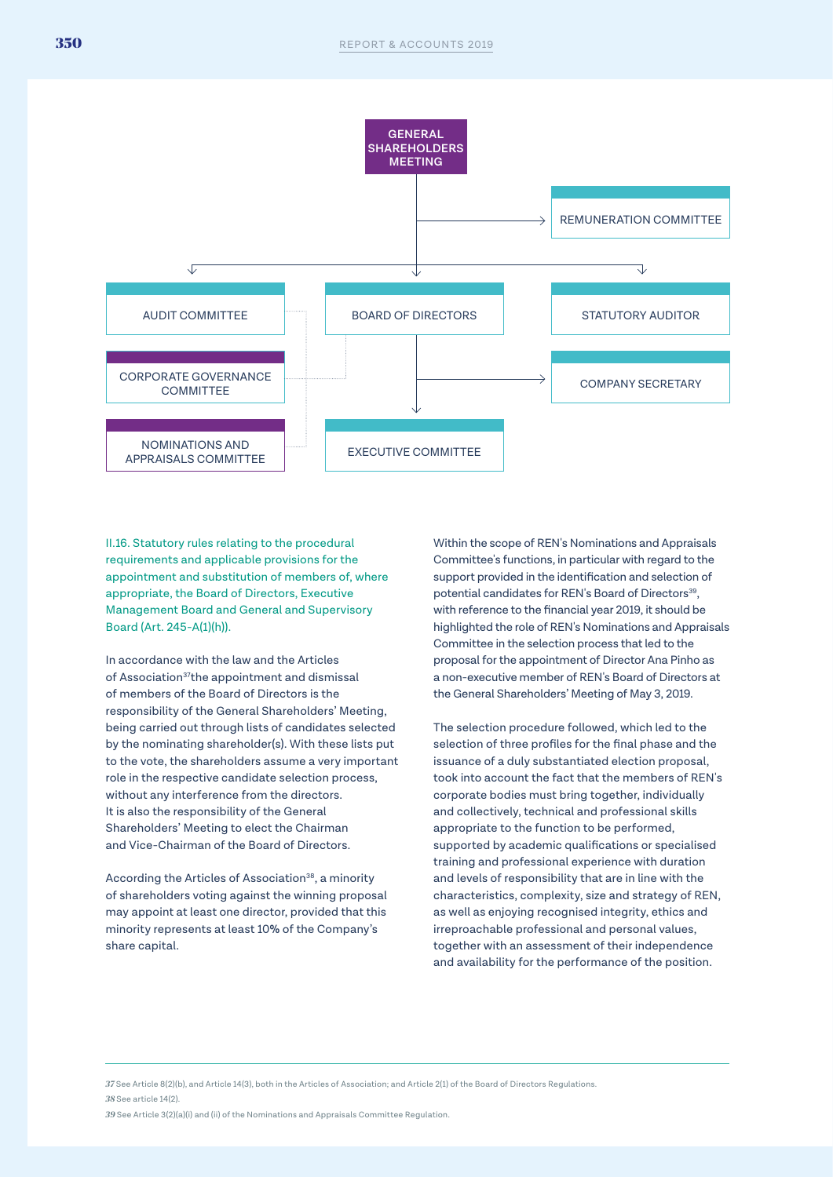GENERAL SHAREHOLDERS MEETING

REMUNERATION COMMITTEE

AUDIT COMMITTEE

BOARD OF DIRECTORS

STATUTORY AUDITOR

CORPORATE GOVERNANCE COMMITTEE

COMPANY SECRETARY

NOMINATIONS AND APPRAISALS COMMITTEE

EXECUTIVE COMMITTEE

### II.16. Statutory rules relating to the procedural requirements and applicable provisions for the appointment and substitution of members of, where appropriate, the Board of Directors, Executive Management Board and General and Supervisory Board (Art. 245-A(1)(h)).

In accordance with the law and the Articles of Association[37]the appointment and dismissal of members of the Board of Directors is the responsibility of the General Shareholders' Meeting, being carried out through lists of candidates selected by the nominating shareholder(s). With these lists put to the vote, the shareholders assume a very important role in the respective candidate selection process, without any interference from the directors. It is also the responsibility of the General Shareholders' Meeting to elect the Chairman and Vice-Chairman of the Board of Directors.

According the Articles of Association[38], a minority of shareholders voting against the winning proposal may appoint at least one director, provided that this minority represents at least 10% of the Company's share capital.

Within the scope of REN's Nominations and Appraisals Committee's functions, in particular with regard to the support provided in the identification and selection of potential candidates for REN's Board of Directors[39], with reference to the financial year 2019, it should be highlighted the role of REN's Nominations and Appraisals Committee in the selection process that led to the proposal for the appointment of Director Ana Pinho as a non-executive member of REN's Board of Directors at the General Shareholders' Meeting of May 3, 2019.

The selection procedure followed, which led to the selection of three profiles for the final phase and the issuance of a duly substantiated election proposal, took into account the fact that the members of REN's corporate bodies must bring together, individually and collectively, technical and professional skills appropriate to the function to be performed, supported by academic qualifications or specialised training and professional experience with duration and levels of responsibility that are in line with the characteristics, complexity, size and strategy of REN, as well as enjoying recognised integrity, ethics and irreproachable professional and personal values, together with an assessment of their independence and availability for the performance of the position.

---

37 See Article 8(2)(b), and Article 14(3), both in the Articles of Association; and Article 2(1) of the Board of Directors Regulations.

38 See article 14(2).

39 See Article 3(2)(a)(i) and (ii) of the Nominations and Appraisals Committee Regulation.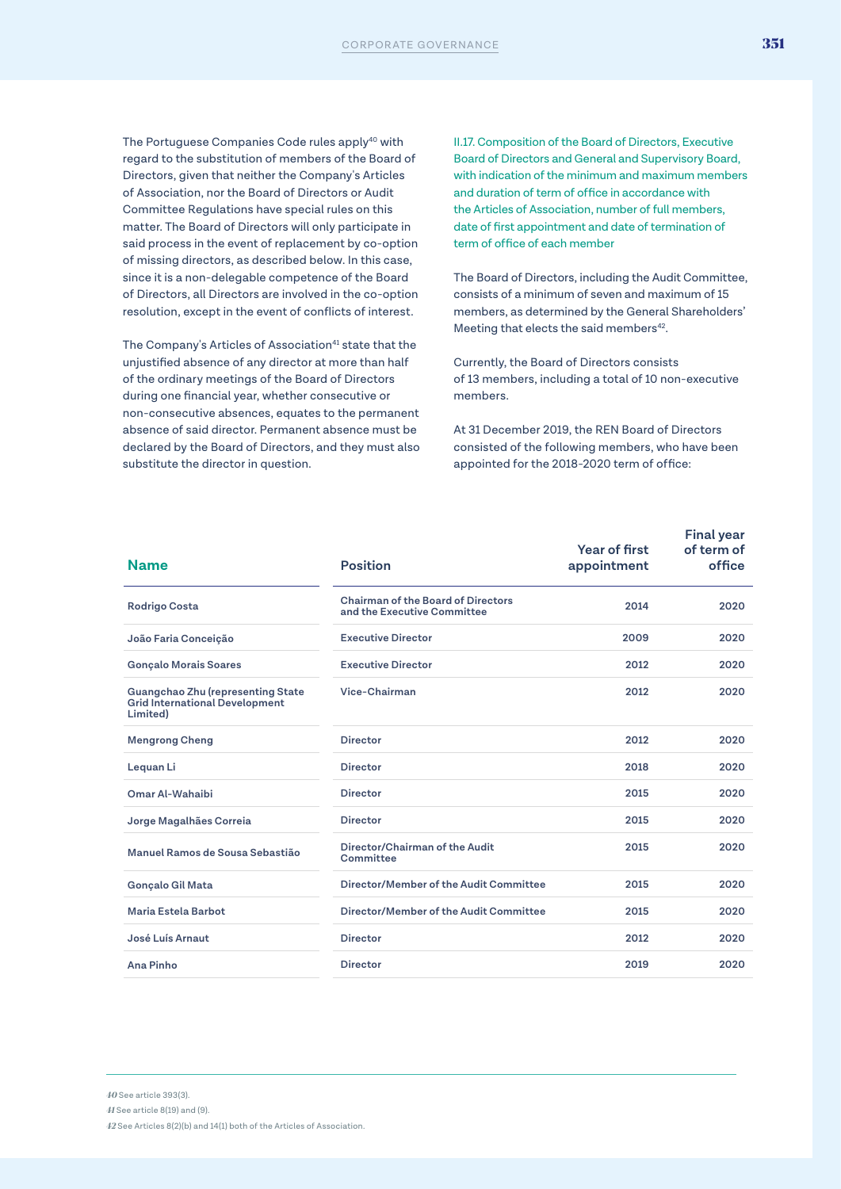The Portuguese Companies Code rules apply[40] with regard to the substitution of members of the Board of Directors, given that neither the Company's Articles of Association, nor the Board of Directors or Audit Committee Regulations have special rules on this matter. The Board of Directors will only participate in said process in the event of replacement by co-option of missing directors, as described below. In this case, since it is a non-delegable competence of the Board of Directors, all Directors are involved in the co-option resolution, except in the event of conflicts of interest.

The Company's Articles of Association[41] state that the unjustified absence of any director at more than half of the ordinary meetings of the Board of Directors during one financial year, whether consecutive or non-consecutive absences, equates to the permanent absence of said director. Permanent absence must be declared by the Board of Directors, and they must also substitute the director in question.

### II.17. Composition of the Board of Directors, Executive Board of Directors and General and Supervisory Board, with indication of the minimum and maximum members and duration of term of office in accordance with the Articles of Association, number of full members, date of first appointment and date of termination of term of office of each member

The Board of Directors, including the Audit Committee, consists of a minimum of seven and maximum of 15 members, as determined by the General Shareholders' Meeting that elects the said members[42].

Currently, the Board of Directors consists of 13 members, including a total of 10 non-executive members.

At 31 December 2019, the REN Board of Directors consisted of the following members, who have been appointed for the 2018-2020 term of office:

| Name | Position | Year of first appointment | Final year of term of office |
|---|---|---|---|
| Rodrigo Costa | Chairman of the Board of Directors and the Executive Committee | 2014 | 2020 |
| João Faria Conceição | Executive Director | 2009 | 2020 |
| Gonçalo Morais Soares | Executive Director | 2012 | 2020 |
| Guangchao Zhu (representing State Grid International Development Limited) | Vice-Chairman | 2012 | 2020 |
| Mengrong Cheng | Director | 2012 | 2020 |
| Lequan Li | Director | 2018 | 2020 |
| Omar Al-Wahaibi | Director | 2015 | 2020 |
| Jorge Magalhães Correia | Director | 2015 | 2020 |
| Manuel Ramos de Sousa Sebastião | Director/Chairman of the Audit Committee | 2015 | 2020 |
| Gonçalo Gil Mata | Director/Member of the Audit Committee | 2015 | 2020 |
| Maria Estela Barbot | Director/Member of the Audit Committee | 2015 | 2020 |
| José Luís Arnaut | Director | 2012 | 2020 |
| Ana Pinho | Director | 2019 | 2020 |

[40] See article 393(3).

[41] See article 8(19) and (9).

[42] See Articles 8(2)(b) and 14(1) both of the Articles of Association.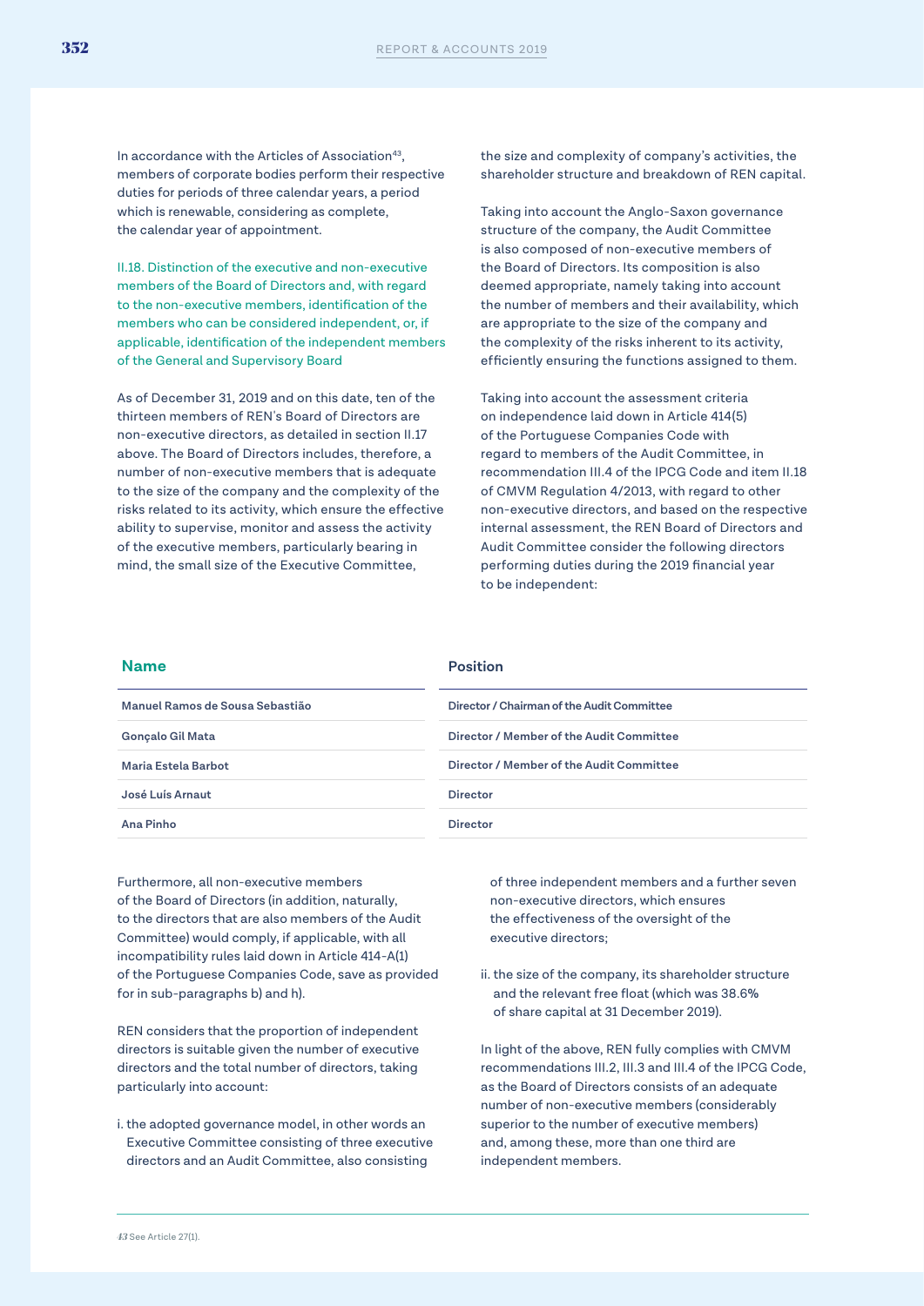In accordance with the Articles of Association[43], members of corporate bodies perform their respective duties for periods of three calendar years, a period which is renewable, considering as complete, the calendar year of appointment.

### II.18. Distinction of the executive and non-executive members of the Board of Directors and, with regard to the non-executive members, identification of the members who can be considered independent, or, if applicable, identification of the independent members of the General and Supervisory Board

As of December 31, 2019 and on this date, ten of the thirteen members of REN's Board of Directors are non-executive directors, as detailed in section II.17 above. The Board of Directors includes, therefore, a number of non-executive members that is adequate to the size of the company and the complexity of the risks related to its activity, which ensure the effective ability to supervise, monitor and assess the activity of the executive members, particularly bearing in mind, the small size of the Executive Committee, the size and complexity of company's activities, the shareholder structure and breakdown of REN capital.

Taking into account the Anglo-Saxon governance structure of the company, the Audit Committee is also composed of non-executive members of the Board of Directors. Its composition is also deemed appropriate, namely taking into account the number of members and their availability, which are appropriate to the size of the company and the complexity of the risks inherent to its activity, efficiently ensuring the functions assigned to them.

Taking into account the assessment criteria on independence laid down in Article 414(5) of the Portuguese Companies Code with regard to members of the Audit Committee, in recommendation III.4 of the IPCG Code and item II.18 of CMVM Regulation 4/2013, with regard to other non-executive directors, and based on the respective internal assessment, the REN Board of Directors and Audit Committee consider the following directors performing duties during the 2019 financial year to be independent:

| Name | Position |
|---|---|
| Manuel Ramos de Sousa Sebastião | Director / Chairman of the Audit Committee |
| Gonçalo Gil Mata | Director / Member of the Audit Committee |
| Maria Estela Barbot | Director / Member of the Audit Committee |
| José Luís Arnaut | Director |
| Ana Pinho | Director |

Furthermore, all non-executive members of the Board of Directors (in addition, naturally, to the directors that are also members of the Audit Committee) would comply, if applicable, with all incompatibility rules laid down in Article 414-A(1) of the Portuguese Companies Code, save as provided for in sub-paragraphs b) and h).

REN considers that the proportion of independent directors is suitable given the number of executive directors and the total number of directors, taking particularly into account:

i. the adopted governance model, in other words an Executive Committee consisting of three executive directors and an Audit Committee, also consisting of three independent members and a further seven non-executive directors, which ensures the effectiveness of the oversight of the executive directors;

ii. the size of the company, its shareholder structure and the relevant free float (which was 38.6% of share capital at 31 December 2019).

In light of the above, REN fully complies with CMVM recommendations III.2, III.3 and III.4 of the IPCG Code, as the Board of Directors consists of an adequate number of non-executive members (considerably superior to the number of executive members) and, among these, more than one third are independent members.

---

[43] See Article 27(1).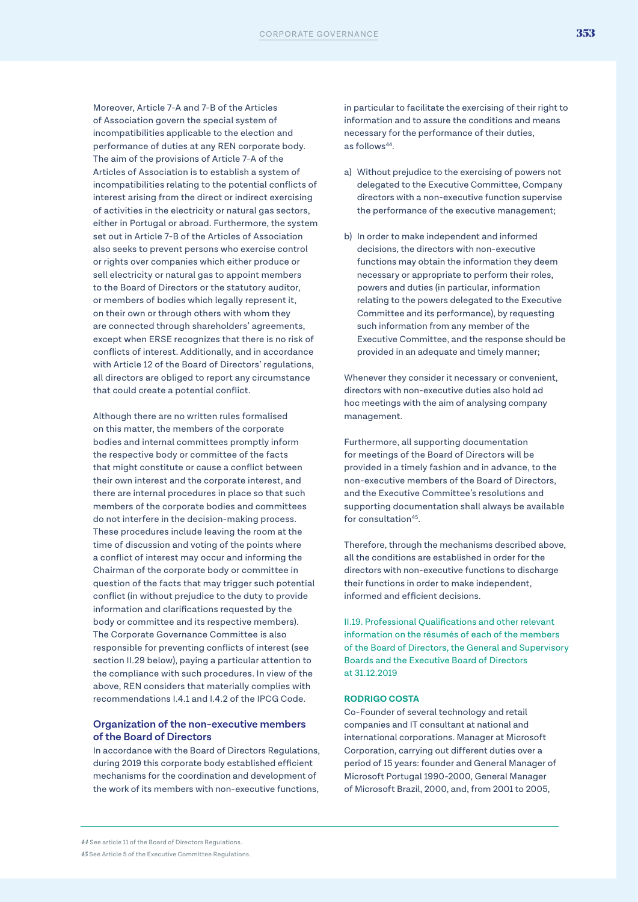Moreover, Article 7-A and 7-B of the Articles of Association govern the special system of incompatibilities applicable to the election and performance of duties at any REN corporate body. The aim of the provisions of Article 7-A of the Articles of Association is to establish a system of incompatibilities relating to the potential conflicts of interest arising from the direct or indirect exercising of activities in the electricity or natural gas sectors, either in Portugal or abroad. Furthermore, the system set out in Article 7-B of the Articles of Association also seeks to prevent persons who exercise control or rights over companies which either produce or sell electricity or natural gas to appoint members to the Board of Directors or the statutory auditor, or members of bodies which legally represent it, on their own or through others with whom they are connected through shareholders' agreements, except when ERSE recognizes that there is no risk of conflicts of interest. Additionally, and in accordance with Article 12 of the Board of Directors' regulations, all directors are obliged to report any circumstance that could create a potential conflict.

Although there are no written rules formalised on this matter, the members of the corporate bodies and internal committees promptly inform the respective body or committee of the facts that might constitute or cause a conflict between their own interest and the corporate interest, and there are internal procedures in place so that such members of the corporate bodies and committees do not interfere in the decision-making process. These procedures include leaving the room at the time of discussion and voting of the points where a conflict of interest may occur and informing the Chairman of the corporate body or committee in question of the facts that may trigger such potential conflict (in without prejudice to the duty to provide information and clarifications requested by the body or committee and its respective members). The Corporate Governance Committee is also responsible for preventing conflicts of interest (see section II.29 below), paying a particular attention to the compliance with such procedures. In view of the above, REN considers that materially complies with recommendations I.4.1 and I.4.2 of the IPCG Code.

### Organization of the non-executive members of the Board of Directors

In accordance with the Board of Directors Regulations, during 2019 this corporate body established efficient mechanisms for the coordination and development of the work of its members with non-executive functions, in particular to facilitate the exercising of their right to information and to assure the conditions and means necessary for the performance of their duties, as follows[44].

a) Without prejudice to the exercising of powers not delegated to the Executive Committee, Company directors with a non-executive function supervise the performance of the executive management;

b) In order to make independent and informed decisions, the directors with non-executive functions may obtain the information they deem necessary or appropriate to perform their roles, powers and duties (in particular, information relating to the powers delegated to the Executive Committee and its performance), by requesting such information from any member of the Executive Committee, and the response should be provided in an adequate and timely manner;

Whenever they consider it necessary or convenient, directors with non-executive duties also hold ad hoc meetings with the aim of analysing company management.

Furthermore, all supporting documentation for meetings of the Board of Directors will be provided in a timely fashion and in advance, to the non-executive members of the Board of Directors, and the Executive Committee's resolutions and supporting documentation shall always be available for consultation[45].

Therefore, through the mechanisms described above, all the conditions are established in order for the directors with non-executive functions to discharge their functions in order to make independent, informed and efficient decisions.

### II.19. Professional Qualifications and other relevant information on the résumés of each of the members of the Board of Directors, the General and Supervisory Boards and the Executive Board of Directors at 31.12.2019

**RODRIGO COSTA**

Co-Founder of several technology and retail companies and IT consultant at national and international corporations. Manager at Microsoft Corporation, carrying out different duties over a period of 15 years: founder and General Manager of Microsoft Portugal 1990-2000, General Manager of Microsoft Brazil, 2000, and, from 2001 to 2005,

---

[44] See article 11 of the Board of Directors Regulations.

[45] See Article 5 of the Executive Committee Regulations.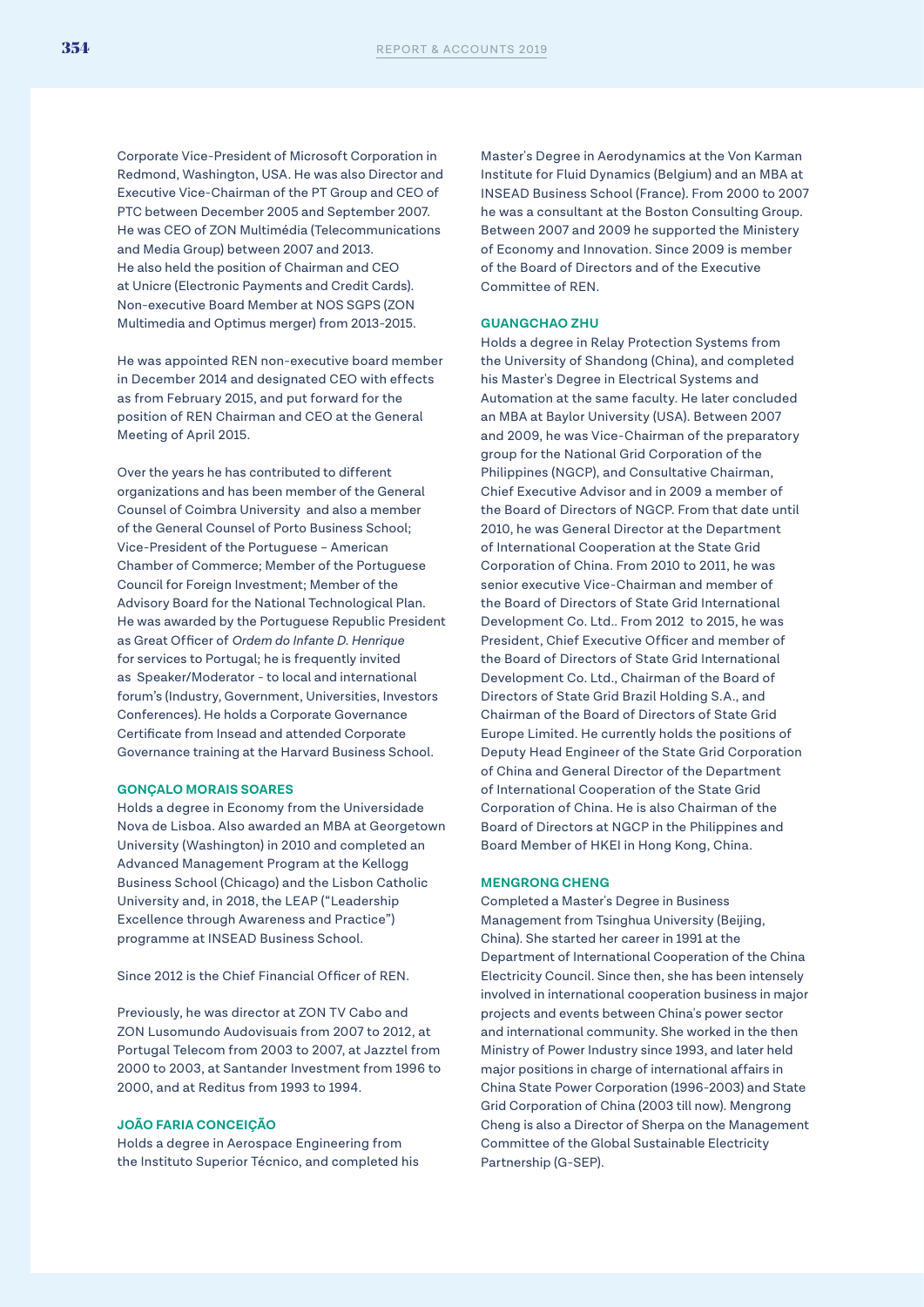Corporate Vice-President of Microsoft Corporation in Redmond, Washington, USA. He was also Director and Executive Vice-Chairman of the PT Group and CEO of PTC between December 2005 and September 2007. He was CEO of ZON Multimédia (Telecommunications and Media Group) between 2007 and 2013. He also held the position of Chairman and CEO at Unicre (Electronic Payments and Credit Cards). Non-executive Board Member at NOS SGPS (ZON Multimedia and Optimus merger) from 2013-2015.

He was appointed REN non-executive board member in December 2014 and designated CEO with effects as from February 2015, and put forward for the position of REN Chairman and CEO at the General Meeting of April 2015.

Over the years he has contributed to different organizations and has been member of the General Counsel of Coimbra University and also a member of the General Counsel of Porto Business School; Vice-President of the Portuguese – American Chamber of Commerce; Member of the Portuguese Council for Foreign Investment; Member of the Advisory Board for the National Technological Plan. He was awarded by the Portuguese Republic President as Great Officer of *Ordem do Infante D. Henrique* for services to Portugal; he is frequently invited as Speaker/Moderator - to local and international forum's (Industry, Government, Universities, Investors Conferences). He holds a Corporate Governance Certificate from Insead and attended Corporate Governance training at the Harvard Business School.

#### GONÇALO MORAIS SOARES

Holds a degree in Economy from the Universidade Nova de Lisboa. Also awarded an MBA at Georgetown University (Washington) in 2010 and completed an Advanced Management Program at the Kellogg Business School (Chicago) and the Lisbon Catholic University and, in 2018, the LEAP ("Leadership Excellence through Awareness and Practice") programme at INSEAD Business School.

Since 2012 is the Chief Financial Officer of REN.

Previously, he was director at ZON TV Cabo and ZON Lusomundo Audiovisuais from 2007 to 2012, at Portugal Telecom from 2003 to 2007, at Jazztel from 2000 to 2003, at Santander Investment from 1996 to 2000, and at Reditus from 1993 to 1994.

#### JOÃO FARIA CONCEIÇÃO

Holds a degree in Aerospace Engineering from the Instituto Superior Técnico, and completed his Master's Degree in Aerodynamics at the Von Karman Institute for Fluid Dynamics (Belgium) and an MBA at INSEAD Business School (France). From 2000 to 2007 he was a consultant at the Boston Consulting Group. Between 2007 and 2009 he supported the Ministery of Economy and Innovation. Since 2009 is member of the Board of Directors and of the Executive Committee of REN.

#### GUANGCHAO ZHU

Holds a degree in Relay Protection Systems from the University of Shandong (China), and completed his Master's Degree in Electrical Systems and Automation at the same faculty. He later concluded an MBA at Baylor University (USA). Between 2007 and 2009, he was Vice-Chairman of the preparatory group for the National Grid Corporation of the Philippines (NGCP), and Consultative Chairman, Chief Executive Advisor and in 2009 a member of the Board of Directors of NGCP. From that date until 2010, he was General Director at the Department of International Cooperation at the State Grid Corporation of China. From 2010 to 2011, he was senior executive Vice-Chairman and member of the Board of Directors of State Grid International Development Co. Ltd.. From 2012 to 2015, he was President, Chief Executive Officer and member of the Board of Directors of State Grid International Development Co. Ltd., Chairman of the Board of Directors of State Grid Brazil Holding S.A., and Chairman of the Board of Directors of State Grid Europe Limited. He currently holds the positions of Deputy Head Engineer of the State Grid Corporation of China and General Director of the Department of International Cooperation of the State Grid Corporation of China. He is also Chairman of the Board of Directors at NGCP in the Philippines and Board Member of HKEI in Hong Kong, China.

#### MENGRONG CHENG

Completed a Master's Degree in Business Management from Tsinghua University (Beijing, China). She started her career in 1991 at the Department of International Cooperation of the China Electricity Council. Since then, she has been intensely involved in international cooperation business in major projects and events between China's power sector and international community. She worked in the then Ministry of Power Industry since 1993, and later held major positions in charge of international affairs in China State Power Corporation (1996-2003) and State Grid Corporation of China (2003 till now). Mengrong Cheng is also a Director of Sherpa on the Management Committee of the Global Sustainable Electricity Partnership (G-SEP).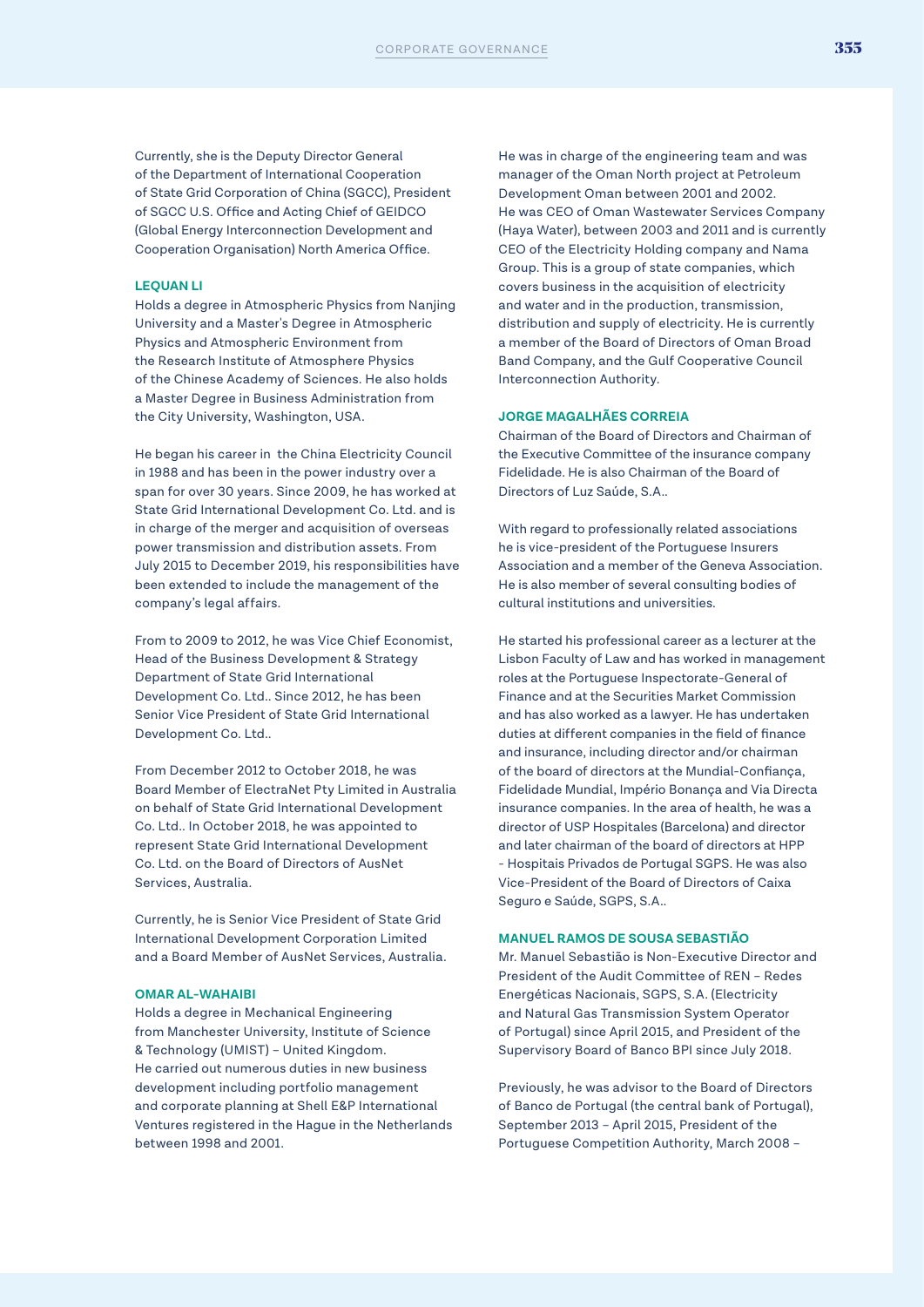Currently, she is the Deputy Director General of the Department of International Cooperation of State Grid Corporation of China (SGCC), President of SGCC U.S. Office and Acting Chief of GEIDCO (Global Energy Interconnection Development and Cooperation Organisation) North America Office.

### LEQUAN LI

Holds a degree in Atmospheric Physics from Nanjing University and a Master's Degree in Atmospheric Physics and Atmospheric Environment from the Research Institute of Atmosphere Physics of the Chinese Academy of Sciences. He also holds a Master Degree in Business Administration from the City University, Washington, USA.

He began his career in the China Electricity Council in 1988 and has been in the power industry over a span for over 30 years. Since 2009, he has worked at State Grid International Development Co. Ltd. and is in charge of the merger and acquisition of overseas power transmission and distribution assets. From July 2015 to December 2019, his responsibilities have been extended to include the management of the company's legal affairs.

From to 2009 to 2012, he was Vice Chief Economist, Head of the Business Development & Strategy Department of State Grid International Development Co. Ltd.. Since 2012, he has been Senior Vice President of State Grid International Development Co. Ltd..

From December 2012 to October 2018, he was Board Member of ElectraNet Pty Limited in Australia on behalf of State Grid International Development Co. Ltd.. In October 2018, he was appointed to represent State Grid International Development Co. Ltd. on the Board of Directors of AusNet Services, Australia.

Currently, he is Senior Vice President of State Grid International Development Corporation Limited and a Board Member of AusNet Services, Australia.

### OMAR AL-WAHAIBI

Holds a degree in Mechanical Engineering from Manchester University, Institute of Science & Technology (UMIST) – United Kingdom. He carried out numerous duties in new business development including portfolio management and corporate planning at Shell E&P International Ventures registered in the Hague in the Netherlands between 1998 and 2001.

He was in charge of the engineering team and was manager of the Oman North project at Petroleum Development Oman between 2001 and 2002. He was CEO of Oman Wastewater Services Company (Haya Water), between 2003 and 2011 and is currently CEO of the Electricity Holding company and Nama Group. This is a group of state companies, which covers business in the acquisition of electricity and water and in the production, transmission, distribution and supply of electricity. He is currently a member of the Board of Directors of Oman Broad Band Company, and the Gulf Cooperative Council Interconnection Authority.

### JORGE MAGALHÃES CORREIA

Chairman of the Board of Directors and Chairman of the Executive Committee of the insurance company Fidelidade. He is also Chairman of the Board of Directors of Luz Saúde, S.A..

With regard to professionally related associations he is vice-president of the Portuguese Insurers Association and a member of the Geneva Association. He is also member of several consulting bodies of cultural institutions and universities.

He started his professional career as a lecturer at the Lisbon Faculty of Law and has worked in management roles at the Portuguese Inspectorate-General of Finance and at the Securities Market Commission and has also worked as a lawyer. He has undertaken duties at different companies in the field of finance and insurance, including director and/or chairman of the board of directors at the Mundial-Confiança, Fidelidade Mundial, Império Bonança and Via Directa insurance companies. In the area of health, he was a director of USP Hospitales (Barcelona) and director and later chairman of the board of directors at HPP - Hospitais Privados de Portugal SGPS. He was also Vice-President of the Board of Directors of Caixa Seguro e Saúde, SGPS, S.A..

### MANUEL RAMOS DE SOUSA SEBASTIÃO

Mr. Manuel Sebastião is Non-Executive Director and President of the Audit Committee of REN – Redes Energéticas Nacionais, SGPS, S.A. (Electricity and Natural Gas Transmission System Operator of Portugal) since April 2015, and President of the Supervisory Board of Banco BPI since July 2018.

Previously, he was advisor to the Board of Directors of Banco de Portugal (the central bank of Portugal), September 2013 – April 2015, President of the Portuguese Competition Authority, March 2008 –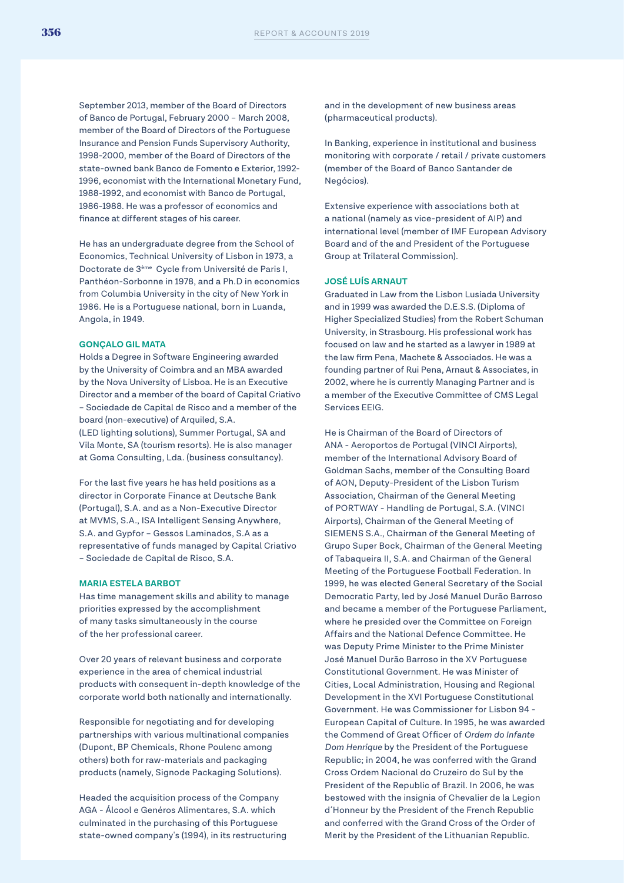September 2013, member of the Board of Directors of Banco de Portugal, February 2000 – March 2008, member of the Board of Directors of the Portuguese Insurance and Pension Funds Supervisory Authority, 1998-2000, member of the Board of Directors of the state-owned bank Banco de Fomento e Exterior, 1992-1996, economist with the International Monetary Fund, 1988-1992, and economist with Banco de Portugal, 1986-1988. He was a professor of economics and finance at different stages of his career.

He has an undergraduate degree from the School of Economics, Technical University of Lisbon in 1973, a Doctorate de 3ème Cycle from Université de Paris I, Panthéon-Sorbonne in 1978, and a Ph.D in economics from Columbia University in the city of New York in 1986. He is a Portuguese national, born in Luanda, Angola, in 1949.

#### GONÇALO GIL MATA

Holds a Degree in Software Engineering awarded by the University of Coimbra and an MBA awarded by the Nova University of Lisboa. He is an Executive Director and a member of the board of Capital Criativo – Sociedade de Capital de Risco and a member of the board (non-executive) of Arquiled, S.A. (LED lighting solutions), Summer Portugal, SA and Vila Monte, SA (tourism resorts). He is also manager at Goma Consulting, Lda. (business consultancy).

For the last five years he has held positions as a director in Corporate Finance at Deutsche Bank (Portugal), S.A. and as a Non-Executive Director at MVMS, S.A., ISA Intelligent Sensing Anywhere, S.A. and Gypfor – Gessos Laminados, S.A as a representative of funds managed by Capital Criativo – Sociedade de Capital de Risco, S.A.

#### MARIA ESTELA BARBOT

Has time management skills and ability to manage priorities expressed by the accomplishment of many tasks simultaneously in the course of the her professional career.

Over 20 years of relevant business and corporate experience in the area of chemical industrial products with consequent in-depth knowledge of the corporate world both nationally and internationally.

Responsible for negotiating and for developing partnerships with various multinational companies (Dupont, BP Chemicals, Rhone Poulenc among others) both for raw-materials and packaging products (namely, Signode Packaging Solutions).

Headed the acquisition process of the Company AGA - Álcool e Genéros Alimentares, S.A. which culminated in the purchasing of this Portuguese state-owned company's (1994), in its restructuring and in the development of new business areas (pharmaceutical products).

In Banking, experience in institutional and business monitoring with corporate / retail / private customers (member of the Board of Banco Santander de Negócios).

Extensive experience with associations both at a national (namely as vice-president of AIP) and international level (member of IMF European Advisory Board and of the and President of the Portuguese Group at Trilateral Commission).

#### JOSÉ LUÍS ARNAUT

Graduated in Law from the Lisbon Lusíada University and in 1999 was awarded the D.E.S.S. (Diploma of Higher Specialized Studies) from the Robert Schuman University, in Strasbourg. His professional work has focused on law and he started as a lawyer in 1989 at the law firm Pena, Machete & Associados. He was a founding partner of Rui Pena, Arnaut & Associates, in 2002, where he is currently Managing Partner and is a member of the Executive Committee of CMS Legal Services EEIG.

He is Chairman of the Board of Directors of ANA - Aeroportos de Portugal (VINCI Airports), member of the International Advisory Board of Goldman Sachs, member of the Consulting Board of AON, Deputy-President of the Lisbon Turism Association, Chairman of the General Meeting of PORTWAY - Handling de Portugal, S.A. (VINCI Airports), Chairman of the General Meeting of SIEMENS S.A., Chairman of the General Meeting of Grupo Super Bock, Chairman of the General Meeting of Tabaqueira II, S.A. and Chairman of the General Meeting of the Portuguese Football Federation. In 1999, he was elected General Secretary of the Social Democratic Party, led by José Manuel Durão Barroso and became a member of the Portuguese Parliament, where he presided over the Committee on Foreign Affairs and the National Defence Committee. He was Deputy Prime Minister to the Prime Minister José Manuel Durão Barroso in the XV Portuguese Constitutional Government. He was Minister of Cities, Local Administration, Housing and Regional Development in the XVI Portuguese Constitutional Government. He was Commissioner for Lisbon 94 - European Capital of Culture. In 1995, he was awarded the Commend of Great Officer of *Ordem do Infante Dom Henrique* by the President of the Portuguese Republic; in 2004, he was conferred with the Grand Cross Ordem Nacional do Cruzeiro do Sul by the President of the Republic of Brazil. In 2006, he was bestowed with the insignia of Chevalier de la Legion d´Honneur by the President of the French Republic and conferred with the Grand Cross of the Order of Merit by the President of the Lithuanian Republic.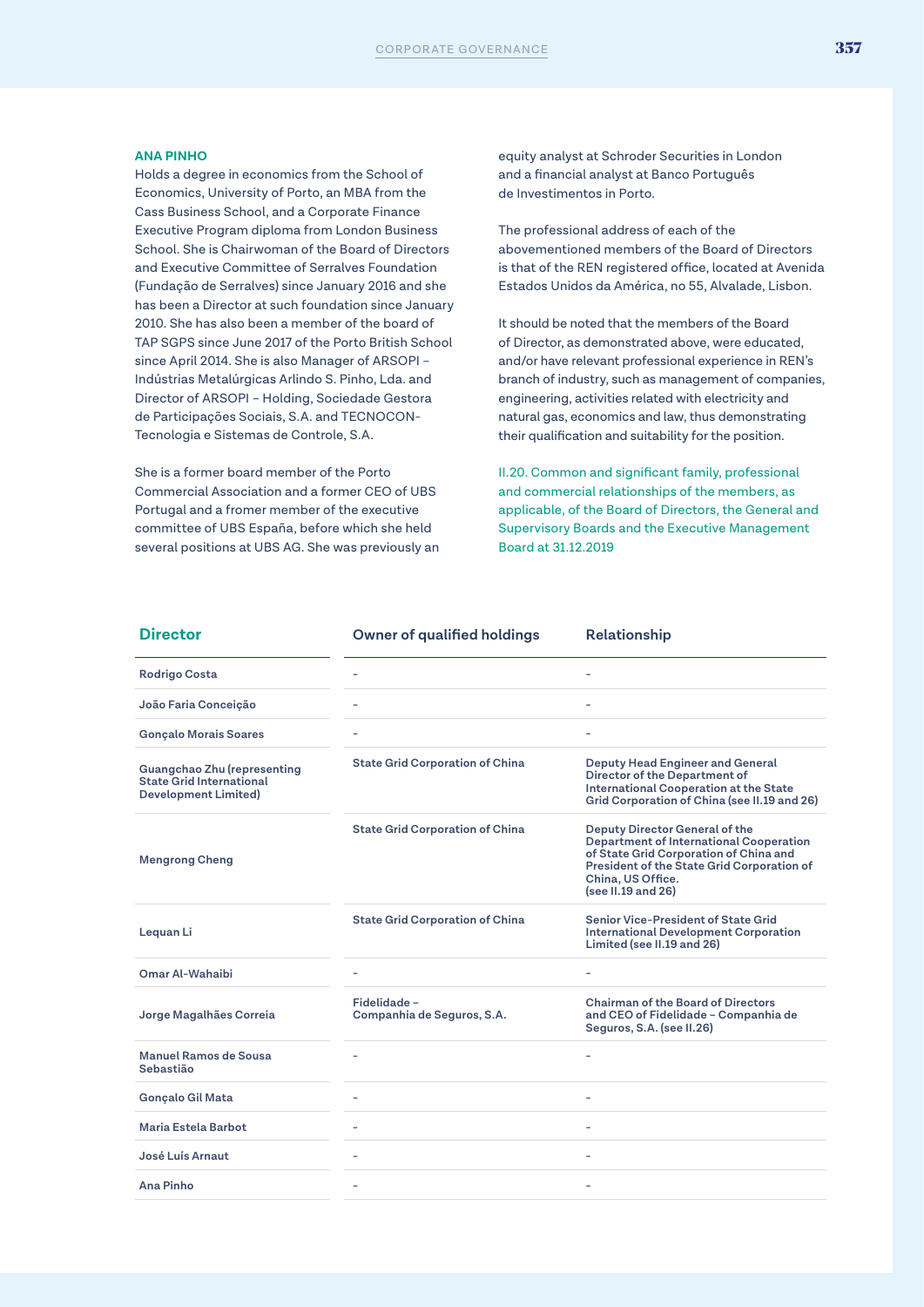**ANA PINHO**

Holds a degree in economics from the School of Economics, University of Porto, an MBA from the Cass Business School, and a Corporate Finance Executive Program diploma from London Business School. She is Chairwoman of the Board of Directors and Executive Committee of Serralves Foundation (Fundação de Serralves) since January 2016 and she has been a Director at such foundation since January 2010. She has also been a member of the board of TAP SGPS since June 2017 of the Porto British School since April 2014. She is also Manager of ARSOPI – Indústrias Metalúrgicas Arlindo S. Pinho, Lda. and Director of ARSOPI – Holding, Sociedade Gestora de Participações Sociais, S.A. and TECNOCON-Tecnologia e Sistemas de Controle, S.A.

She is a former board member of the Porto Commercial Association and a former CEO of UBS Portugal and a fromer member of the executive committee of UBS España, before which she held several positions at UBS AG. She was previously an equity analyst at Schroder Securities in London and a financial analyst at Banco Português de Investimentos in Porto.

The professional address of each of the abovementioned members of the Board of Directors is that of the REN registered office, located at Avenida Estados Unidos da América, no 55, Alvalade, Lisbon.

It should be noted that the members of the Board of Director, as demonstrated above, were educated, and/or have relevant professional experience in REN's branch of industry, such as management of companies, engineering, activities related with electricity and natural gas, economics and law, thus demonstrating their qualification and suitability for the position.

### II.20. Common and significant family, professional and commercial relationships of the members, as applicable, of the Board of Directors, the General and Supervisory Boards and the Executive Management Board at 31.12.2019

| Director | Owner of qualified holdings | Relationship |
|---|---|---|
| Rodrigo Costa | - | - |
| João Faria Conceição | - | - |
| Gonçalo Morais Soares | - | - |
| Guangchao Zhu (representing State Grid International Development Limited) | State Grid Corporation of China | Deputy Head Engineer and General Director of the Department of International Cooperation at the State Grid Corporation of China (see II.19 and 26) |
| Mengrong Cheng | State Grid Corporation of China | Deputy Director General of the Department of International Cooperation of State Grid Corporation of China and President of the State Grid Corporation of China, US Office. (see II.19 and 26) |
| Lequan Li | State Grid Corporation of China | Senior Vice-President of State Grid International Development Corporation Limited (see II.19 and 26) |
| Omar Al-Wahaibi | - | - |
| Jorge Magalhães Correia | Fidelidade – Companhia de Seguros, S.A. | Chairman of the Board of Directors and CEO of Fidelidade – Companhia de Seguros, S.A. (see II.26) |
| Manuel Ramos de Sousa Sebastião | - | - |
| Gonçalo Gil Mata | - | - |
| Maria Estela Barbot | - | - |
| José Luís Arnaut | - | - |
| Ana Pinho | - | - |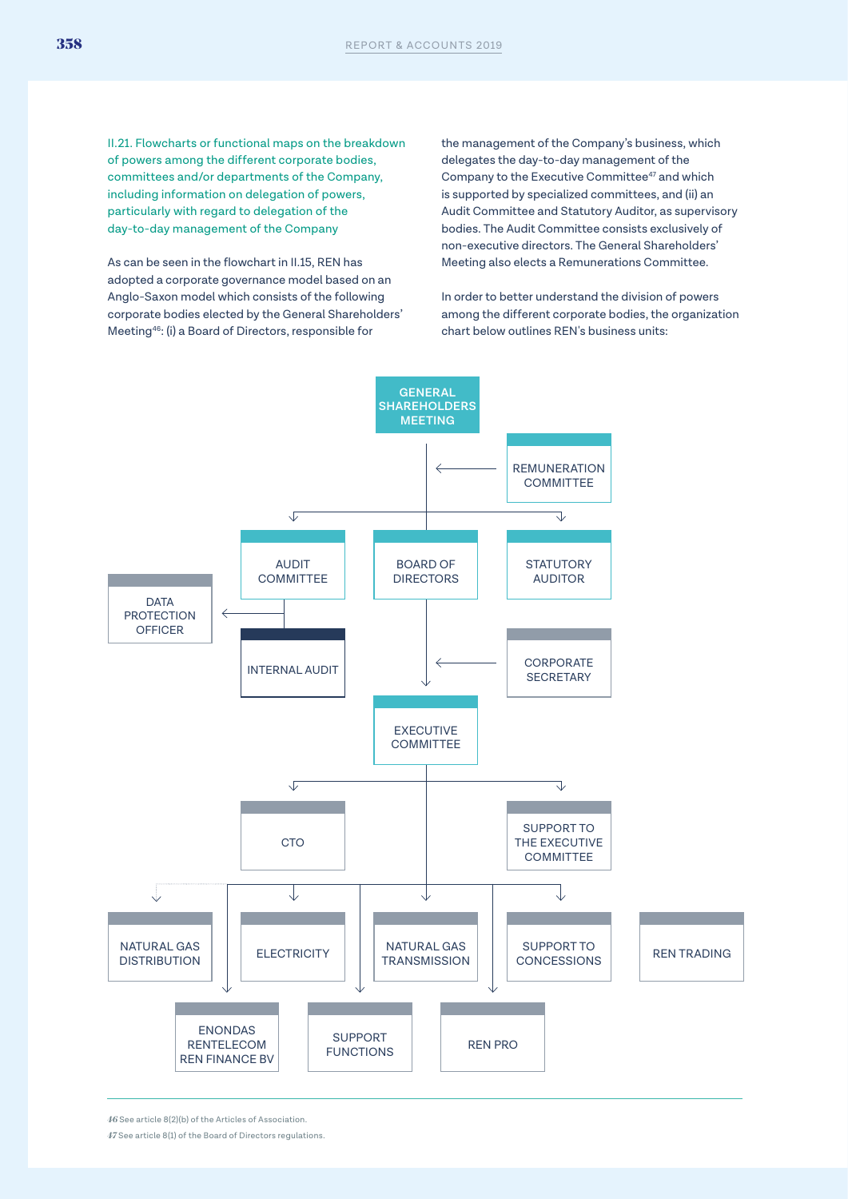## II.21. Flowcharts or functional maps on the breakdown of powers among the different corporate bodies, committees and/or departments of the Company, including information on delegation of powers, particularly with regard to delegation of the day-to-day management of the Company

As can be seen in the flowchart in II.15, REN has adopted a corporate governance model based on an Anglo-Saxon model which consists of the following corporate bodies elected by the General Shareholders' Meeting[46]: (i) a Board of Directors, responsible for the management of the Company's business, which delegates the day-to-day management of the Company to the Executive Committee[47] and which is supported by specialized committees, and (ii) an Audit Committee and Statutory Auditor, as supervisory bodies. The Audit Committee consists exclusively of non-executive directors. The General Shareholders' Meeting also elects a Remunerations Committee.

In order to better understand the division of powers among the different corporate bodies, the organization chart below outlines REN's business units:

- GENERAL SHAREHOLDERS MEETING
  - REMUNERATION COMMITTEE (→ General Shareholders Meeting)
  - AUDIT COMMITTEE
    - INTERNAL AUDIT
    - DATA PROTECTION OFFICER
  - BOARD OF DIRECTORS
    - CORPORATE SECRETARY (→ Board of Directors)
    - EXECUTIVE COMMITTEE
      - CTO
      - SUPPORT TO THE EXECUTIVE COMMITTEE
      - NATURAL GAS DISTRIBUTION
      - ELECTRICITY
      - NATURAL GAS TRANSMISSION
      - SUPPORT TO CONCESSIONS
      - REN TRADING
      - ENONDAS / RENTELECOM / REN FINANCE BV
      - SUPPORT FUNCTIONS
      - REN PRO
  - STATUTORY AUDITOR

---

46 See article 8(2)(b) of the Articles of Association.

47 See article 8(1) of the Board of Directors regulations.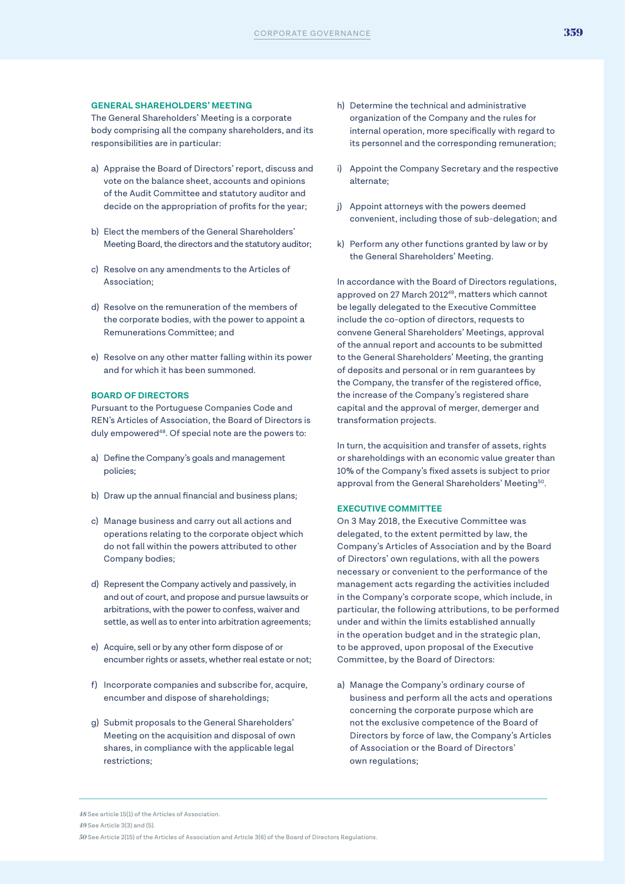### GENERAL SHAREHOLDERS' MEETING

The General Shareholders' Meeting is a corporate body comprising all the company shareholders, and its responsibilities are in particular:

a) Appraise the Board of Directors' report, discuss and vote on the balance sheet, accounts and opinions of the Audit Committee and statutory auditor and decide on the appropriation of profits for the year;

b) Elect the members of the General Shareholders' Meeting Board, the directors and the statutory auditor;

c) Resolve on any amendments to the Articles of Association;

d) Resolve on the remuneration of the members of the corporate bodies, with the power to appoint a Remunerations Committee; and

e) Resolve on any other matter falling within its power and for which it has been summoned.

### BOARD OF DIRECTORS

Pursuant to the Portuguese Companies Code and REN's Articles of Association, the Board of Directors is duly empowered[48]. Of special note are the powers to:

a) Define the Company's goals and management policies;

b) Draw up the annual financial and business plans;

c) Manage business and carry out all actions and operations relating to the corporate object which do not fall within the powers attributed to other Company bodies;

d) Represent the Company actively and passively, in and out of court, and propose and pursue lawsuits or arbitrations, with the power to confess, waiver and settle, as well as to enter into arbitration agreements;

e) Acquire, sell or by any other form dispose of or encumber rights or assets, whether real estate or not;

f) Incorporate companies and subscribe for, acquire, encumber and dispose of shareholdings;

g) Submit proposals to the General Shareholders' Meeting on the acquisition and disposal of own shares, in compliance with the applicable legal restrictions;

h) Determine the technical and administrative organization of the Company and the rules for internal operation, more specifically with regard to its personnel and the corresponding remuneration;

i) Appoint the Company Secretary and the respective alternate;

j) Appoint attorneys with the powers deemed convenient, including those of sub-delegation; and

k) Perform any other functions granted by law or by the General Shareholders' Meeting.

In accordance with the Board of Directors regulations, approved on 27 March 2012[49], matters which cannot be legally delegated to the Executive Committee include the co-option of directors, requests to convene General Shareholders' Meetings, approval of the annual report and accounts to be submitted to the General Shareholders' Meeting, the granting of deposits and personal or in rem guarantees by the Company, the transfer of the registered office, the increase of the Company's registered share capital and the approval of merger, demerger and transformation projects.

In turn, the acquisition and transfer of assets, rights or shareholdings with an economic value greater than 10% of the Company's fixed assets is subject to prior approval from the General Shareholders' Meeting[50].

### EXECUTIVE COMMITTEE

On 3 May 2018, the Executive Committee was delegated, to the extent permitted by law, the Company's Articles of Association and by the Board of Directors' own regulations, with all the powers necessary or convenient to the performance of the management acts regarding the activities included in the Company's corporate scope, which include, in particular, the following attributions, to be performed under and within the limits established annually in the operation budget and in the strategic plan, to be approved, upon proposal of the Executive Committee, by the Board of Directors:

a) Manage the Company's ordinary course of business and perform all the acts and operations concerning the corporate purpose which are not the exclusive competence of the Board of Directors by force of law, the Company's Articles of Association or the Board of Directors' own regulations;

---

[48] See article 15(1) of the Articles of Association.

[49] See Article 3(3) and (5).

[50] See Article 2(15) of the Articles of Association and Article 3(6) of the Board of Directors Regulations.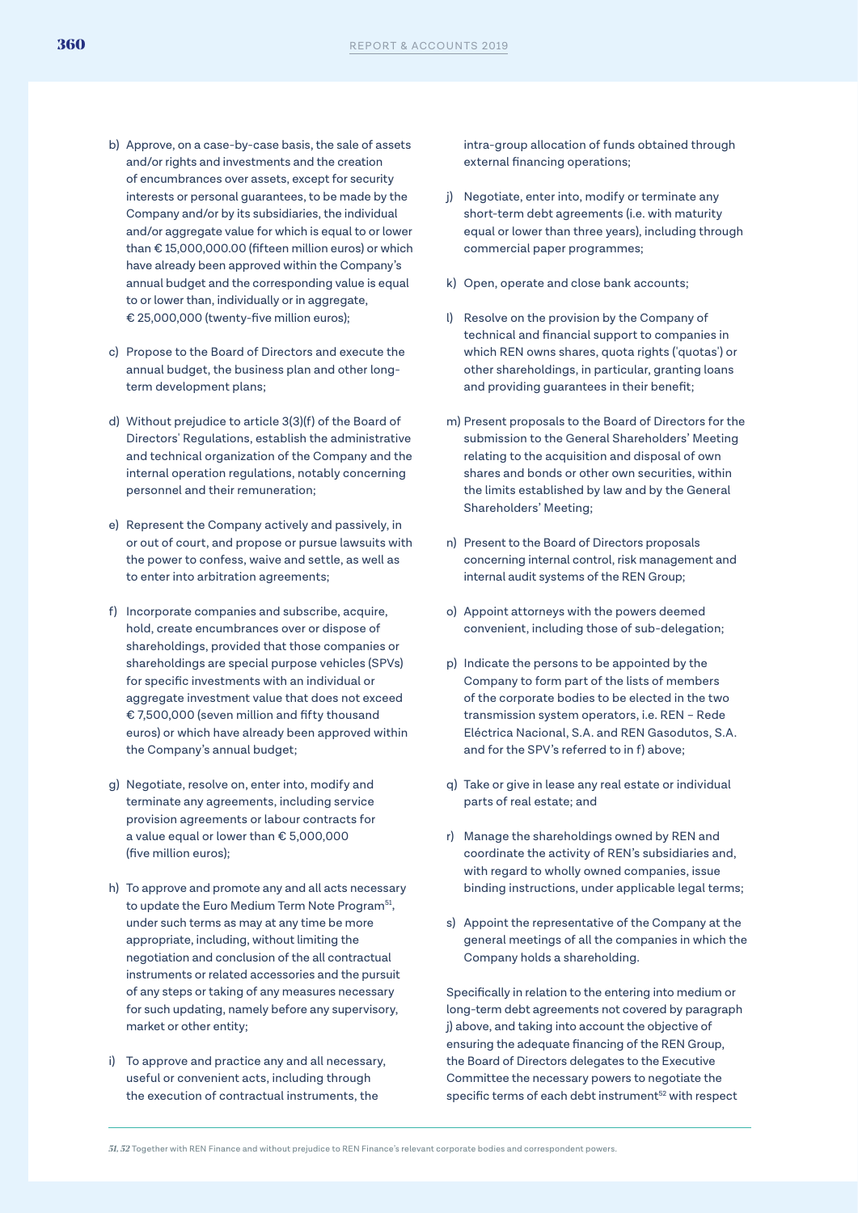b) Approve, on a case-by-case basis, the sale of assets and/or rights and investments and the creation of encumbrances over assets, except for security interests or personal guarantees, to be made by the Company and/or by its subsidiaries, the individual and/or aggregate value for which is equal to or lower than € 15,000,000.00 (fifteen million euros) or which have already been approved within the Company's annual budget and the corresponding value is equal to or lower than, individually or in aggregate, € 25,000,000 (twenty-five million euros);

c) Propose to the Board of Directors and execute the annual budget, the business plan and other long-term development plans;

d) Without prejudice to article 3(3)(f) of the Board of Directors' Regulations, establish the administrative and technical organization of the Company and the internal operation regulations, notably concerning personnel and their remuneration;

e) Represent the Company actively and passively, in or out of court, and propose or pursue lawsuits with the power to confess, waive and settle, as well as to enter into arbitration agreements;

f) Incorporate companies and subscribe, acquire, hold, create encumbrances over or dispose of shareholdings, provided that those companies or shareholdings are special purpose vehicles (SPVs) for specific investments with an individual or aggregate investment value that does not exceed € 7,500,000 (seven million and fifty thousand euros) or which have already been approved within the Company's annual budget;

g) Negotiate, resolve on, enter into, modify and terminate any agreements, including service provision agreements or labour contracts for a value equal or lower than € 5,000,000 (five million euros);

h) To approve and promote any and all acts necessary to update the Euro Medium Term Note Program[51], under such terms as may at any time be more appropriate, including, without limiting the negotiation and conclusion of the all contractual instruments or related accessories and the pursuit of any steps or taking of any measures necessary for such updating, namely before any supervisory, market or other entity;

i) To approve and practice any and all necessary, useful or convenient acts, including through the execution of contractual instruments, the intra-group allocation of funds obtained through external financing operations;

j) Negotiate, enter into, modify or terminate any short-term debt agreements (i.e. with maturity equal or lower than three years), including through commercial paper programmes;

k) Open, operate and close bank accounts;

l) Resolve on the provision by the Company of technical and financial support to companies in which REN owns shares, quota rights ('quotas') or other shareholdings, in particular, granting loans and providing guarantees in their benefit;

m) Present proposals to the Board of Directors for the submission to the General Shareholders' Meeting relating to the acquisition and disposal of own shares and bonds or other own securities, within the limits established by law and by the General Shareholders' Meeting;

n) Present to the Board of Directors proposals concerning internal control, risk management and internal audit systems of the REN Group;

o) Appoint attorneys with the powers deemed convenient, including those of sub-delegation;

p) Indicate the persons to be appointed by the Company to form part of the lists of members of the corporate bodies to be elected in the two transmission system operators, i.e. REN – Rede Eléctrica Nacional, S.A. and REN Gasodutos, S.A. and for the SPV's referred to in f) above;

q) Take or give in lease any real estate or individual parts of real estate; and

r) Manage the shareholdings owned by REN and coordinate the activity of REN's subsidiaries and, with regard to wholly owned companies, issue binding instructions, under applicable legal terms;

s) Appoint the representative of the Company at the general meetings of all the companies in which the Company holds a shareholding.

Specifically in relation to the entering into medium or long-term debt agreements not covered by paragraph j) above, and taking into account the objective of ensuring the adequate financing of the REN Group, the Board of Directors delegates to the Executive Committee the necessary powers to negotiate the specific terms of each debt instrument[52] with respect

---

*51, 52* Together with REN Finance and without prejudice to REN Finance's relevant corporate bodies and correspondent powers.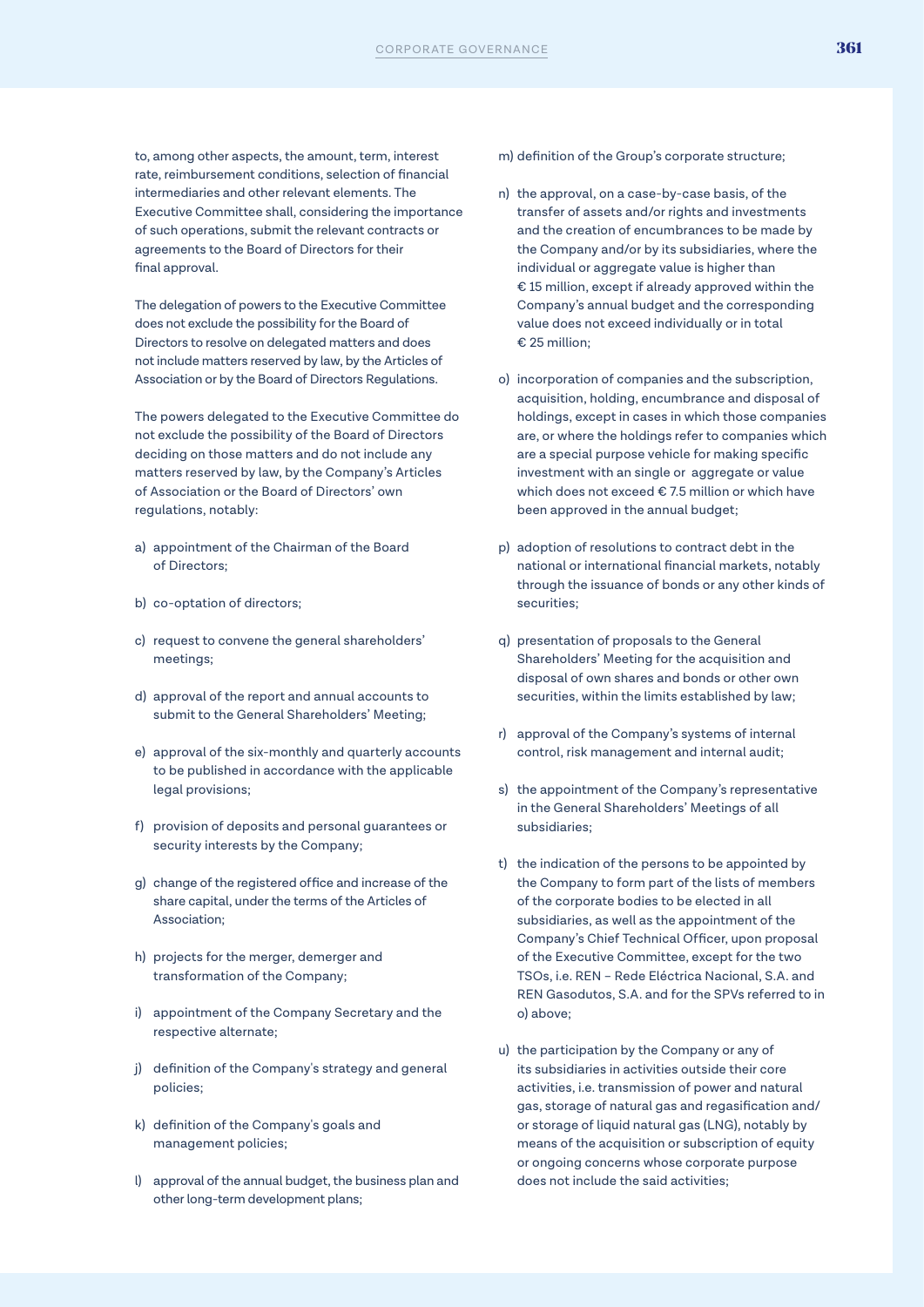to, among other aspects, the amount, term, interest rate, reimbursement conditions, selection of financial intermediaries and other relevant elements. The Executive Committee shall, considering the importance of such operations, submit the relevant contracts or agreements to the Board of Directors for their final approval.

The delegation of powers to the Executive Committee does not exclude the possibility for the Board of Directors to resolve on delegated matters and does not include matters reserved by law, by the Articles of Association or by the Board of Directors Regulations.

The powers delegated to the Executive Committee do not exclude the possibility of the Board of Directors deciding on those matters and do not include any matters reserved by law, by the Company's Articles of Association or the Board of Directors' own regulations, notably:

a) appointment of the Chairman of the Board of Directors;

b) co-optation of directors;

c) request to convene the general shareholders' meetings;

d) approval of the report and annual accounts to submit to the General Shareholders' Meeting;

e) approval of the six-monthly and quarterly accounts to be published in accordance with the applicable legal provisions;

f) provision of deposits and personal guarantees or security interests by the Company;

g) change of the registered office and increase of the share capital, under the terms of the Articles of Association;

h) projects for the merger, demerger and transformation of the Company;

i) appointment of the Company Secretary and the respective alternate;

j) definition of the Company's strategy and general policies;

k) definition of the Company's goals and management policies;

l) approval of the annual budget, the business plan and other long-term development plans;

m) definition of the Group's corporate structure;

n) the approval, on a case-by-case basis, of the transfer of assets and/or rights and investments and the creation of encumbrances to be made by the Company and/or by its subsidiaries, where the individual or aggregate value is higher than € 15 million, except if already approved within the Company's annual budget and the corresponding value does not exceed individually or in total € 25 million;

o) incorporation of companies and the subscription, acquisition, holding, encumbrance and disposal of holdings, except in cases in which those companies are, or where the holdings refer to companies which are a special purpose vehicle for making specific investment with an single or aggregate or value which does not exceed € 7.5 million or which have been approved in the annual budget;

p) adoption of resolutions to contract debt in the national or international financial markets, notably through the issuance of bonds or any other kinds of securities;

q) presentation of proposals to the General Shareholders' Meeting for the acquisition and disposal of own shares and bonds or other own securities, within the limits established by law;

r) approval of the Company's systems of internal control, risk management and internal audit;

s) the appointment of the Company's representative in the General Shareholders' Meetings of all subsidiaries;

t) the indication of the persons to be appointed by the Company to form part of the lists of members of the corporate bodies to be elected in all subsidiaries, as well as the appointment of the Company's Chief Technical Officer, upon proposal of the Executive Committee, except for the two TSOs, i.e. REN – Rede Eléctrica Nacional, S.A. and REN Gasodutos, S.A. and for the SPVs referred to in o) above;

u) the participation by the Company or any of its subsidiaries in activities outside their core activities, i.e. transmission of power and natural gas, storage of natural gas and regasification and/ or storage of liquid natural gas (LNG), notably by means of the acquisition or subscription of equity or ongoing concerns whose corporate purpose does not include the said activities;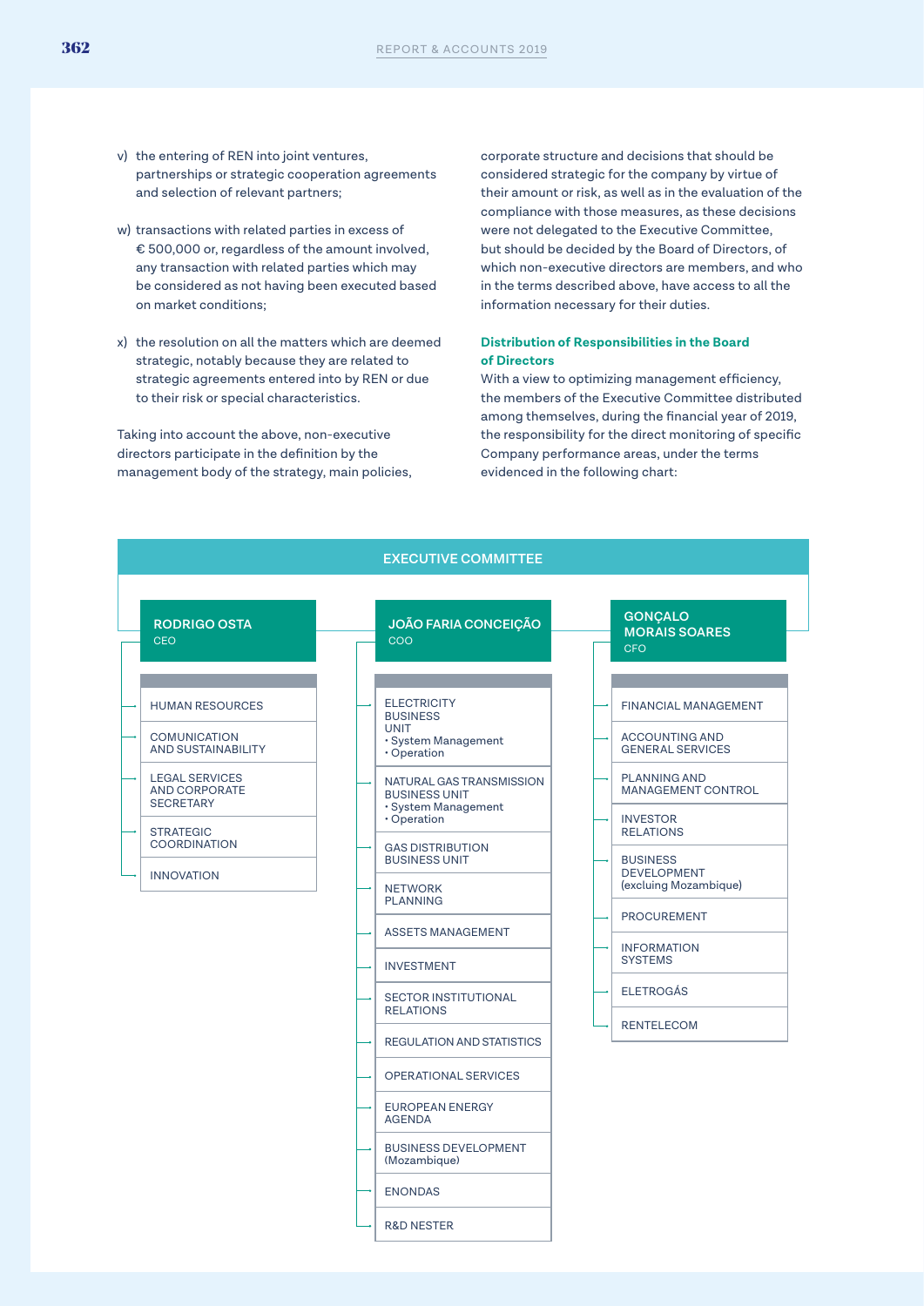v) the entering of REN into joint ventures, partnerships or strategic cooperation agreements and selection of relevant partners;

w) transactions with related parties in excess of € 500,000 or, regardless of the amount involved, any transaction with related parties which may be considered as not having been executed based on market conditions;

x) the resolution on all the matters which are deemed strategic, notably because they are related to strategic agreements entered into by REN or due to their risk or special characteristics.

Taking into account the above, non-executive directors participate in the definition by the management body of the strategy, main policies, corporate structure and decisions that should be considered strategic for the company by virtue of their amount or risk, as well as in the evaluation of the compliance with those measures, as these decisions were not delegated to the Executive Committee, but should be decided by the Board of Directors, of which non-executive directors are members, and who in the terms described above, have access to all the information necessary for their duties.

**Distribution of Responsibilities in the Board of Directors**

With a view to optimizing management efficiency, the members of the Executive Committee distributed among themselves, during the financial year of 2019, the responsibility for the direct monitoring of specific Company performance areas, under the terms evidenced in the following chart:

**EXECUTIVE COMMITTEE**

**RODRIGO OSTA** – CEO
- HUMAN RESOURCES
- COMUNICATION AND SUSTAINABILITY
- LEGAL SERVICES AND CORPORATE SECRETARY
- STRATEGIC COORDINATION
- INNOVATION

**JOÃO FARIA CONCEIÇÃO** – COO
- ELECTRICITY BUSINESS UNIT
  - System Management
  - Operation
- NATURAL GAS TRANSMISSION BUSINESS UNIT
  - System Management
  - Operation
- GAS DISTRIBUTION BUSINESS UNIT
- NETWORK PLANNING
- ASSETS MANAGEMENT
- INVESTMENT
- SECTOR INSTITUTIONAL RELATIONS
- REGULATION AND STATISTICS
- OPERATIONAL SERVICES
- EUROPEAN ENERGY AGENDA
- BUSINESS DEVELOPMENT (Mozambique)
- ENONDAS
- R&D NESTER

**GONÇALO MORAIS SOARES** – CFO
- FINANCIAL MANAGEMENT
- ACCOUNTING AND GENERAL SERVICES
- PLANNING AND MANAGEMENT CONTROL
- INVESTOR RELATIONS
- BUSINESS DEVELOPMENT (excluing Mozambique)
- PROCUREMENT
- INFORMATION SYSTEMS
- ELETROGÁS
- RENTELECOM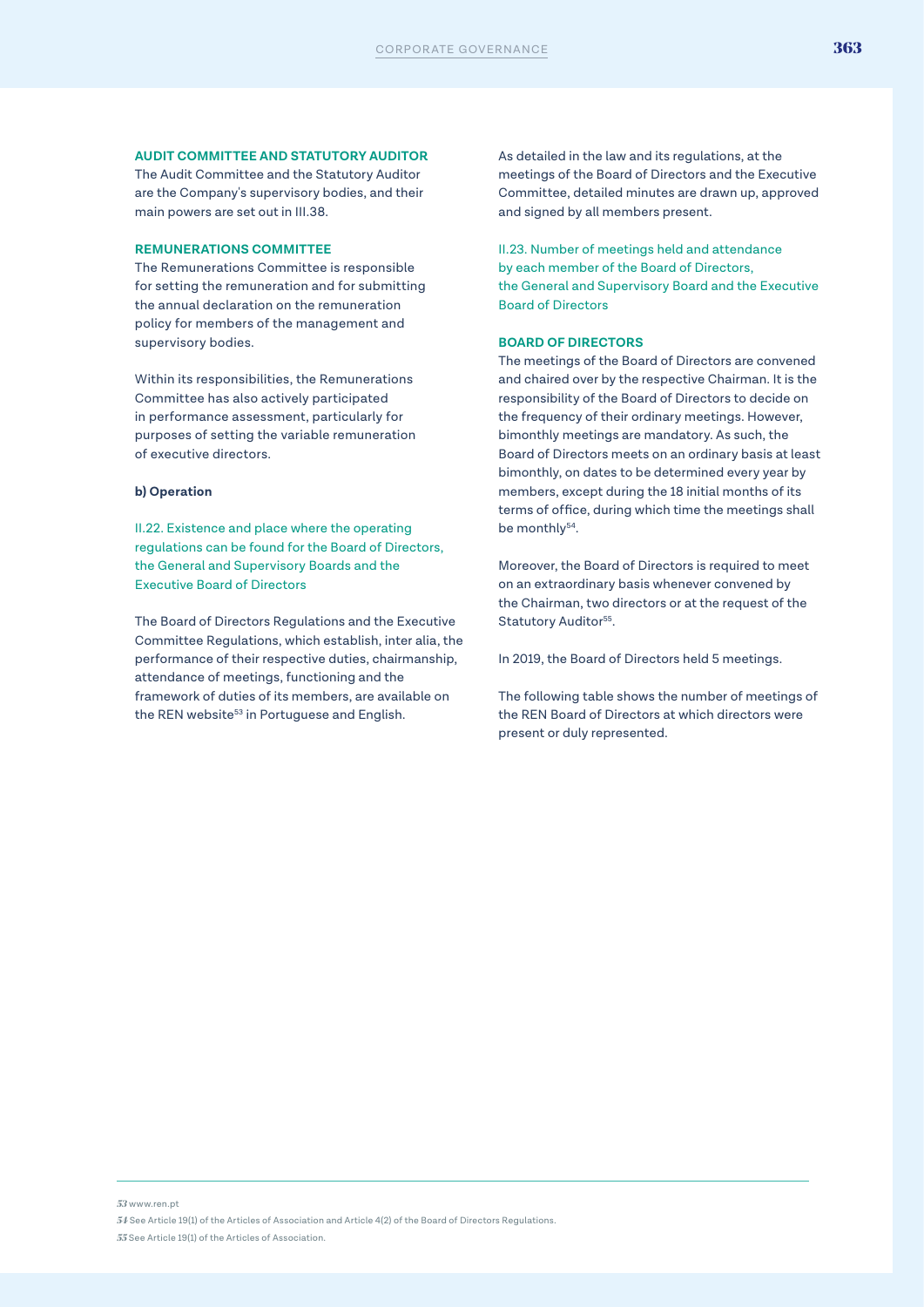#### AUDIT COMMITTEE AND STATUTORY AUDITOR

The Audit Committee and the Statutory Auditor are the Company's supervisory bodies, and their main powers are set out in III.38.

#### REMUNERATIONS COMMITTEE

The Remunerations Committee is responsible for setting the remuneration and for submitting the annual declaration on the remuneration policy for members of the management and supervisory bodies.

Within its responsibilities, the Remunerations Committee has also actively participated in performance assessment, particularly for purposes of setting the variable remuneration of executive directors.

**b) Operation**

### II.22. Existence and place where the operating regulations can be found for the Board of Directors, the General and Supervisory Boards and the Executive Board of Directors

The Board of Directors Regulations and the Executive Committee Regulations, which establish, inter alia, the performance of their respective duties, chairmanship, attendance of meetings, functioning and the framework of duties of its members, are available on the REN website[53] in Portuguese and English.

As detailed in the law and its regulations, at the meetings of the Board of Directors and the Executive Committee, detailed minutes are drawn up, approved and signed by all members present.

### II.23. Number of meetings held and attendance by each member of the Board of Directors, the General and Supervisory Board and the Executive Board of Directors

#### BOARD OF DIRECTORS

The meetings of the Board of Directors are convened and chaired over by the respective Chairman. It is the responsibility of the Board of Directors to decide on the frequency of their ordinary meetings. However, bimonthly meetings are mandatory. As such, the Board of Directors meets on an ordinary basis at least bimonthly, on dates to be determined every year by members, except during the 18 initial months of its terms of office, during which time the meetings shall be monthly[54].

Moreover, the Board of Directors is required to meet on an extraordinary basis whenever convened by the Chairman, two directors or at the request of the Statutory Auditor[55].

In 2019, the Board of Directors held 5 meetings.

The following table shows the number of meetings of the REN Board of Directors at which directors were present or duly represented.

---

53 www.ren.pt

54 See Article 19(1) of the Articles of Association and Article 4(2) of the Board of Directors Regulations.

55 See Article 19(1) of the Articles of Association.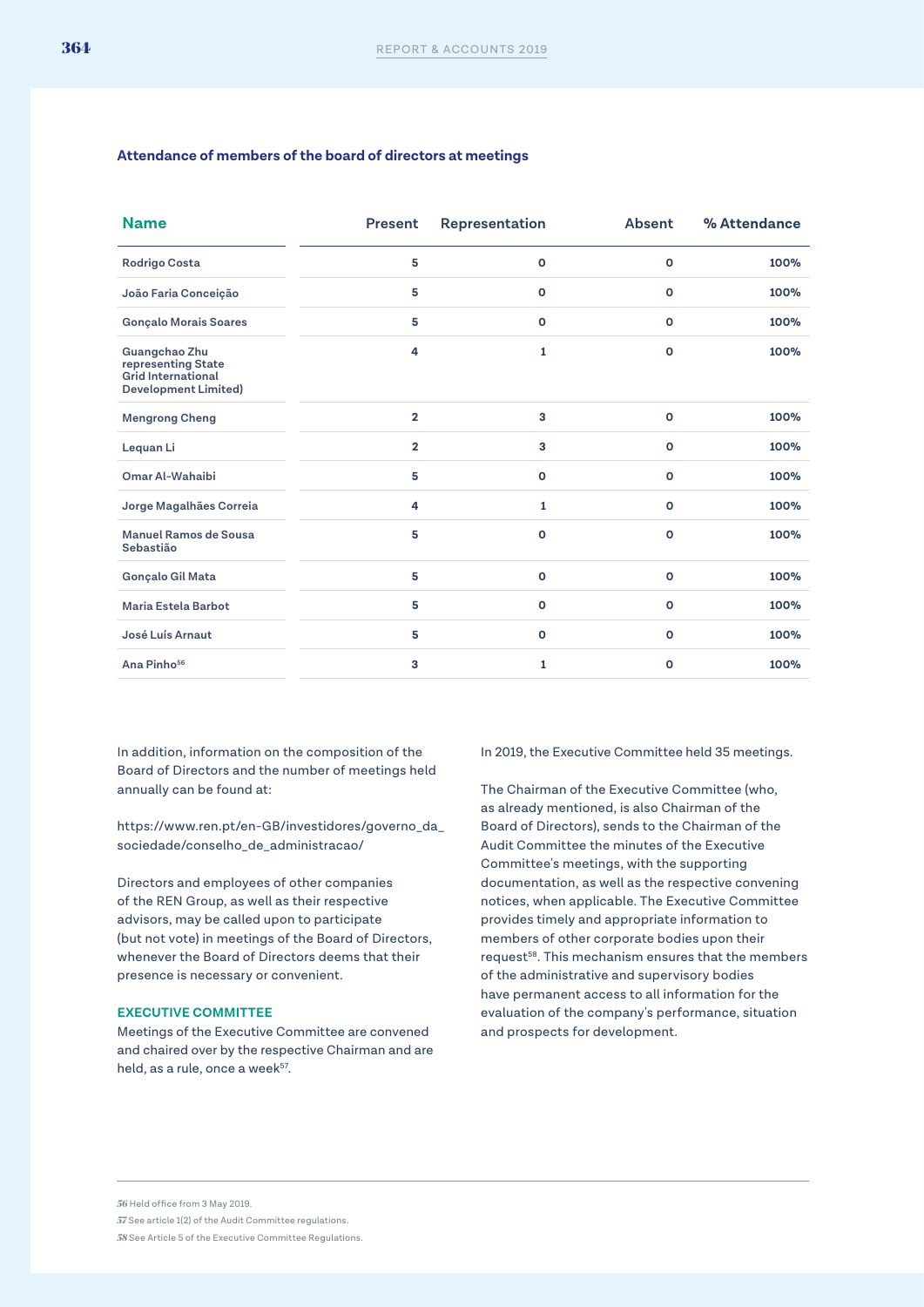### Attendance of members of the board of directors at meetings

| Name | Present | Representation | Absent | % Attendance |
|---|---|---|---|---|
| Rodrigo Costa | 5 | 0 | 0 | 100% |
| João Faria Conceição | 5 | 0 | 0 | 100% |
| Gonçalo Morais Soares | 5 | 0 | 0 | 100% |
| Guangchao Zhu representing State Grid International Development Limited) | 4 | 1 | 0 | 100% |
| Mengrong Cheng | 2 | 3 | 0 | 100% |
| Lequan Li | 2 | 3 | 0 | 100% |
| Omar Al-Wahaibi | 5 | 0 | 0 | 100% |
| Jorge Magalhães Correia | 4 | 1 | 0 | 100% |
| Manuel Ramos de Sousa Sebastião | 5 | 0 | 0 | 100% |
| Gonçalo Gil Mata | 5 | 0 | 0 | 100% |
| Maria Estela Barbot | 5 | 0 | 0 | 100% |
| José Luís Arnaut | 5 | 0 | 0 | 100% |
| Ana Pinho[56] | 3 | 1 | 0 | 100% |

In addition, information on the composition of the Board of Directors and the number of meetings held annually can be found at:

https://www.ren.pt/en-GB/investidores/governo_da_sociedade/conselho_de_administracao/

Directors and employees of other companies of the REN Group, as well as their respective advisors, may be called upon to participate (but not vote) in meetings of the Board of Directors, whenever the Board of Directors deems that their presence is necessary or convenient.

#### EXECUTIVE COMMITTEE

Meetings of the Executive Committee are convened and chaired over by the respective Chairman and are held, as a rule, once a week[57].

In 2019, the Executive Committee held 35 meetings.

The Chairman of the Executive Committee (who, as already mentioned, is also Chairman of the Board of Directors), sends to the Chairman of the Audit Committee the minutes of the Executive Committee's meetings, with the supporting documentation, as well as the respective convening notices, when applicable. The Executive Committee provides timely and appropriate information to members of other corporate bodies upon their request[58]. This mechanism ensures that the members of the administrative and supervisory bodies have permanent access to all information for the evaluation of the company's performance, situation and prospects for development.

---

56 Held office from 3 May 2019.

57 See article 1(2) of the Audit Committee regulations.

58 See Article 5 of the Executive Committee Regulations.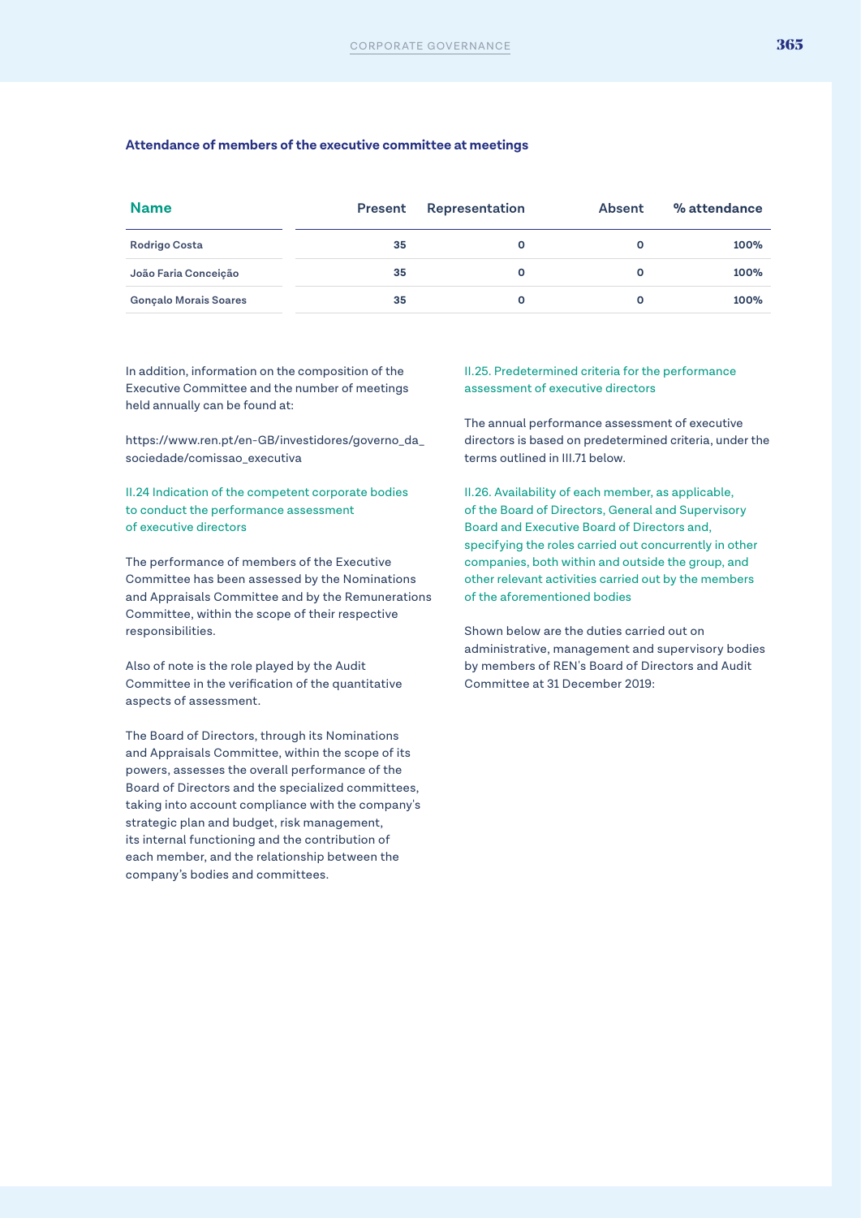### Attendance of members of the executive committee at meetings

| Name | Present | Representation | Absent | % attendance |
|---|---|---|---|---|
| Rodrigo Costa | 35 | 0 | 0 | 100% |
| João Faria Conceição | 35 | 0 | 0 | 100% |
| Gonçalo Morais Soares | 35 | 0 | 0 | 100% |

In addition, information on the composition of the Executive Committee and the number of meetings held annually can be found at:

https://www.ren.pt/en-GB/investidores/governo_da_sociedade/comissao_executiva

### II.24 Indication of the competent corporate bodies to conduct the performance assessment of executive directors

The performance of members of the Executive Committee has been assessed by the Nominations and Appraisals Committee and by the Remunerations Committee, within the scope of their respective responsibilities.

Also of note is the role played by the Audit Committee in the verification of the quantitative aspects of assessment.

The Board of Directors, through its Nominations and Appraisals Committee, within the scope of its powers, assesses the overall performance of the Board of Directors and the specialized committees, taking into account compliance with the company's strategic plan and budget, risk management, its internal functioning and the contribution of each member, and the relationship between the company's bodies and committees.

### II.25. Predetermined criteria for the performance assessment of executive directors

The annual performance assessment of executive directors is based on predetermined criteria, under the terms outlined in III.71 below.

### II.26. Availability of each member, as applicable, of the Board of Directors, General and Supervisory Board and Executive Board of Directors and, specifying the roles carried out concurrently in other companies, both within and outside the group, and other relevant activities carried out by the members of the aforementioned bodies

Shown below are the duties carried out on administrative, management and supervisory bodies by members of REN's Board of Directors and Audit Committee at 31 December 2019: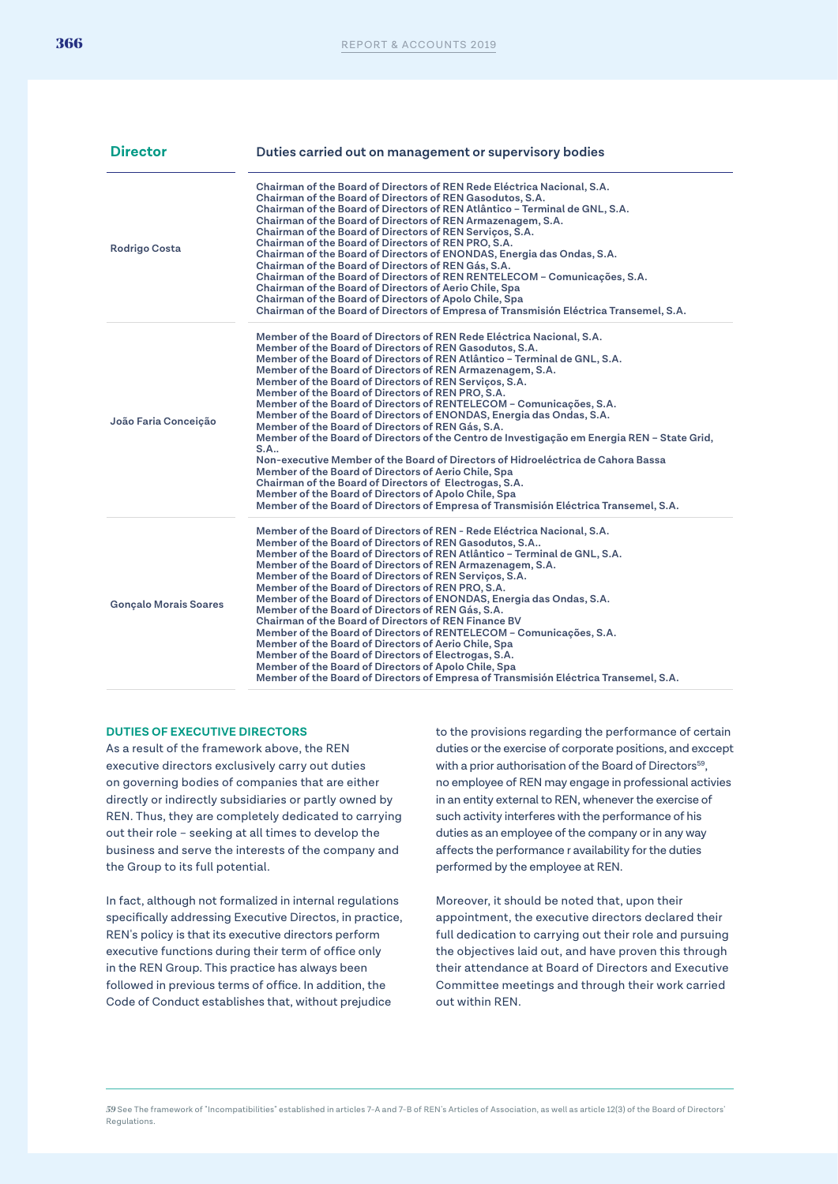| Director | Duties carried out on management or supervisory bodies |
|---|---|
| Rodrigo Costa | Chairman of the Board of Directors of REN Rede Eléctrica Nacional, S.A.<br>Chairman of the Board of Directors of REN Gasodutos, S.A.<br>Chairman of the Board of Directors of REN Atlântico – Terminal de GNL, S.A.<br>Chairman of the Board of Directors of REN Armazenagem, S.A.<br>Chairman of the Board of Directors of REN Serviços, S.A.<br>Chairman of the Board of Directors of REN PRO, S.A.<br>Chairman of the Board of Directors of ENONDAS, Energia das Ondas, S.A.<br>Chairman of the Board of Directors of REN Gás, S.A.<br>Chairman of the Board of Directors of REN RENTELECOM – Comunicações, S.A.<br>Chairman of the Board of Directors of Aerio Chile, Spa<br>Chairman of the Board of Directors of Apolo Chile, Spa<br>Chairman of the Board of Directors of Empresa of Transmisión Eléctrica Transemel, S.A. |
| João Faria Conceição | Member of the Board of Directors of REN Rede Eléctrica Nacional, S.A.<br>Member of the Board of Directors of REN Gasodutos, S.A.<br>Member of the Board of Directors of REN Atlântico – Terminal de GNL, S.A.<br>Member of the Board of Directors of REN Armazenagem, S.A.<br>Member of the Board of Directors of REN Serviços, S.A.<br>Member of the Board of Directors of REN PRO, S.A.<br>Member of the Board of Directors of RENTELECOM – Comunicações, S.A.<br>Member of the Board of Directors of ENONDAS, Energia das Ondas, S.A.<br>Member of the Board of Directors of REN Gás, S.A.<br>Member of the Board of Directors of the Centro de Investigação em Energia REN – State Grid, S.A..<br>Non-executive Member of the Board of Directors of Hidroeléctrica de Cahora Bassa<br>Member of the Board of Directors of Aerio Chile, Spa<br>Chairman of the Board of Directors of Electrogas, S.A.<br>Member of the Board of Directors of Apolo Chile, Spa<br>Member of the Board of Directors of Empresa of Transmisión Eléctrica Transemel, S.A. |
| Gonçalo Morais Soares | Member of the Board of Directors of REN - Rede Eléctrica Nacional, S.A.<br>Member of the Board of Directors of REN Gasodutos, S.A..<br>Member of the Board of Directors of REN Atlântico – Terminal de GNL, S.A.<br>Member of the Board of Directors of REN Armazenagem, S.A.<br>Member of the Board of Directors of REN Serviços, S.A.<br>Member of the Board of Directors of REN PRO, S.A.<br>Member of the Board of Directors of ENONDAS, Energia das Ondas, S.A.<br>Member of the Board of Directors of REN Gás, S.A.<br>Chairman of the Board of Directors of REN Finance BV<br>Member of the Board of Directors of RENTELECOM – Comunicações, S.A.<br>Member of the Board of Directors of Aerio Chile, Spa<br>Member of the Board of Directors of Electrogas, S.A.<br>Member of the Board of Directors of Apolo Chile, Spa<br>Member of the Board of Directors of Empresa of Transmisión Eléctrica Transemel, S.A. |

### DUTIES OF EXECUTIVE DIRECTORS

As a result of the framework above, the REN executive directors exclusively carry out duties on governing bodies of companies that are either directly or indirectly subsidiaries or partly owned by REN. Thus, they are completely dedicated to carrying out their role – seeking at all times to develop the business and serve the interests of the company and the Group to its full potential.

In fact, although not formalized in internal regulations specifically addressing Executive Directos, in practice, REN's policy is that its executive directors perform executive functions during their term of office only in the REN Group. This practice has always been followed in previous terms of office. In addition, the Code of Conduct establishes that, without prejudice to the provisions regarding the performance of certain duties or the exercise of corporate positions, and exccept with a prior authorisation of the Board of Directors[59], no employee of REN may engage in professional activies in an entity external to REN, whenever the exercise of such activity interferes with the performance of his duties as an employee of the company or in any way affects the performance r availability for the duties performed by the employee at REN.

Moreover, it should be noted that, upon their appointment, the executive directors declared their full dedication to carrying out their role and pursuing the objectives laid out, and have proven this through their attendance at Board of Directors and Executive Committee meetings and through their work carried out within REN.

[59] See The framework of "Incompatibilities" established in articles 7-A and 7-B of REN's Articles of Association, as well as article 12(3) of the Board of Directors' Regulations.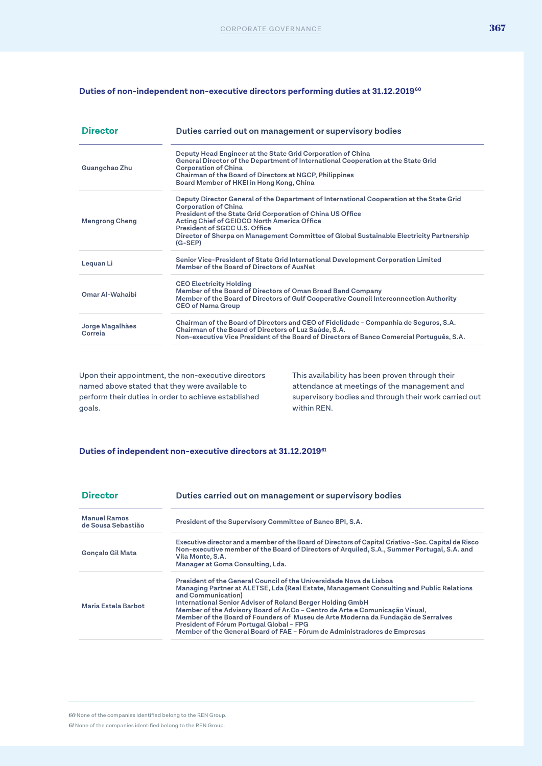### Duties of non-independent non-executive directors performing duties at 31.12.2019[60]

| Director | Duties carried out on management or supervisory bodies |
|---|---|
| Guangchao Zhu | Deputy Head Engineer at the State Grid Corporation of China<br>General Director of the Department of International Cooperation at the State Grid Corporation of China<br>Chairman of the Board of Directors at NGCP, Philippines<br>Board Member of HKEI in Hong Kong, China |
| Mengrong Cheng | Deputy Director General of the Department of International Cooperation at the State Grid Corporation of China<br>President of the State Grid Corporation of China US Office<br>Acting Chief of GEIDCO North America Office<br>President of SGCC U.S. Office<br>Director of Sherpa on Management Committee of Global Sustainable Electricity Partnership (G-SEP) |
| Lequan Li | Senior Vice-President of State Grid International Development Corporation Limited<br>Member of the Board of Directors of AusNet |
| Omar Al-Wahaibi | CEO Electricity Holding<br>Member of the Board of Directors of Oman Broad Band Company<br>Member of the Board of Directors of Gulf Cooperative Council Interconnection Authority<br>CEO of Nama Group |
| Jorge Magalhães Correia | Chairman of the Board of Directors and CEO of Fidelidade - Companhia de Seguros, S.A.<br>Chairman of the Board of Directors of Luz Saúde, S.A.<br>Non-executive Vice President of the Board of Directors of Banco Comercial Português, S.A. |

Upon their appointment, the non-executive directors named above stated that they were available to perform their duties in order to achieve established goals.

This availability has been proven through their attendance at meetings of the management and supervisory bodies and through their work carried out within REN.

### Duties of independent non-executive directors at 31.12.2019[61]

| Director | Duties carried out on management or supervisory bodies |
|---|---|
| Manuel Ramos de Sousa Sebastião | President of the Supervisory Committee of Banco BPI, S.A. |
| Gonçalo Gil Mata | Executive director and a member of the Board of Directors of Capital Criativo -Soc. Capital de Risco<br>Non-executive member of the Board of Directors of Arquiled, S.A., Summer Portugal, S.A. and Vila Monte, S.A.<br>Manager at Goma Consulting, Lda. |
| Maria Estela Barbot | President of the General Council of the Universidade Nova de Lisboa<br>Managing Partner at ALETSE, Lda (Real Estate, Management Consulting and Public Relations and Communication)<br>International Senior Adviser of Roland Berger Holding GmbH<br>Member of the Advisory Board of Ar.Co – Centro de Arte e Comunicação Visual,<br>Member of the Board of Founders of Museu de Arte Moderna da Fundação de Serralves<br>President of Fórum Portugal Global – FPG<br>Member of the General Board of FAE – Fórum de Administradores de Empresas |

[60] None of the companies identified belong to the REN Group.

[61] None of the companies identified belong to the REN Group.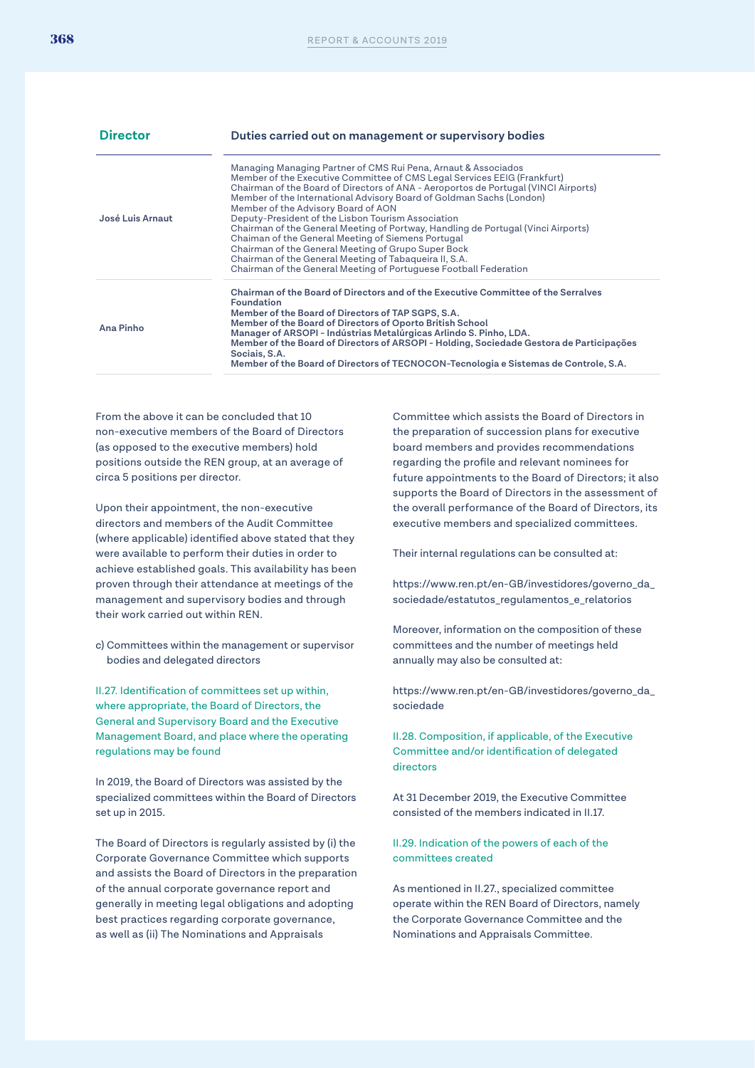| Director | Duties carried out on management or supervisory bodies |
|---|---|
| José Luis Arnaut | Managing Managing Partner of CMS Rui Pena, Arnaut & Associados<br>Member of the Executive Committee of CMS Legal Services EEIG (Frankfurt)<br>Chairman of the Board of Directors of ANA - Aeroportos de Portugal (VINCI Airports)<br>Member of the International Advisory Board of Goldman Sachs (London)<br>Member of the Advisory Board of AON<br>Deputy-President of the Lisbon Tourism Association<br>Chairman of the General Meeting of Portway, Handling de Portugal (Vinci Airports)<br>Chaiman of the General Meeting of Siemens Portugal<br>Chairman of the General Meeting of Grupo Super Bock<br>Chairman of the General Meeting of Tabaqueira II, S.A.<br>Chairman of the General Meeting of Portuguese Football Federation |
| Ana Pinho | **Chairman of the Board of Directors and of the Executive Committee of the Serralves Foundation**<br>**Member of the Board of Directors of TAP SGPS, S.A.**<br>**Member of the Board of Directors of Oporto British School**<br>**Manager of ARSOPI - Indústrias Metalúrgicas Arlindo S. Pinho, LDA.**<br>**Member of the Board of Directors of ARSOPI - Holding, Sociedade Gestora de Participações Sociais, S.A.**<br>**Member of the Board of Directors of TECNOCON-Tecnologia e Sistemas de Controle, S.A.** |

From the above it can be concluded that 10 non-executive members of the Board of Directors (as opposed to the executive members) hold positions outside the REN group, at an average of circa 5 positions per director.

Upon their appointment, the non-executive directors and members of the Audit Committee (where applicable) identified above stated that they were available to perform their duties in order to achieve established goals. This availability has been proven through their attendance at meetings of the management and supervisory bodies and through their work carried out within REN.

c) Committees within the management or supervisor bodies and delegated directors

### II.27. Identification of committees set up within, where appropriate, the Board of Directors, the General and Supervisory Board and the Executive Management Board, and place where the operating regulations may be found

In 2019, the Board of Directors was assisted by the specialized committees within the Board of Directors set up in 2015.

The Board of Directors is regularly assisted by (i) the Corporate Governance Committee which supports and assists the Board of Directors in the preparation of the annual corporate governance report and generally in meeting legal obligations and adopting best practices regarding corporate governance, as well as (ii) The Nominations and Appraisals Committee which assists the Board of Directors in the preparation of succession plans for executive board members and provides recommendations regarding the profile and relevant nominees for future appointments to the Board of Directors; it also supports the Board of Directors in the assessment of the overall performance of the Board of Directors, its executive members and specialized committees.

Their internal regulations can be consulted at:

https://www.ren.pt/en-GB/investidores/governo_da_sociedade/estatutos_regulamentos_e_relatorios

Moreover, information on the composition of these committees and the number of meetings held annually may also be consulted at:

https://www.ren.pt/en-GB/investidores/governo_da_sociedade

### II.28. Composition, if applicable, of the Executive Committee and/or identification of delegated directors

At 31 December 2019, the Executive Committee consisted of the members indicated in II.17.

### II.29. Indication of the powers of each of the committees created

As mentioned in II.27., specialized committee operate within the REN Board of Directors, namely the Corporate Governance Committee and the Nominations and Appraisals Committee.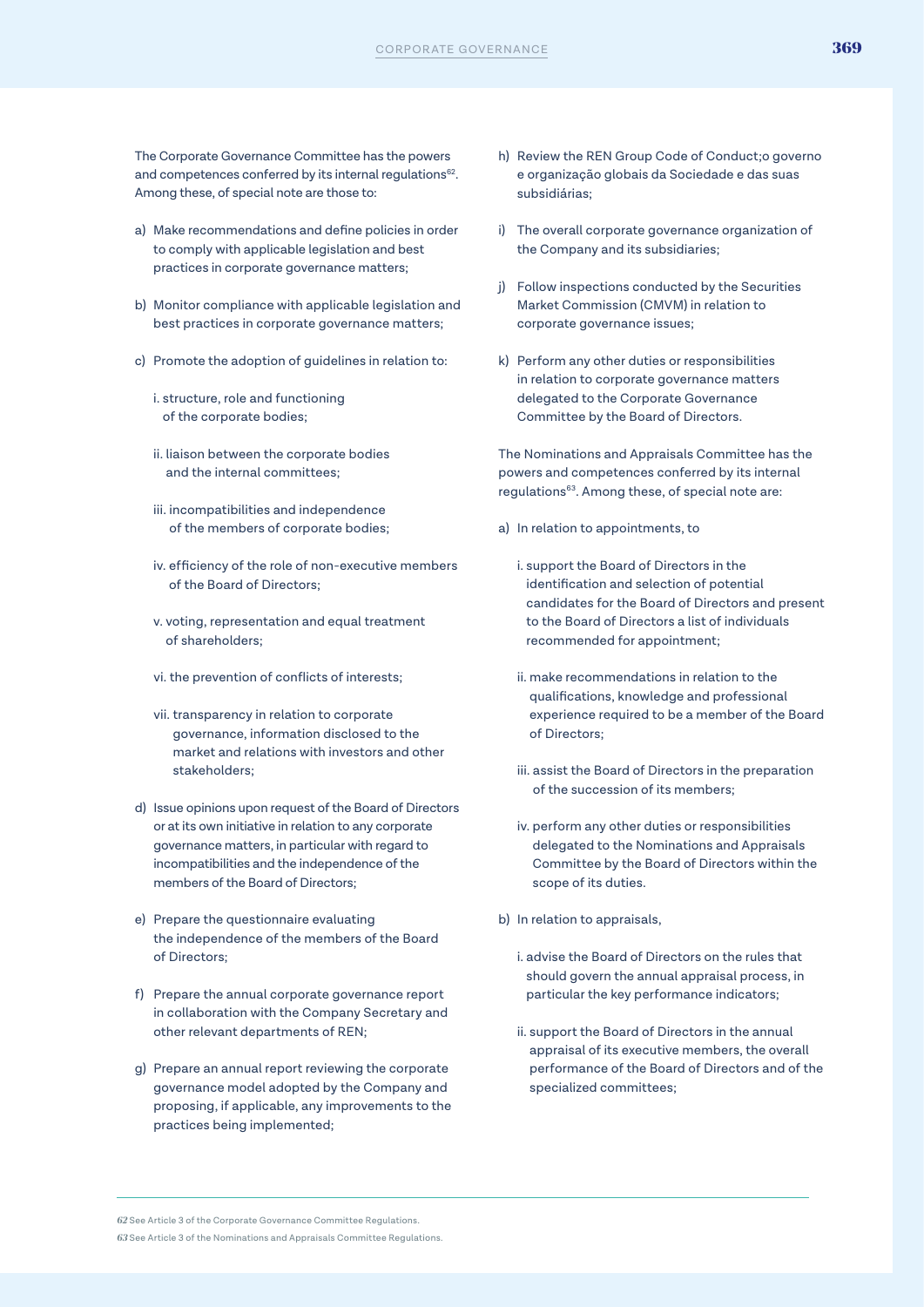The Corporate Governance Committee has the powers and competences conferred by its internal regulations[62]. Among these, of special note are those to:

a) Make recommendations and define policies in order to comply with applicable legislation and best practices in corporate governance matters;

b) Monitor compliance with applicable legislation and best practices in corporate governance matters;

c) Promote the adoption of guidelines in relation to:

  i. structure, role and functioning of the corporate bodies;

  ii. liaison between the corporate bodies and the internal committees;

  iii. incompatibilities and independence of the members of corporate bodies;

  iv. efficiency of the role of non-executive members of the Board of Directors;

  v. voting, representation and equal treatment of shareholders;

  vi. the prevention of conflicts of interests;

  vii. transparency in relation to corporate governance, information disclosed to the market and relations with investors and other stakeholders;

d) Issue opinions upon request of the Board of Directors or at its own initiative in relation to any corporate governance matters, in particular with regard to incompatibilities and the independence of the members of the Board of Directors;

e) Prepare the questionnaire evaluating the independence of the members of the Board of Directors;

f) Prepare the annual corporate governance report in collaboration with the Company Secretary and other relevant departments of REN;

g) Prepare an annual report reviewing the corporate governance model adopted by the Company and proposing, if applicable, any improvements to the practices being implemented;

h) Review the REN Group Code of Conduct;o governo e organização globais da Sociedade e das suas subsidiárias;

i) The overall corporate governance organization of the Company and its subsidiaries;

j) Follow inspections conducted by the Securities Market Commission (CMVM) in relation to corporate governance issues;

k) Perform any other duties or responsibilities in relation to corporate governance matters delegated to the Corporate Governance Committee by the Board of Directors.

The Nominations and Appraisals Committee has the powers and competences conferred by its internal regulations[63]. Among these, of special note are:

a) In relation to appointments, to

  i. support the Board of Directors in the identification and selection of potential candidates for the Board of Directors and present to the Board of Directors a list of individuals recommended for appointment;

  ii. make recommendations in relation to the qualifications, knowledge and professional experience required to be a member of the Board of Directors;

  iii. assist the Board of Directors in the preparation of the succession of its members;

  iv. perform any other duties or responsibilities delegated to the Nominations and Appraisals Committee by the Board of Directors within the scope of its duties.

b) In relation to appraisals,

  i. advise the Board of Directors on the rules that should govern the annual appraisal process, in particular the key performance indicators;

  ii. support the Board of Directors in the annual appraisal of its executive members, the overall performance of the Board of Directors and of the specialized committees;

---

[62] See Article 3 of the Corporate Governance Committee Regulations.

[63] See Article 3 of the Nominations and Appraisals Committee Regulations.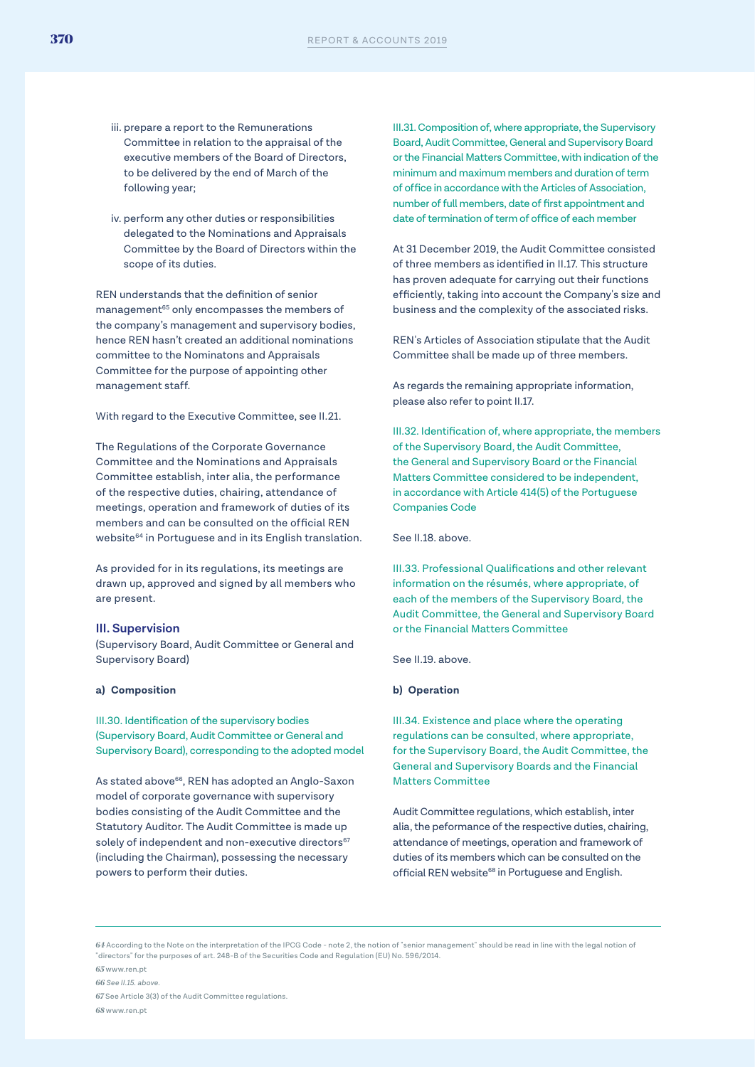iii. prepare a report to the Remunerations Committee in relation to the appraisal of the executive members of the Board of Directors, to be delivered by the end of March of the following year;

iv. perform any other duties or responsibilities delegated to the Nominations and Appraisals Committee by the Board of Directors within the scope of its duties.

REN understands that the definition of senior management[65] only encompasses the members of the company's management and supervisory bodies, hence REN hasn't created an additional nominations committee to the Nominatons and Appraisals Committee for the purpose of appointing other management staff.

With regard to the Executive Committee, see II.21.

The Regulations of the Corporate Governance Committee and the Nominations and Appraisals Committee establish, inter alia, the performance of the respective duties, chairing, attendance of meetings, operation and framework of duties of its members and can be consulted on the official REN website[64] in Portuguese and in its English translation.

As provided for in its regulations, its meetings are drawn up, approved and signed by all members who are present.

## III. Supervision

(Supervisory Board, Audit Committee or General and Supervisory Board)

### a) Composition

III.30. Identification of the supervisory bodies (Supervisory Board, Audit Committee or General and Supervisory Board), corresponding to the adopted model

As stated above[66], REN has adopted an Anglo-Saxon model of corporate governance with supervisory bodies consisting of the Audit Committee and the Statutory Auditor. The Audit Committee is made up solely of independent and non-executive directors[67] (including the Chairman), possessing the necessary powers to perform their duties.

III.31. Composition of, where appropriate, the Supervisory Board, Audit Committee, General and Supervisory Board or the Financial Matters Committee, with indication of the minimum and maximum members and duration of term of office in accordance with the Articles of Association, number of full members, date of first appointment and date of termination of term of office of each member

At 31 December 2019, the Audit Committee consisted of three members as identified in II.17. This structure has proven adequate for carrying out their functions efficiently, taking into account the Company's size and business and the complexity of the associated risks.

REN's Articles of Association stipulate that the Audit Committee shall be made up of three members.

As regards the remaining appropriate information, please also refer to point II.17.

III.32. Identification of, where appropriate, the members of the Supervisory Board, the Audit Committee, the General and Supervisory Board or the Financial Matters Committee considered to be independent, in accordance with Article 414(5) of the Portuguese Companies Code

See II.18. above.

III.33. Professional Qualifications and other relevant information on the résumés, where appropriate, of each of the members of the Supervisory Board, the Audit Committee, the General and Supervisory Board or the Financial Matters Committee

See II.19. above.

### b) Operation

III.34. Existence and place where the operating regulations can be consulted, where appropriate, for the Supervisory Board, the Audit Committee, the General and Supervisory Boards and the Financial Matters Committee

Audit Committee regulations, which establish, inter alia, the peformance of the respective duties, chairing, attendance of meetings, operation and framework of duties of its members which can be consulted on the official REN website[68] in Portuguese and English.

---

64 According to the Note on the interpretation of the IPCG Code - note 2, the notion of "senior management" should be read in line with the legal notion of "directors" for the purposes of art. 248-B of the Securities Code and Regulation (EU) No. 596/2014.

65 www.ren.pt

66 *See II.15. above.*

67 See Article 3(3) of the Audit Committee regulations.

68 www.ren.pt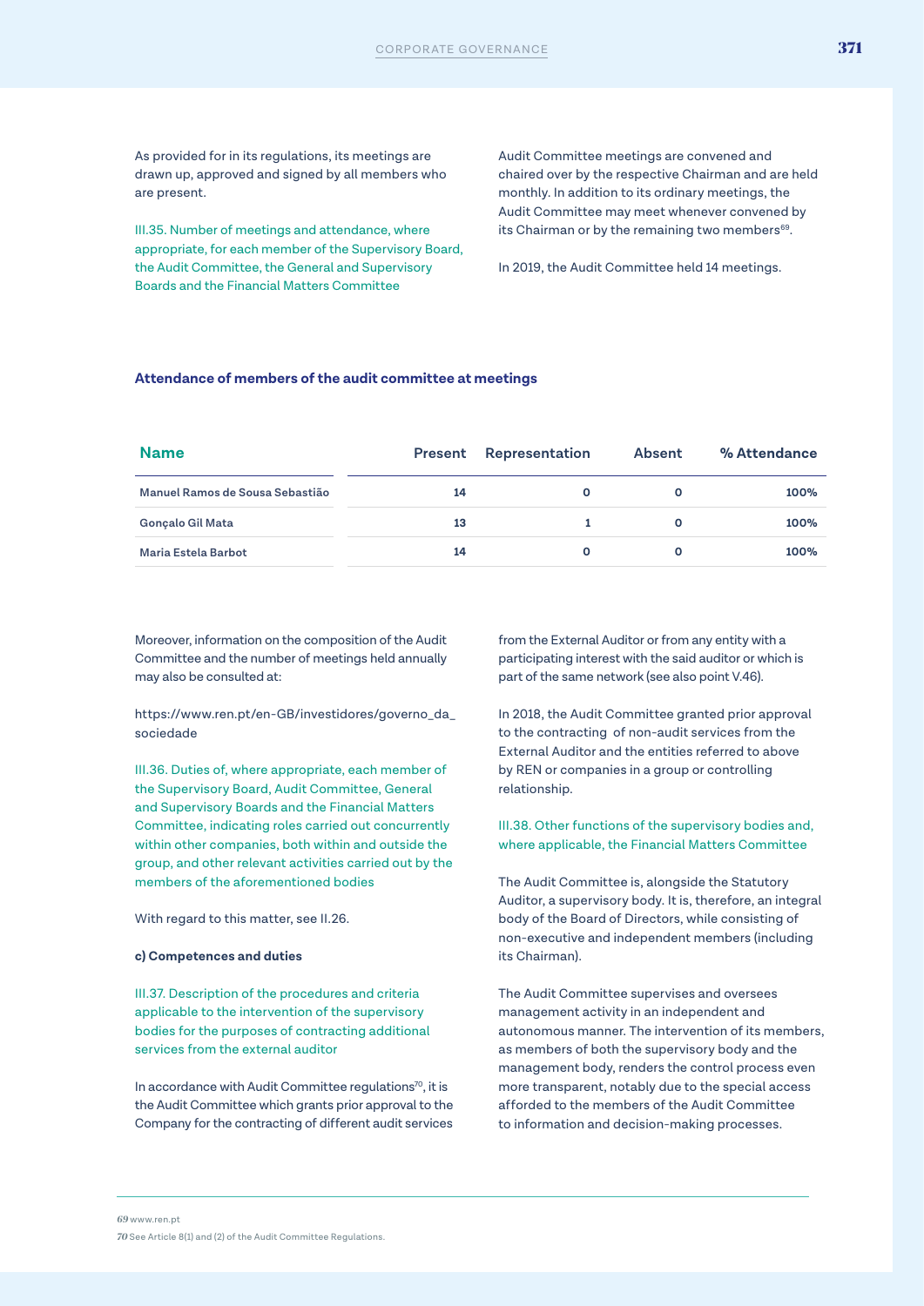As provided for in its regulations, its meetings are drawn up, approved and signed by all members who are present.

### III.35. Number of meetings and attendance, where appropriate, for each member of the Supervisory Board, the Audit Committee, the General and Supervisory Boards and the Financial Matters Committee

Audit Committee meetings are convened and chaired over by the respective Chairman and are held monthly. In addition to its ordinary meetings, the Audit Committee may meet whenever convened by its Chairman or by the remaining two members[69].

In 2019, the Audit Committee held 14 meetings.

**Attendance of members of the audit committee at meetings**

| Name | Present | Representation | Absent | % Attendance |
|---|---|---|---|---|
| Manuel Ramos de Sousa Sebastião | 14 | 0 | 0 | 100% |
| Gonçalo Gil Mata | 13 | 1 | 0 | 100% |
| Maria Estela Barbot | 14 | 0 | 0 | 100% |

Moreover, information on the composition of the Audit Committee and the number of meetings held annually may also be consulted at:

https://www.ren.pt/en-GB/investidores/governo_da_sociedade

### III.36. Duties of, where appropriate, each member of the Supervisory Board, Audit Committee, General and Supervisory Boards and the Financial Matters Committee, indicating roles carried out concurrently within other companies, both within and outside the group, and other relevant activities carried out by the members of the aforementioned bodies

With regard to this matter, see II.26.

**c) Competences and duties**

### III.37. Description of the procedures and criteria applicable to the intervention of the supervisory bodies for the purposes of contracting additional services from the external auditor

In accordance with Audit Committee regulations[70], it is the Audit Committee which grants prior approval to the Company for the contracting of different audit services from the External Auditor or from any entity with a participating interest with the said auditor or which is part of the same network (see also point V.46).

In 2018, the Audit Committee granted prior approval to the contracting of non-audit services from the External Auditor and the entities referred to above by REN or companies in a group or controlling relationship.

### III.38. Other functions of the supervisory bodies and, where applicable, the Financial Matters Committee

The Audit Committee is, alongside the Statutory Auditor, a supervisory body. It is, therefore, an integral body of the Board of Directors, while consisting of non-executive and independent members (including its Chairman).

The Audit Committee supervises and oversees management activity in an independent and autonomous manner. The intervention of its members, as members of both the supervisory body and the management body, renders the control process even more transparent, notably due to the special access afforded to the members of the Audit Committee to information and decision-making processes.

---

69 www.ren.pt

70 See Article 8(1) and (2) of the Audit Committee Regulations.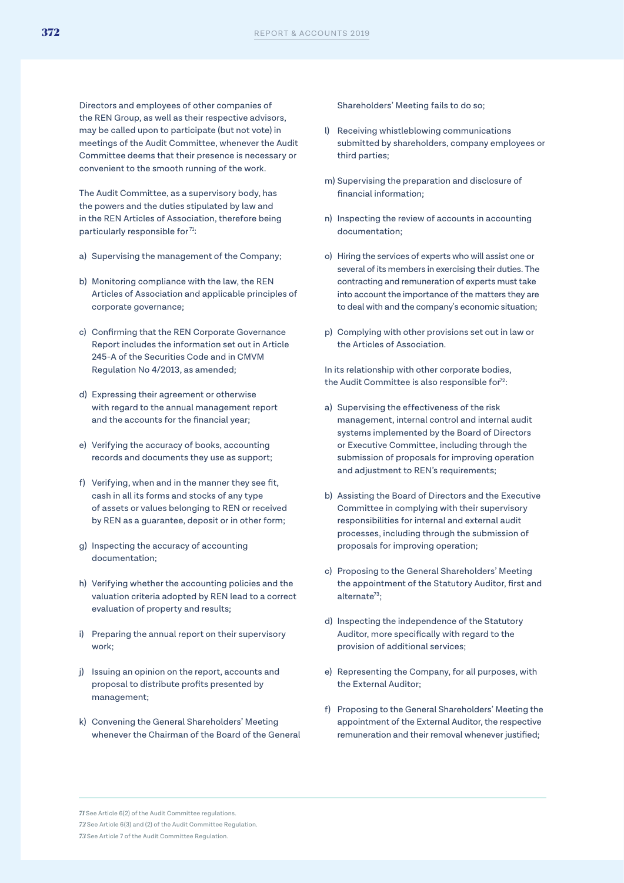Directors and employees of other companies of the REN Group, as well as their respective advisors, may be called upon to participate (but not vote) in meetings of the Audit Committee, whenever the Audit Committee deems that their presence is necessary or convenient to the smooth running of the work.

The Audit Committee, as a supervisory body, has the powers and the duties stipulated by law and in the REN Articles of Association, therefore being particularly responsible for[71]:

a) Supervising the management of the Company;

b) Monitoring compliance with the law, the REN Articles of Association and applicable principles of corporate governance;

c) Confirming that the REN Corporate Governance Report includes the information set out in Article 245-A of the Securities Code and in CMVM Regulation No 4/2013, as amended;

d) Expressing their agreement or otherwise with regard to the annual management report and the accounts for the financial year;

e) Verifying the accuracy of books, accounting records and documents they use as support;

f) Verifying, when and in the manner they see fit, cash in all its forms and stocks of any type of assets or values belonging to REN or received by REN as a guarantee, deposit or in other form;

g) Inspecting the accuracy of accounting documentation;

h) Verifying whether the accounting policies and the valuation criteria adopted by REN lead to a correct evaluation of property and results;

i) Preparing the annual report on their supervisory work;

j) Issuing an opinion on the report, accounts and proposal to distribute profits presented by management;

k) Convening the General Shareholders' Meeting whenever the Chairman of the Board of the General Shareholders' Meeting fails to do so;

l) Receiving whistleblowing communications submitted by shareholders, company employees or third parties;

m) Supervising the preparation and disclosure of financial information;

n) Inspecting the review of accounts in accounting documentation;

o) Hiring the services of experts who will assist one or several of its members in exercising their duties. The contracting and remuneration of experts must take into account the importance of the matters they are to deal with and the company's economic situation;

p) Complying with other provisions set out in law or the Articles of Association.

In its relationship with other corporate bodies, the Audit Committee is also responsible for[72]:

a) Supervising the effectiveness of the risk management, internal control and internal audit systems implemented by the Board of Directors or Executive Committee, including through the submission of proposals for improving operation and adjustment to REN's requirements;

b) Assisting the Board of Directors and the Executive Committee in complying with their supervisory responsibilities for internal and external audit processes, including through the submission of proposals for improving operation;

c) Proposing to the General Shareholders' Meeting the appointment of the Statutory Auditor, first and alternate[73];

d) Inspecting the independence of the Statutory Auditor, more specifically with regard to the provision of additional services;

e) Representing the Company, for all purposes, with the External Auditor;

f) Proposing to the General Shareholders' Meeting the appointment of the External Auditor, the respective remuneration and their removal whenever justified;

---

71 See Article 6(2) of the Audit Committee regulations.

72 See Article 6(3) and (2) of the Audit Committee Regulation.

73 See Article 7 of the Audit Committee Regulation.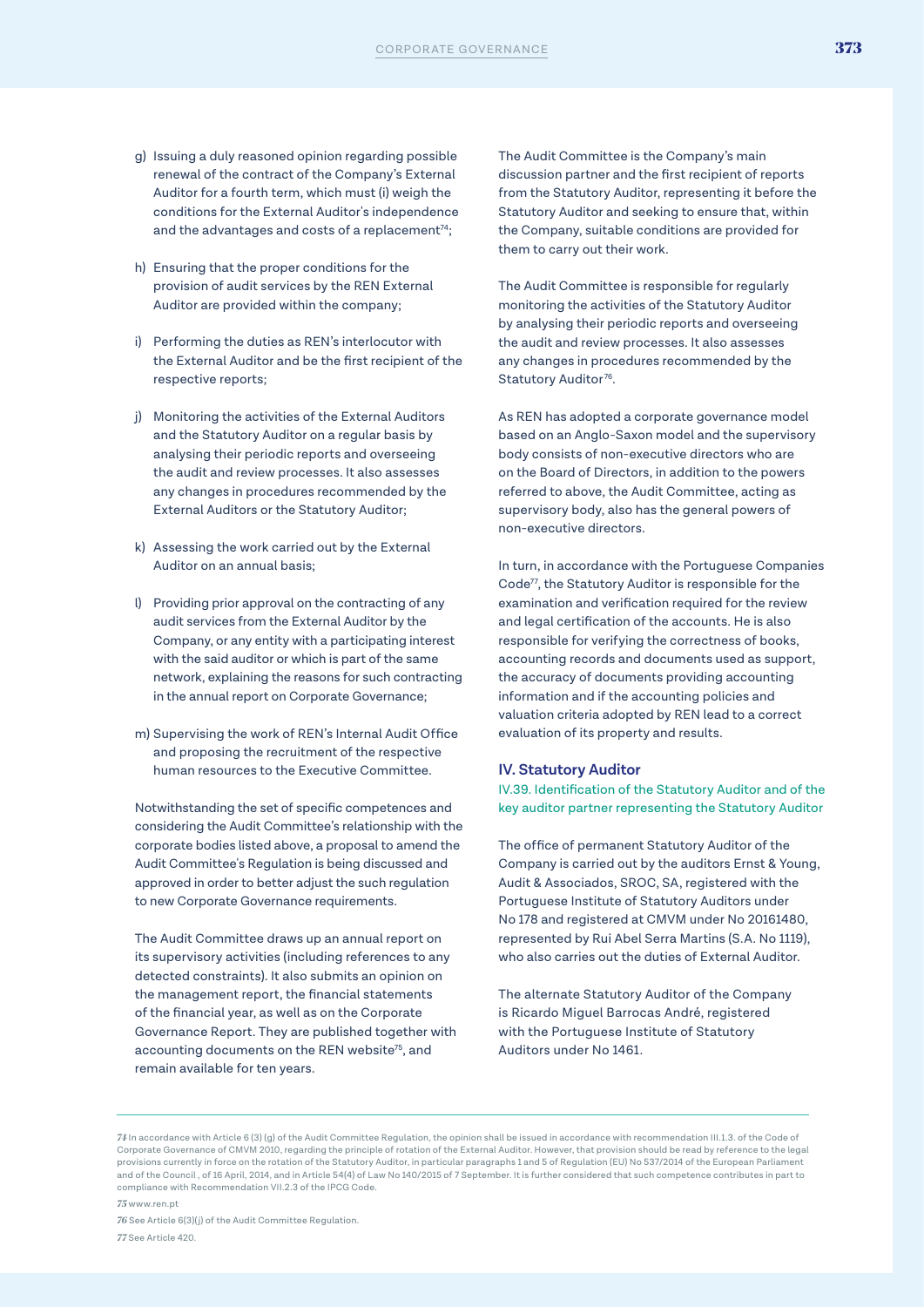g) Issuing a duly reasoned opinion regarding possible renewal of the contract of the Company's External Auditor for a fourth term, which must (i) weigh the conditions for the External Auditor's independence and the advantages and costs of a replacement[74];

h) Ensuring that the proper conditions for the provision of audit services by the REN External Auditor are provided within the company;

i) Performing the duties as REN's interlocutor with the External Auditor and be the first recipient of the respective reports;

j) Monitoring the activities of the External Auditors and the Statutory Auditor on a regular basis by analysing their periodic reports and overseeing the audit and review processes. It also assesses any changes in procedures recommended by the External Auditors or the Statutory Auditor;

k) Assessing the work carried out by the External Auditor on an annual basis;

l) Providing prior approval on the contracting of any audit services from the External Auditor by the Company, or any entity with a participating interest with the said auditor or which is part of the same network, explaining the reasons for such contracting in the annual report on Corporate Governance;

m) Supervising the work of REN's Internal Audit Office and proposing the recruitment of the respective human resources to the Executive Committee.

Notwithstanding the set of specific competences and considering the Audit Committee's relationship with the corporate bodies listed above, a proposal to amend the Audit Committee's Regulation is being discussed and approved in order to better adjust the such regulation to new Corporate Governance requirements.

The Audit Committee draws up an annual report on its supervisory activities (including references to any detected constraints). It also submits an opinion on the management report, the financial statements of the financial year, as well as on the Corporate Governance Report. They are published together with accounting documents on the REN website[75], and remain available for ten years.

The Audit Committee is the Company's main discussion partner and the first recipient of reports from the Statutory Auditor, representing it before the Statutory Auditor and seeking to ensure that, within the Company, suitable conditions are provided for them to carry out their work.

The Audit Committee is responsible for regularly monitoring the activities of the Statutory Auditor by analysing their periodic reports and overseeing the audit and review processes. It also assesses any changes in procedures recommended by the Statutory Auditor[76].

As REN has adopted a corporate governance model based on an Anglo-Saxon model and the supervisory body consists of non-executive directors who are on the Board of Directors, in addition to the powers referred to above, the Audit Committee, acting as supervisory body, also has the general powers of non-executive directors.

In turn, in accordance with the Portuguese Companies Code[77], the Statutory Auditor is responsible for the examination and verification required for the review and legal certification of the accounts. He is also responsible for verifying the correctness of books, accounting records and documents used as support, the accuracy of documents providing accounting information and if the accounting policies and valuation criteria adopted by REN lead to a correct evaluation of its property and results.

## IV. Statutory Auditor

### IV.39. Identification of the Statutory Auditor and of the key auditor partner representing the Statutory Auditor

The office of permanent Statutory Auditor of the Company is carried out by the auditors Ernst & Young, Audit & Associados, SROC, SA, registered with the Portuguese Institute of Statutory Auditors under No 178 and registered at CMVM under No 20161480, represented by Rui Abel Serra Martins (S.A. No 1119), who also carries out the duties of External Auditor.

The alternate Statutory Auditor of the Company is Ricardo Miguel Barrocas André, registered with the Portuguese Institute of Statutory Auditors under No 1461.

---

74 In accordance with Article 6 (3) (g) of the Audit Committee Regulation, the opinion shall be issued in accordance with recommendation III.1.3. of the Code of Corporate Governance of CMVM 2010, regarding the principle of rotation of the External Auditor. However, that provision should be read by reference to the legal provisions currently in force on the rotation of the Statutory Auditor, in particular paragraphs 1 and 5 of Regulation (EU) No 537/2014 of the European Parliament and of the Council , of 16 April, 2014, and in Article 54(4) of Law No 140/2015 of 7 September. It is further considered that such competence contributes in part to compliance with Recommendation VII.2.3 of the IPCG Code.

75 www.ren.pt

76 See Article 6(3)(j) of the Audit Committee Regulation.

77 See Article 420.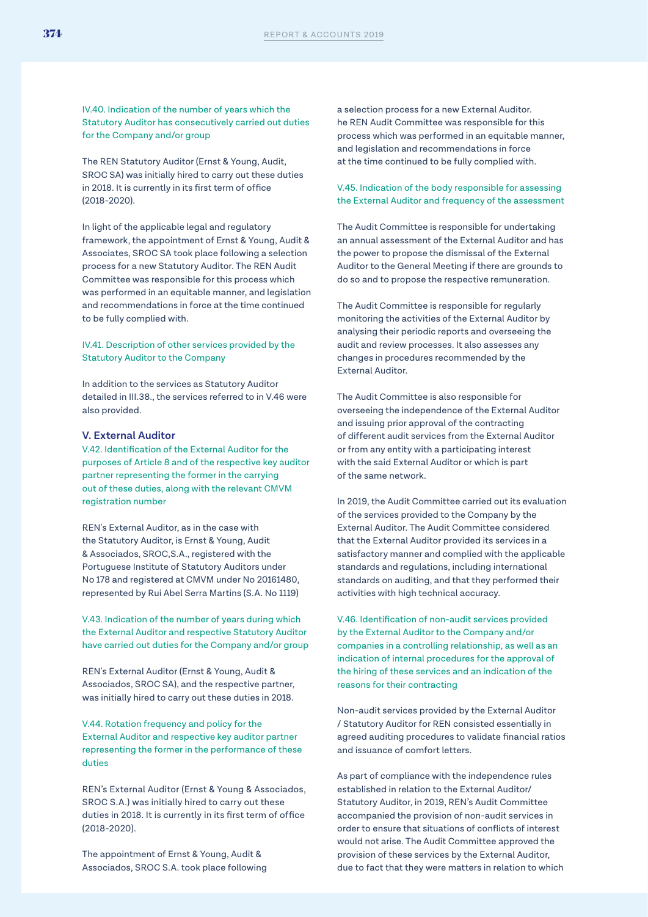IV.40. Indication of the number of years which the Statutory Auditor has consecutively carried out duties for the Company and/or group

The REN Statutory Auditor (Ernst & Young, Audit, SROC SA) was initially hired to carry out these duties in 2018. It is currently in its first term of office (2018-2020).

In light of the applicable legal and regulatory framework, the appointment of Ernst & Young, Audit & Associates, SROC SA took place following a selection process for a new Statutory Auditor. The REN Audit Committee was responsible for this process which was performed in an equitable manner, and legislation and recommendations in force at the time continued to be fully complied with.

IV.41. Description of other services provided by the Statutory Auditor to the Company

In addition to the services as Statutory Auditor detailed in III.38., the services referred to in V.46 were also provided.

## V. External Auditor

V.42. Identification of the External Auditor for the purposes of Article 8 and of the respective key auditor partner representing the former in the carrying out of these duties, along with the relevant CMVM registration number

REN's External Auditor, as in the case with the Statutory Auditor, is Ernst & Young, Audit & Associados, SROC,S.A., registered with the Portuguese Institute of Statutory Auditors under No 178 and registered at CMVM under No 20161480, represented by Rui Abel Serra Martins (S.A. No 1119)

V.43. Indication of the number of years during which the External Auditor and respective Statutory Auditor have carried out duties for the Company and/or group

REN's External Auditor (Ernst & Young, Audit & Associados, SROC SA), and the respective partner, was initially hired to carry out these duties in 2018.

V.44. Rotation frequency and policy for the External Auditor and respective key auditor partner representing the former in the performance of these duties

REN's External Auditor (Ernst & Young & Associados, SROC S.A.) was initially hired to carry out these duties in 2018. It is currently in its first term of office (2018-2020).

The appointment of Ernst & Young, Audit & Associados, SROC S.A. took place following a selection process for a new External Auditor. he REN Audit Committee was responsible for this process which was performed in an equitable manner, and legislation and recommendations in force at the time continued to be fully complied with.

V.45. Indication of the body responsible for assessing the External Auditor and frequency of the assessment

The Audit Committee is responsible for undertaking an annual assessment of the External Auditor and has the power to propose the dismissal of the External Auditor to the General Meeting if there are grounds to do so and to propose the respective remuneration.

The Audit Committee is responsible for regularly monitoring the activities of the External Auditor by analysing their periodic reports and overseeing the audit and review processes. It also assesses any changes in procedures recommended by the External Auditor.

The Audit Committee is also responsible for overseeing the independence of the External Auditor and issuing prior approval of the contracting of different audit services from the External Auditor or from any entity with a participating interest with the said External Auditor or which is part of the same network.

In 2019, the Audit Committee carried out its evaluation of the services provided to the Company by the External Auditor. The Audit Committee considered that the External Auditor provided its services in a satisfactory manner and complied with the applicable standards and regulations, including international standards on auditing, and that they performed their activities with high technical accuracy.

V.46. Identification of non-audit services provided by the External Auditor to the Company and/or companies in a controlling relationship, as well as an indication of internal procedures for the approval of the hiring of these services and an indication of the reasons for their contracting

Non-audit services provided by the External Auditor / Statutory Auditor for REN consisted essentially in agreed auditing procedures to validate financial ratios and issuance of comfort letters.

As part of compliance with the independence rules established in relation to the External Auditor/ Statutory Auditor, in 2019, REN's Audit Committee accompanied the provision of non-audit services in order to ensure that situations of conflicts of interest would not arise. The Audit Committee approved the provision of these services by the External Auditor, due to fact that they were matters in relation to which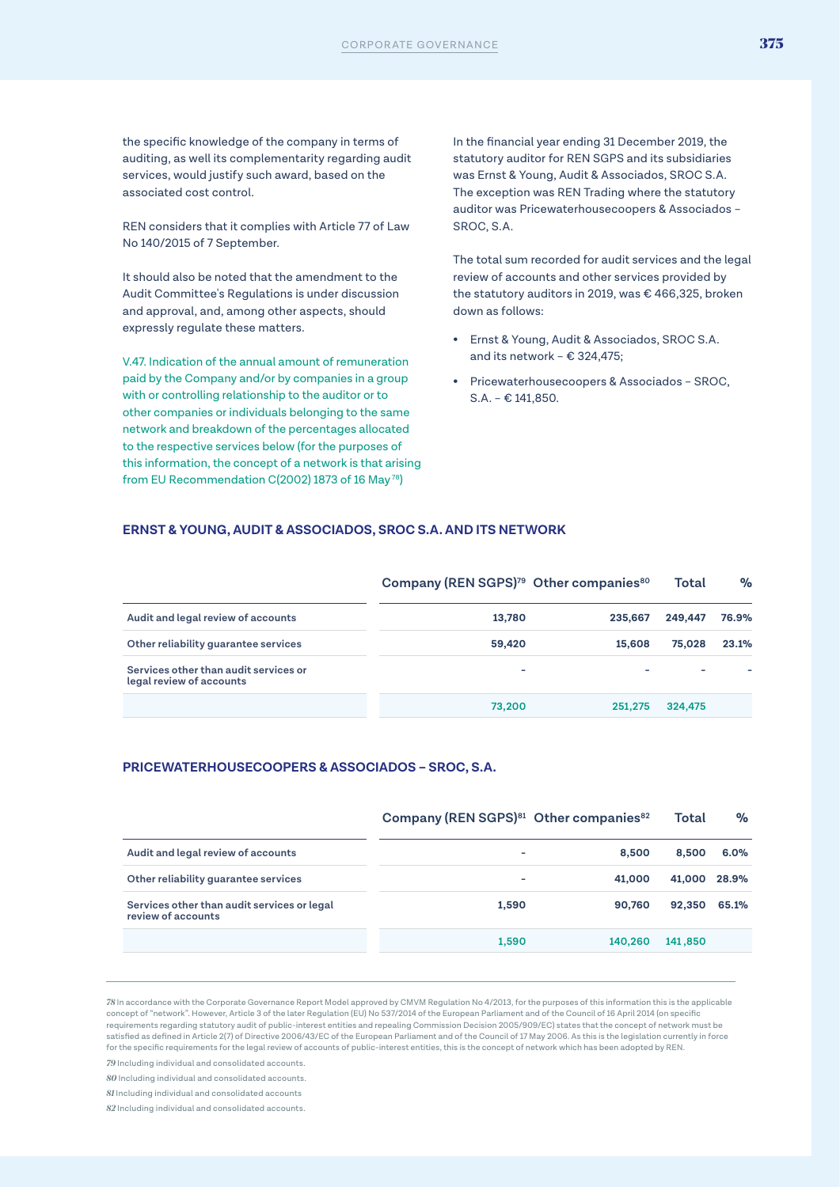the specific knowledge of the company in terms of auditing, as well its complementarity regarding audit services, would justify such award, based on the associated cost control.

REN considers that it complies with Article 77 of Law No 140/2015 of 7 September.

It should also be noted that the amendment to the Audit Committee's Regulations is under discussion and approval, and, among other aspects, should expressly regulate these matters.

V.47. Indication of the annual amount of remuneration paid by the Company and/or by companies in a group with or controlling relationship to the auditor or to other companies or individuals belonging to the same network and breakdown of the percentages allocated to the respective services below (for the purposes of this information, the concept of a network is that arising from EU Recommendation C(2002) 1873 of 16 May[78])

In the financial year ending 31 December 2019, the statutory auditor for REN SGPS and its subsidiaries was Ernst & Young, Audit & Associados, SROC S.A. The exception was REN Trading where the statutory auditor was Pricewaterhousecoopers & Associados – SROC, S.A.

The total sum recorded for audit services and the legal review of accounts and other services provided by the statutory auditors in 2019, was € 466,325, broken down as follows:

- Ernst & Young, Audit & Associados, SROC S.A. and its network – € 324,475;
- Pricewaterhousecoopers & Associados – SROC, S.A. – € 141,850.

### ERNST & YOUNG, AUDIT & ASSOCIADOS, SROC S.A. AND ITS NETWORK

| | Company (REN SGPS)[79] | Other companies[80] | Total | % |
|---|---|---|---|---|
| Audit and legal review of accounts | 13,780 | 235,667 | 249,447 | 76.9% |
| Other reliability guarantee services | 59,420 | 15,608 | 75,028 | 23.1% |
| Services other than audit services or legal review of accounts | - | - | - | - |
| | 73,200 | 251,275 | 324,475 | |

### PRICEWATERHOUSECOOPERS & ASSOCIADOS – SROC, S.A.

| | Company (REN SGPS)[81] | Other companies[82] | Total | % |
|---|---|---|---|---|
| Audit and legal review of accounts | - | 8,500 | 8,500 | 6.0% |
| Other reliability guarantee services | - | 41,000 | 41,000 | 28.9% |
| Services other than audit services or legal review of accounts | 1,590 | 90,760 | 92,350 | 65.1% |
| | 1,590 | 140,260 | 141 ,850 | |

[78] In accordance with the Corporate Governance Report Model approved by CMVM Regulation No 4/2013, for the purposes of this information this is the applicable concept of "network". However, Article 3 of the later Regulation (EU) No 537/2014 of the European Parliament and of the Council of 16 April 2014 (on specific requirements regarding statutory audit of public-interest entities and repealing Commission Decision 2005/909/EC) states that the concept of network must be satisfied as defined in Article 2(7) of Directive 2006/43/EC of the European Parliament and of the Council of 17 May 2006. As this is the legislation currently in force for the specific requirements for the legal review of accounts of public-interest entities, this is the concept of network which has been adopted by REN.

[79] Including individual and consolidated accounts.

[80] Including individual and consolidated accounts.

[81] Including individual and consolidated accounts

[82] Including individual and consolidated accounts.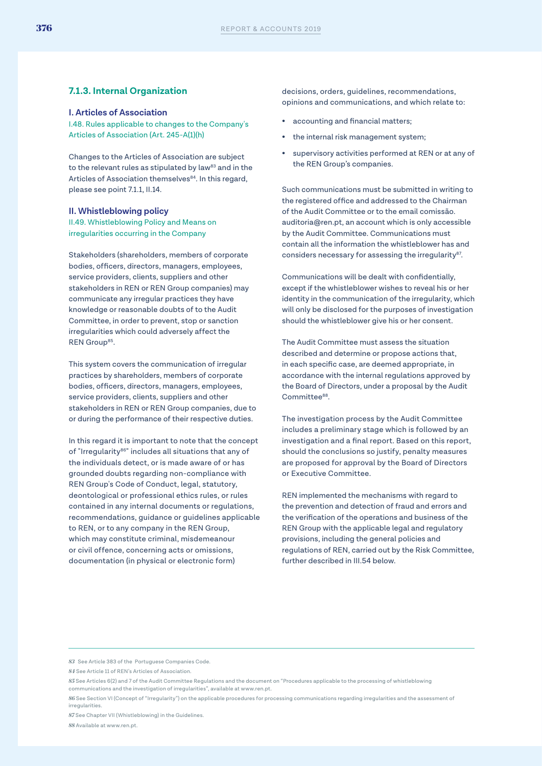### 7.1.3. Internal Organization

#### I. Articles of Association

I.48. Rules applicable to changes to the Company's Articles of Association (Art. 245-A(1)(h)

Changes to the Articles of Association are subject to the relevant rules as stipulated by law[83] and in the Articles of Association themselves[84]. In this regard, please see point 7.1.1, II.14.

#### II. Whistleblowing policy

II.49. Whistleblowing Policy and Means on irregularities occurring in the Company

Stakeholders (shareholders, members of corporate bodies, officers, directors, managers, employees, service providers, clients, suppliers and other stakeholders in REN or REN Group companies) may communicate any irregular practices they have knowledge or reasonable doubts of to the Audit Committee, in order to prevent, stop or sanction irregularities which could adversely affect the REN Group[85].

This system covers the communication of irregular practices by shareholders, members of corporate bodies, officers, directors, managers, employees, service providers, clients, suppliers and other stakeholders in REN or REN Group companies, due to or during the performance of their respective duties.

In this regard it is important to note that the concept of "Irregularity[86]" includes all situations that any of the individuals detect, or is made aware of or has grounded doubts regarding non-compliance with REN Group's Code of Conduct, legal, statutory, deontological or professional ethics rules, or rules contained in any internal documents or regulations, recommendations, guidance or guidelines applicable to REN, or to any company in the REN Group, which may constitute criminal, misdemeanour or civil offence, concerning acts or omissions, documentation (in physical or electronic form) decisions, orders, guidelines, recommendations, opinions and communications, and which relate to:

- accounting and financial matters;
- the internal risk management system;
- supervisory activities performed at REN or at any of the REN Group's companies.

Such communications must be submitted in writing to the registered office and addressed to the Chairman of the Audit Committee or to the email comissão.auditoria@ren.pt, an account which is only accessible by the Audit Committee. Communications must contain all the information the whistleblower has and considers necessary for assessing the irregularity[87].

Communications will be dealt with confidentially, except if the whistleblower wishes to reveal his or her identity in the communication of the irregularity, which will only be disclosed for the purposes of investigation should the whistleblower give his or her consent.

The Audit Committee must assess the situation described and determine or propose actions that, in each specific case, are deemed appropriate, in accordance with the internal regulations approved by the Board of Directors, under a proposal by the Audit Committee[88].

The investigation process by the Audit Committee includes a preliminary stage which is followed by an investigation and a final report. Based on this report, should the conclusions so justify, penalty measures are proposed for approval by the Board of Directors or Executive Committee.

REN implemented the mechanisms with regard to the prevention and detection of fraud and errors and the verification of the operations and business of the REN Group with the applicable legal and regulatory provisions, including the general policies and regulations of REN, carried out by the Risk Committee, further described in III.54 below.

---

83 See Article 383 of the Portuguese Companies Code.

84 See Article 11 of REN's Articles of Association.

85 See Articles 6(2) and 7 of the Audit Committee Regulations and the document on "Procedures applicable to the processing of whistleblowing communications and the investigation of irregularities", available at www.ren.pt.

86 See Section VI (Concept of "Irregularity") on the applicable procedures for processing communications regarding irregularities and the assessment of irregularities.

87 See Chapter VII (Whistleblowing) in the Guidelines.

88 Available at www.ren.pt.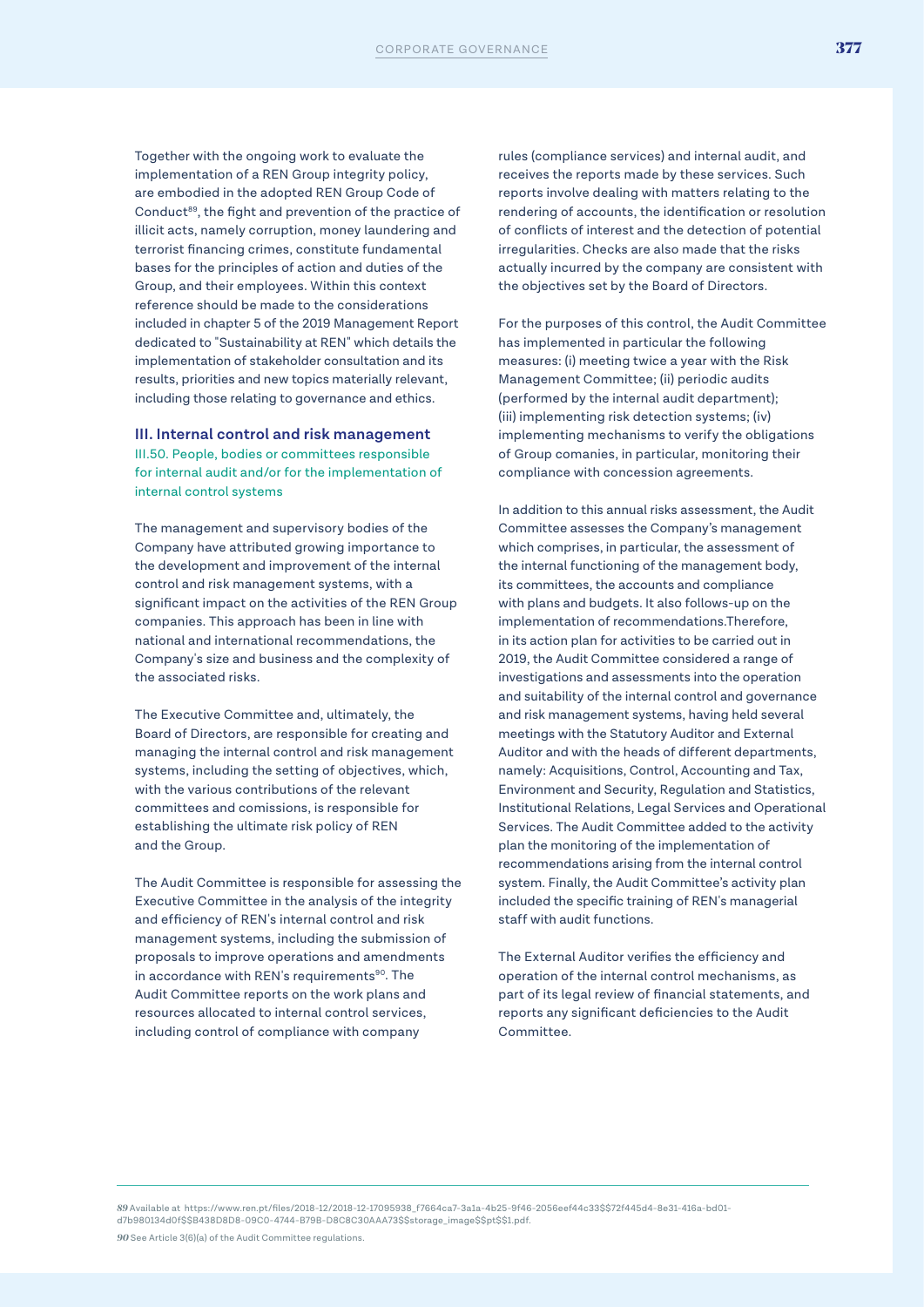Together with the ongoing work to evaluate the implementation of a REN Group integrity policy, are embodied in the adopted REN Group Code of Conduct[89], the fight and prevention of the practice of illicit acts, namely corruption, money laundering and terrorist financing crimes, constitute fundamental bases for the principles of action and duties of the Group, and their employees. Within this context reference should be made to the considerations included in chapter 5 of the 2019 Management Report dedicated to "Sustainability at REN" which details the implementation of stakeholder consultation and its results, priorities and new topics materially relevant, including those relating to governance and ethics.

### III. Internal control and risk management

#### III.50. People, bodies or committees responsible for internal audit and/or for the implementation of internal control systems

The management and supervisory bodies of the Company have attributed growing importance to the development and improvement of the internal control and risk management systems, with a significant impact on the activities of the REN Group companies. This approach has been in line with national and international recommendations, the Company's size and business and the complexity of the associated risks.

The Executive Committee and, ultimately, the Board of Directors, are responsible for creating and managing the internal control and risk management systems, including the setting of objectives, which, with the various contributions of the relevant committees and comissions, is responsible for establishing the ultimate risk policy of REN and the Group.

The Audit Committee is responsible for assessing the Executive Committee in the analysis of the integrity and efficiency of REN's internal control and risk management systems, including the submission of proposals to improve operations and amendments in accordance with REN's requirements[90]. The Audit Committee reports on the work plans and resources allocated to internal control services, including control of compliance with company rules (compliance services) and internal audit, and receives the reports made by these services. Such reports involve dealing with matters relating to the rendering of accounts, the identification or resolution of conflicts of interest and the detection of potential irregularities. Checks are also made that the risks actually incurred by the company are consistent with the objectives set by the Board of Directors.

For the purposes of this control, the Audit Committee has implemented in particular the following measures: (i) meeting twice a year with the Risk Management Committee; (ii) periodic audits (performed by the internal audit department); (iii) implementing risk detection systems; (iv) implementing mechanisms to verify the obligations of Group comanies, in particular, monitoring their compliance with concession agreements.

In addition to this annual risks assessment, the Audit Committee assesses the Company's management which comprises, in particular, the assessment of the internal functioning of the management body, its committees, the accounts and compliance with plans and budgets. It also follows-up on the implementation of recommendations.Therefore, in its action plan for activities to be carried out in 2019, the Audit Committee considered a range of investigations and assessments into the operation and suitability of the internal control and governance and risk management systems, having held several meetings with the Statutory Auditor and External Auditor and with the heads of different departments, namely: Acquisitions, Control, Accounting and Tax, Environment and Security, Regulation and Statistics, Institutional Relations, Legal Services and Operational Services. The Audit Committee added to the activity plan the monitoring of the implementation of recommendations arising from the internal control system. Finally, the Audit Committee's activity plan included the specific training of REN's managerial staff with audit functions.

The External Auditor verifies the efficiency and operation of the internal control mechanisms, as part of its legal review of financial statements, and reports any significant deficiencies to the Audit Committee.

---

89 Available at https://www.ren.pt/files/2018-12/2018-12-17095938_f7664ca7-3a1a-4b25-9f46-2056eef44c33$$72f445d4-8e31-416a-bd01-d7b980134d0f$$B438D8D8-09C0-4744-B79B-D8C8C30AAA73$$storage_image$$pt$$1.pdf.

90 See Article 3(6)(a) of the Audit Committee regulations.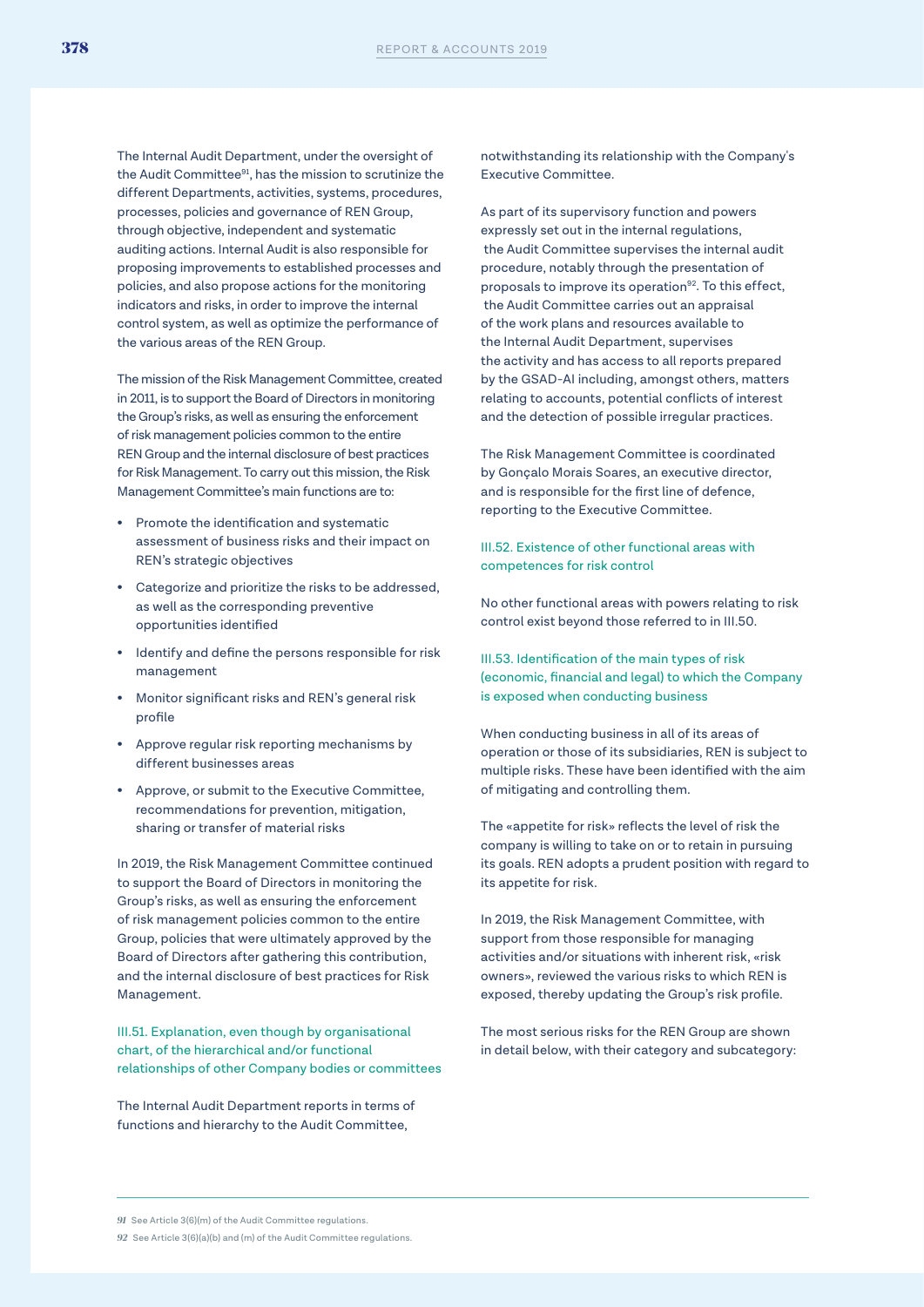The Internal Audit Department, under the oversight of the Audit Committee[91], has the mission to scrutinize the different Departments, activities, systems, procedures, processes, policies and governance of REN Group, through objective, independent and systematic auditing actions. Internal Audit is also responsible for proposing improvements to established processes and policies, and also propose actions for the monitoring indicators and risks, in order to improve the internal control system, as well as optimize the performance of the various areas of the REN Group.

The mission of the Risk Management Committee, created in 2011, is to support the Board of Directors in monitoring the Group's risks, as well as ensuring the enforcement of risk management policies common to the entire REN Group and the internal disclosure of best practices for Risk Management. To carry out this mission, the Risk Management Committee's main functions are to:

- Promote the identification and systematic assessment of business risks and their impact on REN's strategic objectives
- Categorize and prioritize the risks to be addressed, as well as the corresponding preventive opportunities identified
- Identify and define the persons responsible for risk management
- Monitor significant risks and REN's general risk profile
- Approve regular risk reporting mechanisms by different businesses areas
- Approve, or submit to the Executive Committee, recommendations for prevention, mitigation, sharing or transfer of material risks

In 2019, the Risk Management Committee continued to support the Board of Directors in monitoring the Group's risks, as well as ensuring the enforcement of risk management policies common to the entire Group, policies that were ultimately approved by the Board of Directors after gathering this contribution, and the internal disclosure of best practices for Risk Management.

### III.51. Explanation, even though by organisational chart, of the hierarchical and/or functional relationships of other Company bodies or committees

The Internal Audit Department reports in terms of functions and hierarchy to the Audit Committee, notwithstanding its relationship with the Company's Executive Committee.

As part of its supervisory function and powers expressly set out in the internal regulations, the Audit Committee supervises the internal audit procedure, notably through the presentation of proposals to improve its operation[92]. To this effect, the Audit Committee carries out an appraisal of the work plans and resources available to the Internal Audit Department, supervises the activity and has access to all reports prepared by the GSAD-AI including, amongst others, matters relating to accounts, potential conflicts of interest and the detection of possible irregular practices.

The Risk Management Committee is coordinated by Gonçalo Morais Soares, an executive director, and is responsible for the first line of defence, reporting to the Executive Committee.

### III.52. Existence of other functional areas with competences for risk control

No other functional areas with powers relating to risk control exist beyond those referred to in III.50.

### III.53. Identification of the main types of risk (economic, financial and legal) to which the Company is exposed when conducting business

When conducting business in all of its areas of operation or those of its subsidiaries, REN is subject to multiple risks. These have been identified with the aim of mitigating and controlling them.

The «appetite for risk» reflects the level of risk the company is willing to take on or to retain in pursuing its goals. REN adopts a prudent position with regard to its appetite for risk.

In 2019, the Risk Management Committee, with support from those responsible for managing activities and/or situations with inherent risk, «risk owners», reviewed the various risks to which REN is exposed, thereby updating the Group's risk profile.

The most serious risks for the REN Group are shown in detail below, with their category and subcategory:

---

[91] See Article 3(6)(m) of the Audit Committee regulations.

[92] See Article 3(6)(a)(b) and (m) of the Audit Committee regulations.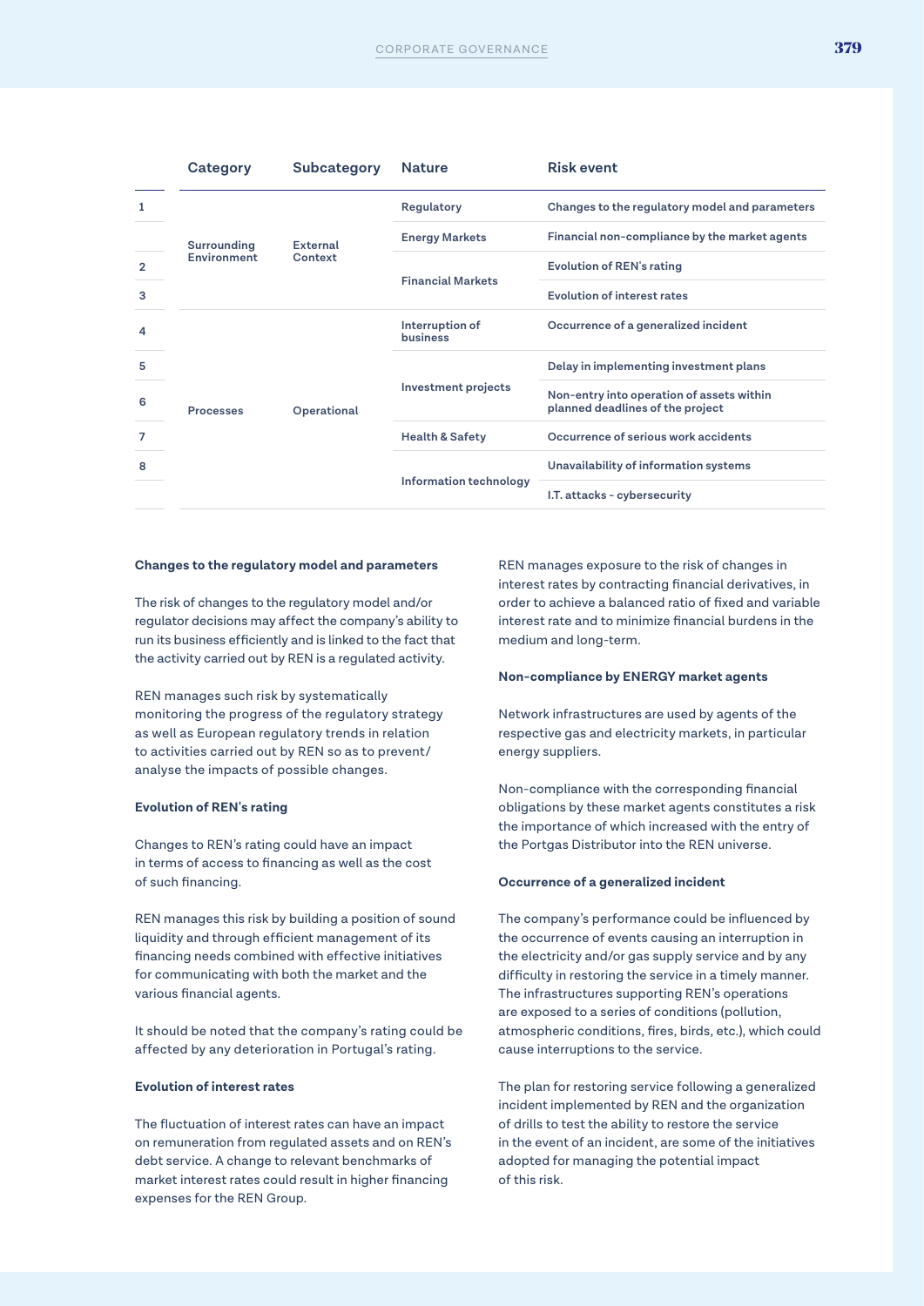| | Category | Subcategory | Nature | Risk event |
|---|---|---|---|---|
| 1 | Surrounding Environment | External Context | Regulatory | Changes to the regulatory model and parameters |
| | | | Energy Markets | Financial non-compliance by the market agents |
| 2 | | | Financial Markets | Evolution of REN's rating |
| 3 | | | | Evolution of interest rates |
| 4 | Processes | Operational | Interruption of business | Occurrence of a generalized incident |
| 5 | | | Investment projects | Delay in implementing investment plans |
| 6 | | | | Non-entry into operation of assets within planned deadlines of the project |
| 7 | | | Health & Safety | Occurrence of serious work accidents |
| 8 | | | Information technology | Unavailability of information systems |
| | | | | I.T. attacks - cybersecurity |

**Changes to the regulatory model and parameters**

The risk of changes to the regulatory model and/or regulator decisions may affect the company's ability to run its business efficiently and is linked to the fact that the activity carried out by REN is a regulated activity.

REN manages such risk by systematically monitoring the progress of the regulatory strategy as well as European regulatory trends in relation to activities carried out by REN so as to prevent/ analyse the impacts of possible changes.

**Evolution of REN's rating**

Changes to REN's rating could have an impact in terms of access to financing as well as the cost of such financing.

REN manages this risk by building a position of sound liquidity and through efficient management of its financing needs combined with effective initiatives for communicating with both the market and the various financial agents.

It should be noted that the company's rating could be affected by any deterioration in Portugal's rating.

**Evolution of interest rates**

The fluctuation of interest rates can have an impact on remuneration from regulated assets and on REN's debt service. A change to relevant benchmarks of market interest rates could result in higher financing expenses for the REN Group.

REN manages exposure to the risk of changes in interest rates by contracting financial derivatives, in order to achieve a balanced ratio of fixed and variable interest rate and to minimize financial burdens in the medium and long-term.

**Non-compliance by ENERGY market agents**

Network infrastructures are used by agents of the respective gas and electricity markets, in particular energy suppliers.

Non-compliance with the corresponding financial obligations by these market agents constitutes a risk the importance of which increased with the entry of the Portgas Distributor into the REN universe.

**Occurrence of a generalized incident**

The company's performance could be influenced by the occurrence of events causing an interruption in the electricity and/or gas supply service and by any difficulty in restoring the service in a timely manner. The infrastructures supporting REN's operations are exposed to a series of conditions (pollution, atmospheric conditions, fires, birds, etc.), which could cause interruptions to the service.

The plan for restoring service following a generalized incident implemented by REN and the organization of drills to test the ability to restore the service in the event of an incident, are some of the initiatives adopted for managing the potential impact of this risk.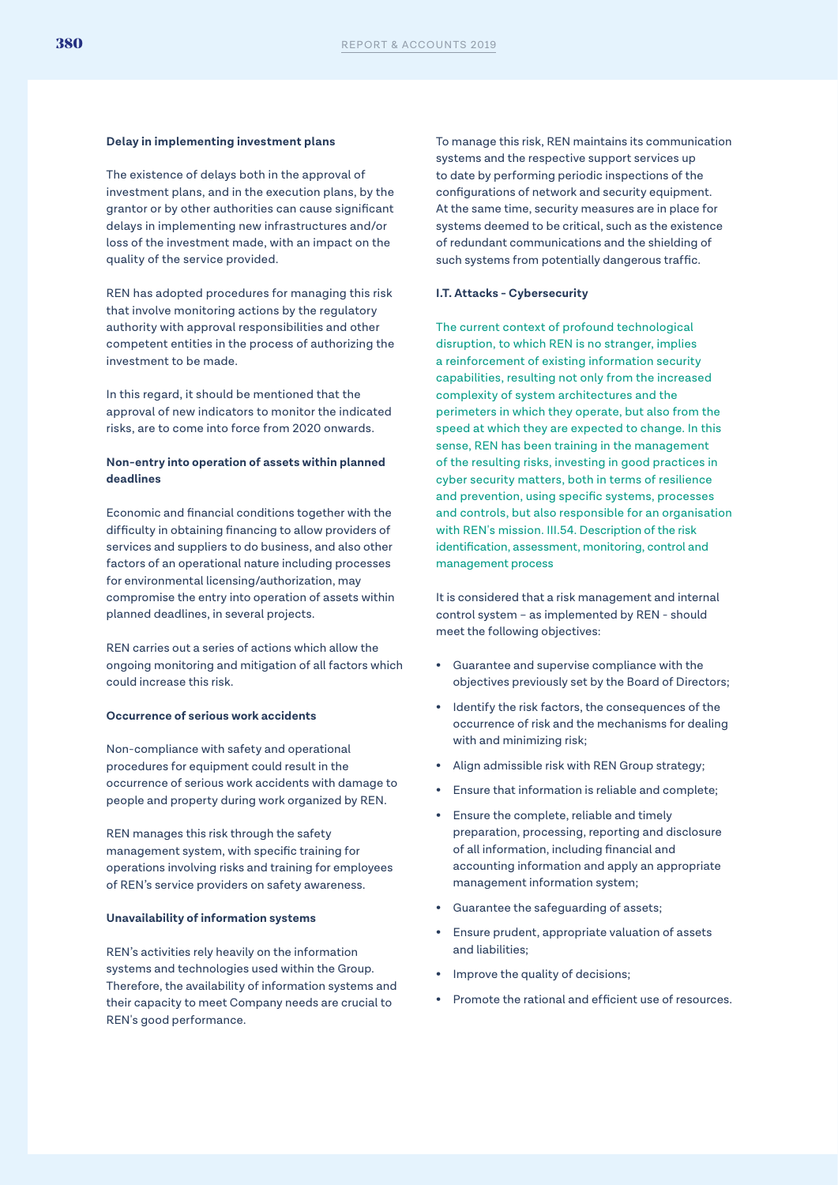**Delay in implementing investment plans**

The existence of delays both in the approval of investment plans, and in the execution plans, by the grantor or by other authorities can cause significant delays in implementing new infrastructures and/or loss of the investment made, with an impact on the quality of the service provided.

REN has adopted procedures for managing this risk that involve monitoring actions by the regulatory authority with approval responsibilities and other competent entities in the process of authorizing the investment to be made.

In this regard, it should be mentioned that the approval of new indicators to monitor the indicated risks, are to come into force from 2020 onwards.

**Non-entry into operation of assets within planned deadlines**

Economic and financial conditions together with the difficulty in obtaining financing to allow providers of services and suppliers to do business, and also other factors of an operational nature including processes for environmental licensing/authorization, may compromise the entry into operation of assets within planned deadlines, in several projects.

REN carries out a series of actions which allow the ongoing monitoring and mitigation of all factors which could increase this risk.

**Occurrence of serious work accidents**

Non-compliance with safety and operational procedures for equipment could result in the occurrence of serious work accidents with damage to people and property during work organized by REN.

REN manages this risk through the safety management system, with specific training for operations involving risks and training for employees of REN's service providers on safety awareness.

**Unavailability of information systems**

REN's activities rely heavily on the information systems and technologies used within the Group. Therefore, the availability of information systems and their capacity to meet Company needs are crucial to REN's good performance.

To manage this risk, REN maintains its communication systems and the respective support services up to date by performing periodic inspections of the configurations of network and security equipment. At the same time, security measures are in place for systems deemed to be critical, such as the existence of redundant communications and the shielding of such systems from potentially dangerous traffic.

**I.T. Attacks - Cybersecurity**

The current context of profound technological disruption, to which REN is no stranger, implies a reinforcement of existing information security capabilities, resulting not only from the increased complexity of system architectures and the perimeters in which they operate, but also from the speed at which they are expected to change. In this sense, REN has been training in the management of the resulting risks, investing in good practices in cyber security matters, both in terms of resilience and prevention, using specific systems, processes and controls, but also responsible for an organisation with REN's mission. III.54. Description of the risk identification, assessment, monitoring, control and management process

It is considered that a risk management and internal control system – as implemented by REN - should meet the following objectives:

- Guarantee and supervise compliance with the objectives previously set by the Board of Directors;
- Identify the risk factors, the consequences of the occurrence of risk and the mechanisms for dealing with and minimizing risk;
- Align admissible risk with REN Group strategy;
- Ensure that information is reliable and complete;
- Ensure the complete, reliable and timely preparation, processing, reporting and disclosure of all information, including financial and accounting information and apply an appropriate management information system;
- Guarantee the safeguarding of assets;
- Ensure prudent, appropriate valuation of assets and liabilities;
- Improve the quality of decisions;
- Promote the rational and efficient use of resources.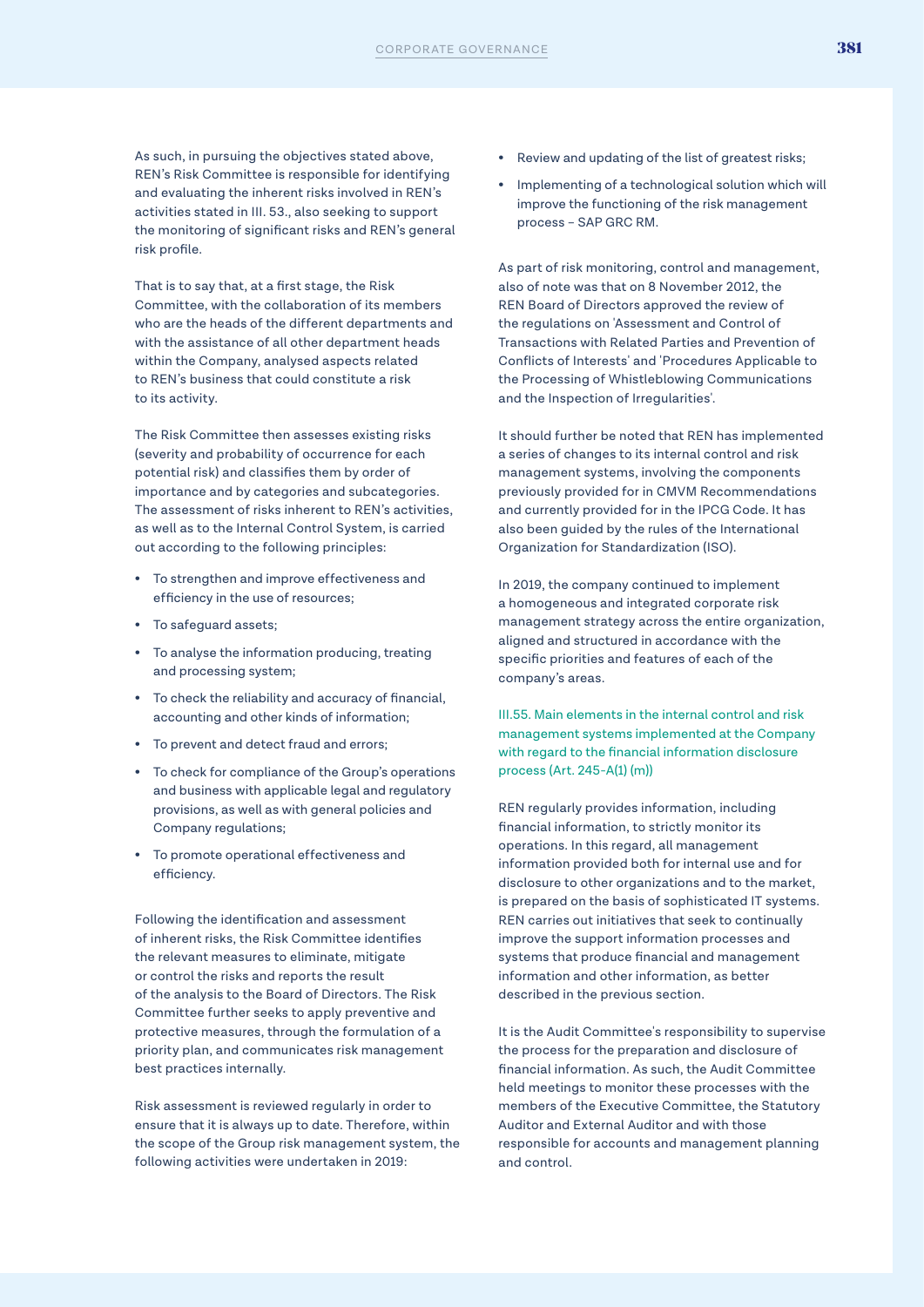As such, in pursuing the objectives stated above, REN's Risk Committee is responsible for identifying and evaluating the inherent risks involved in REN's activities stated in III. 53., also seeking to support the monitoring of significant risks and REN's general risk profile.

That is to say that, at a first stage, the Risk Committee, with the collaboration of its members who are the heads of the different departments and with the assistance of all other department heads within the Company, analysed aspects related to REN's business that could constitute a risk to its activity.

The Risk Committee then assesses existing risks (severity and probability of occurrence for each potential risk) and classifies them by order of importance and by categories and subcategories. The assessment of risks inherent to REN's activities, as well as to the Internal Control System, is carried out according to the following principles:

- To strengthen and improve effectiveness and efficiency in the use of resources;
- To safeguard assets;
- To analyse the information producing, treating and processing system;
- To check the reliability and accuracy of financial, accounting and other kinds of information;
- To prevent and detect fraud and errors;
- To check for compliance of the Group's operations and business with applicable legal and regulatory provisions, as well as with general policies and Company regulations;
- To promote operational effectiveness and efficiency.

Following the identification and assessment of inherent risks, the Risk Committee identifies the relevant measures to eliminate, mitigate or control the risks and reports the result of the analysis to the Board of Directors. The Risk Committee further seeks to apply preventive and protective measures, through the formulation of a priority plan, and communicates risk management best practices internally.

Risk assessment is reviewed regularly in order to ensure that it is always up to date. Therefore, within the scope of the Group risk management system, the following activities were undertaken in 2019:

- Review and updating of the list of greatest risks;
- Implementing of a technological solution which will improve the functioning of the risk management process – SAP GRC RM.

As part of risk monitoring, control and management, also of note was that on 8 November 2012, the REN Board of Directors approved the review of the regulations on 'Assessment and Control of Transactions with Related Parties and Prevention of Conflicts of Interests' and 'Procedures Applicable to the Processing of Whistleblowing Communications and the Inspection of Irregularities'.

It should further be noted that REN has implemented a series of changes to its internal control and risk management systems, involving the components previously provided for in CMVM Recommendations and currently provided for in the IPCG Code. It has also been guided by the rules of the International Organization for Standardization (ISO).

In 2019, the company continued to implement a homogeneous and integrated corporate risk management strategy across the entire organization, aligned and structured in accordance with the specific priorities and features of each of the company's areas.

### III.55. Main elements in the internal control and risk management systems implemented at the Company with regard to the financial information disclosure process (Art. 245-A(1) (m))

REN regularly provides information, including financial information, to strictly monitor its operations. In this regard, all management information provided both for internal use and for disclosure to other organizations and to the market, is prepared on the basis of sophisticated IT systems. REN carries out initiatives that seek to continually improve the support information processes and systems that produce financial and management information and other information, as better described in the previous section.

It is the Audit Committee's responsibility to supervise the process for the preparation and disclosure of financial information. As such, the Audit Committee held meetings to monitor these processes with the members of the Executive Committee, the Statutory Auditor and External Auditor and with those responsible for accounts and management planning and control.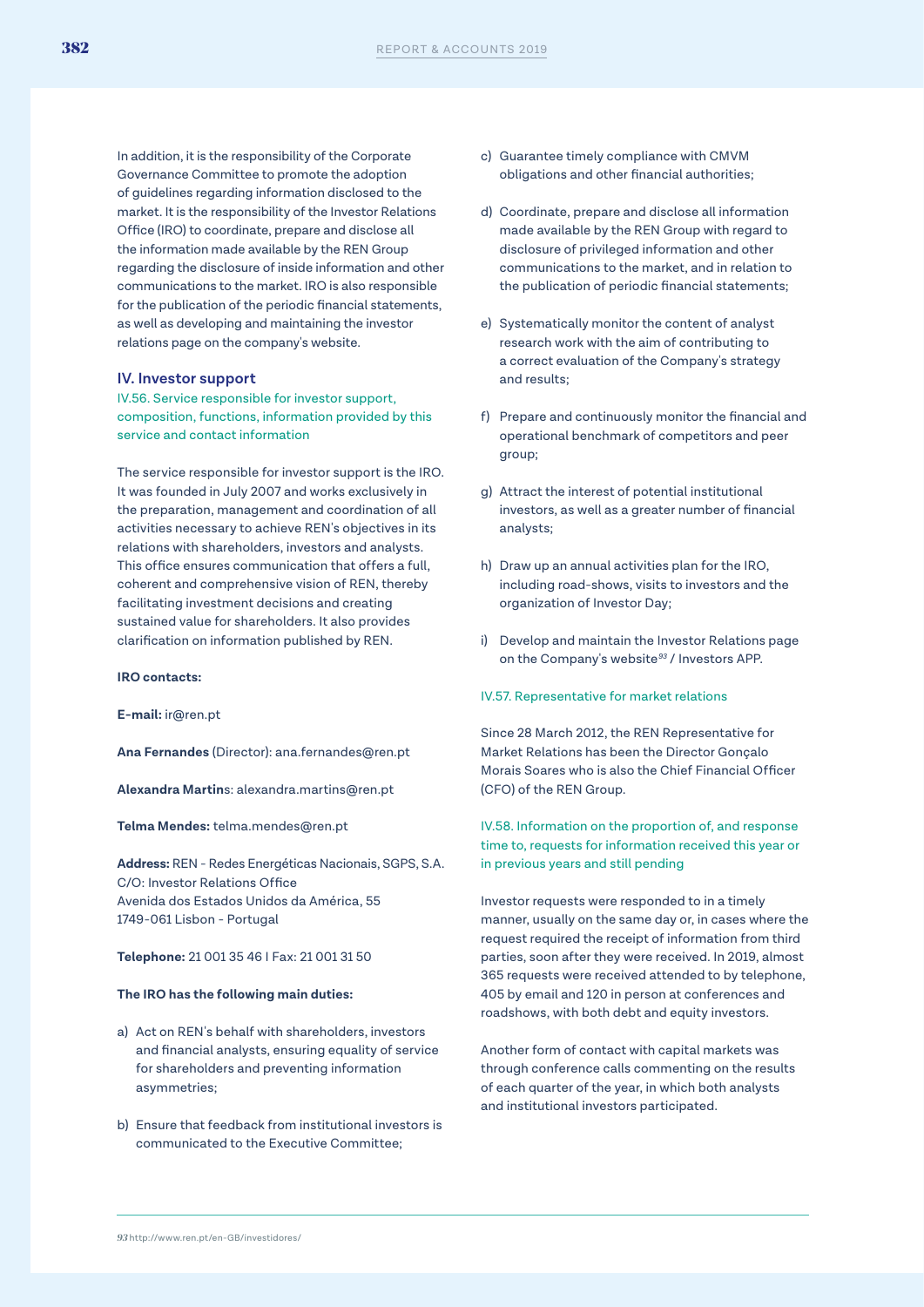In addition, it is the responsibility of the Corporate Governance Committee to promote the adoption of guidelines regarding information disclosed to the market. It is the responsibility of the Investor Relations Office (IRO) to coordinate, prepare and disclose all the information made available by the REN Group regarding the disclosure of inside information and other communications to the market. IRO is also responsible for the publication of the periodic financial statements, as well as developing and maintaining the investor relations page on the company's website.

## IV. Investor support

### IV.56. Service responsible for investor support, composition, functions, information provided by this service and contact information

The service responsible for investor support is the IRO. It was founded in July 2007 and works exclusively in the preparation, management and coordination of all activities necessary to achieve REN's objectives in its relations with shareholders, investors and analysts. This office ensures communication that offers a full, coherent and comprehensive vision of REN, thereby facilitating investment decisions and creating sustained value for shareholders. It also provides clarification on information published by REN.

**IRO contacts:**

**E-mail:** ir@ren.pt

**Ana Fernandes** (Director): ana.fernandes@ren.pt

**Alexandra Martin**s: alexandra.martins@ren.pt

**Telma Mendes:** telma.mendes@ren.pt

**Address:** REN - Redes Energéticas Nacionais, SGPS, S.A.
C/O: Investor Relations Office
Avenida dos Estados Unidos da América, 55
1749-061 Lisbon - Portugal

**Telephone:** 21 001 35 46 I Fax: 21 001 31 50

**The IRO has the following main duties:**

a) Act on REN's behalf with shareholders, investors and financial analysts, ensuring equality of service for shareholders and preventing information asymmetries;

b) Ensure that feedback from institutional investors is communicated to the Executive Committee;

c) Guarantee timely compliance with CMVM obligations and other financial authorities;

d) Coordinate, prepare and disclose all information made available by the REN Group with regard to disclosure of privileged information and other communications to the market, and in relation to the publication of periodic financial statements;

e) Systematically monitor the content of analyst research work with the aim of contributing to a correct evaluation of the Company's strategy and results;

f) Prepare and continuously monitor the financial and operational benchmark of competitors and peer group;

g) Attract the interest of potential institutional investors, as well as a greater number of financial analysts;

h) Draw up an annual activities plan for the IRO, including road-shows, visits to investors and the organization of Investor Day;

i) Develop and maintain the Investor Relations page on the Company's website[93] / Investors APP.

### IV.57. Representative for market relations

Since 28 March 2012, the REN Representative for Market Relations has been the Director Gonçalo Morais Soares who is also the Chief Financial Officer (CFO) of the REN Group.

### IV.58. Information on the proportion of, and response time to, requests for information received this year or in previous years and still pending

Investor requests were responded to in a timely manner, usually on the same day or, in cases where the request required the receipt of information from third parties, soon after they were received. In 2019, almost 365 requests were received attended to by telephone, 405 by email and 120 in person at conferences and roadshows, with both debt and equity investors.

Another form of contact with capital markets was through conference calls commenting on the results of each quarter of the year, in which both analysts and institutional investors participated.

---

93 http://www.ren.pt/en-GB/investidores/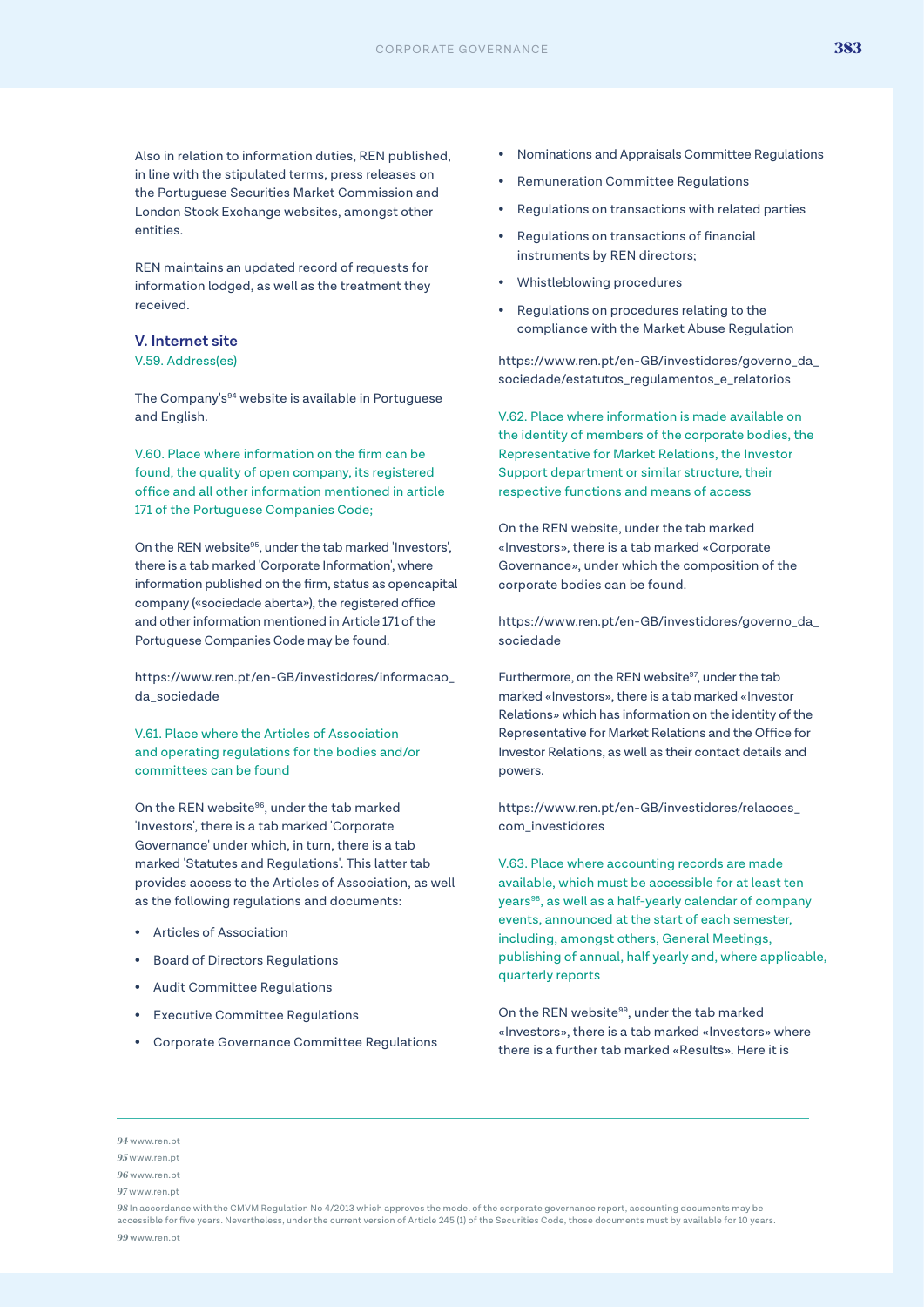Also in relation to information duties, REN published, in line with the stipulated terms, press releases on the Portuguese Securities Market Commission and London Stock Exchange websites, amongst other entities.

REN maintains an updated record of requests for information lodged, as well as the treatment they received.

### V. Internet site

V.59. Address(es)

The Company's[94] website is available in Portuguese and English.

V.60. Place where information on the firm can be found, the quality of open company, its registered office and all other information mentioned in article 171 of the Portuguese Companies Code;

On the REN website[95], under the tab marked 'Investors', there is a tab marked 'Corporate Information', where information published on the firm, status as opencapital company («sociedade aberta»), the registered office and other information mentioned in Article 171 of the Portuguese Companies Code may be found.

https://www.ren.pt/en-GB/investidores/informacao_da_sociedade

V.61. Place where the Articles of Association and operating regulations for the bodies and/or committees can be found

On the REN website[96], under the tab marked 'Investors', there is a tab marked 'Corporate Governance' under which, in turn, there is a tab marked 'Statutes and Regulations'. This latter tab provides access to the Articles of Association, as well as the following regulations and documents:

- Articles of Association
- Board of Directors Regulations
- Audit Committee Regulations
- Executive Committee Regulations
- Corporate Governance Committee Regulations
- Nominations and Appraisals Committee Regulations
- Remuneration Committee Regulations
- Regulations on transactions with related parties
- Regulations on transactions of financial instruments by REN directors;
- Whistleblowing procedures
- Regulations on procedures relating to the compliance with the Market Abuse Regulation

https://www.ren.pt/en-GB/investidores/governo_da_sociedade/estatutos_regulamentos_e_relatorios

V.62. Place where information is made available on the identity of members of the corporate bodies, the Representative for Market Relations, the Investor Support department or similar structure, their respective functions and means of access

On the REN website, under the tab marked «Investors», there is a tab marked «Corporate Governance», under which the composition of the corporate bodies can be found.

https://www.ren.pt/en-GB/investidores/governo_da_sociedade

Furthermore, on the REN website[97], under the tab marked «Investors», there is a tab marked «Investor Relations» which has information on the identity of the Representative for Market Relations and the Office for Investor Relations, as well as their contact details and powers.

https://www.ren.pt/en-GB/investidores/relacoes_com_investidores

V.63. Place where accounting records are made available, which must be accessible for at least ten years[98], as well as a half-yearly calendar of company events, announced at the start of each semester, including, amongst others, General Meetings, publishing of annual, half yearly and, where applicable, quarterly reports

On the REN website[99], under the tab marked «Investors», there is a tab marked «Investors» where there is a further tab marked «Results». Here it is

---

[94] www.ren.pt

[95] www.ren.pt

[96] www.ren.pt

[97] www.ren.pt

[98] In accordance with the CMVM Regulation No 4/2013 which approves the model of the corporate governance report, accounting documents may be accessible for five years. Nevertheless, under the current version of Article 245 (1) of the Securities Code, those documents must by available for 10 years.

[99] www.ren.pt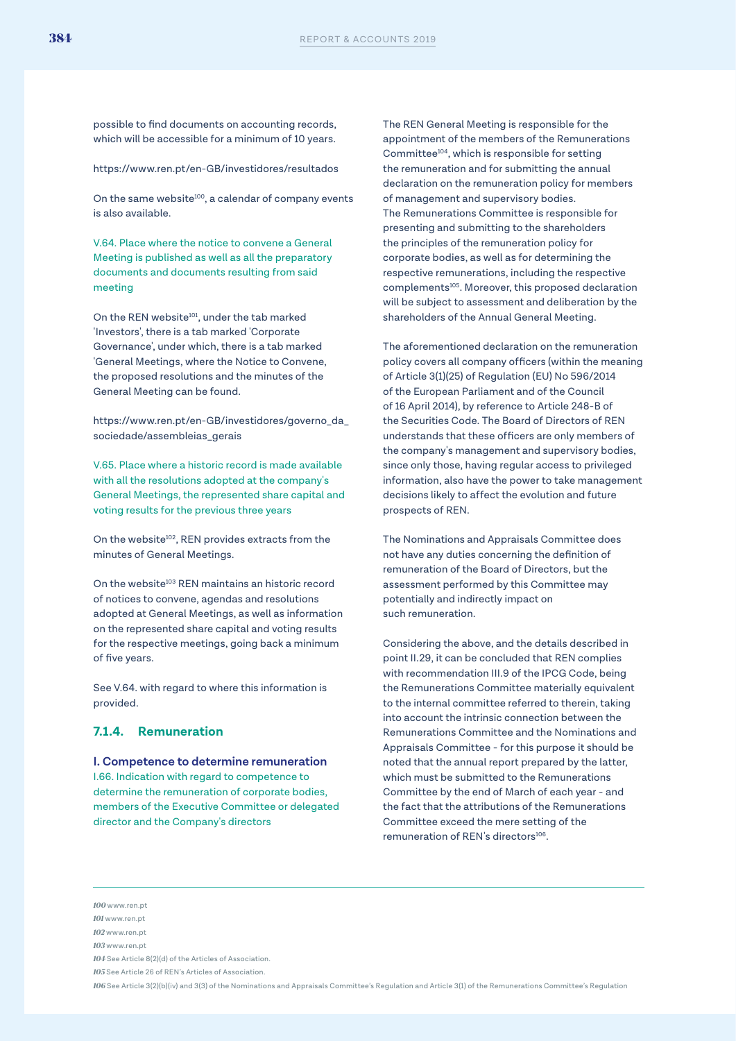possible to find documents on accounting records, which will be accessible for a minimum of 10 years.

https://www.ren.pt/en-GB/investidores/resultados

On the same website[100], a calendar of company events is also available.

V.64. Place where the notice to convene a General Meeting is published as well as all the preparatory documents and documents resulting from said meeting

On the REN website[101], under the tab marked 'Investors', there is a tab marked 'Corporate Governance', under which, there is a tab marked 'General Meetings, where the Notice to Convene, the proposed resolutions and the minutes of the General Meeting can be found.

https://www.ren.pt/en-GB/investidores/governo_da_sociedade/assembleias_gerais

V.65. Place where a historic record is made available with all the resolutions adopted at the company's General Meetings, the represented share capital and voting results for the previous three years

On the website[102], REN provides extracts from the minutes of General Meetings.

On the website[103] REN maintains an historic record of notices to convene, agendas and resolutions adopted at General Meetings, as well as information on the represented share capital and voting results for the respective meetings, going back a minimum of five years.

See V.64. with regard to where this information is provided.

### 7.1.4. Remuneration

#### I. Competence to determine remuneration

I.66. Indication with regard to competence to determine the remuneration of corporate bodies, members of the Executive Committee or delegated director and the Company's directors

The REN General Meeting is responsible for the appointment of the members of the Remunerations Committee[104], which is responsible for setting the remuneration and for submitting the annual declaration on the remuneration policy for members of management and supervisory bodies.
The Remunerations Committee is responsible for presenting and submitting to the shareholders the principles of the remuneration policy for corporate bodies, as well as for determining the respective remunerations, including the respective complements[105]. Moreover, this proposed declaration will be subject to assessment and deliberation by the shareholders of the Annual General Meeting.

The aforementioned declaration on the remuneration policy covers all company officers (within the meaning of Article 3(1)(25) of Regulation (EU) No 596/2014 of the European Parliament and of the Council of 16 April 2014), by reference to Article 248-B of the Securities Code. The Board of Directors of REN understands that these officers are only members of the company's management and supervisory bodies, since only those, having regular access to privileged information, also have the power to take management decisions likely to affect the evolution and future prospects of REN.

The Nominations and Appraisals Committee does not have any duties concerning the definition of remuneration of the Board of Directors, but the assessment performed by this Committee may potentially and indirectly impact on such remuneration.

Considering the above, and the details described in point II.29, it can be concluded that REN complies with recommendation III.9 of the IPCG Code, being the Remunerations Committee materially equivalent to the internal committee referred to therein, taking into account the intrinsic connection between the Remunerations Committee and the Nominations and Appraisals Committee - for this purpose it should be noted that the annual report prepared by the latter, which must be submitted to the Remunerations Committee by the end of March of each year - and the fact that the attributions of the Remunerations Committee exceed the mere setting of the remuneration of REN's directors[106].

---

*100* www.ren.pt
*101* www.ren.pt
*102* www.ren.pt
*103* www.ren.pt
*104* See Article 8(2)(d) of the Articles of Association.
*105* See Article 26 of REN's Articles of Association.
*106* See Article 3(2)(b)(iv) and 3(3) of the Nominations and Appraisals Committee's Regulation and Article 3(1) of the Remunerations Committee's Regulation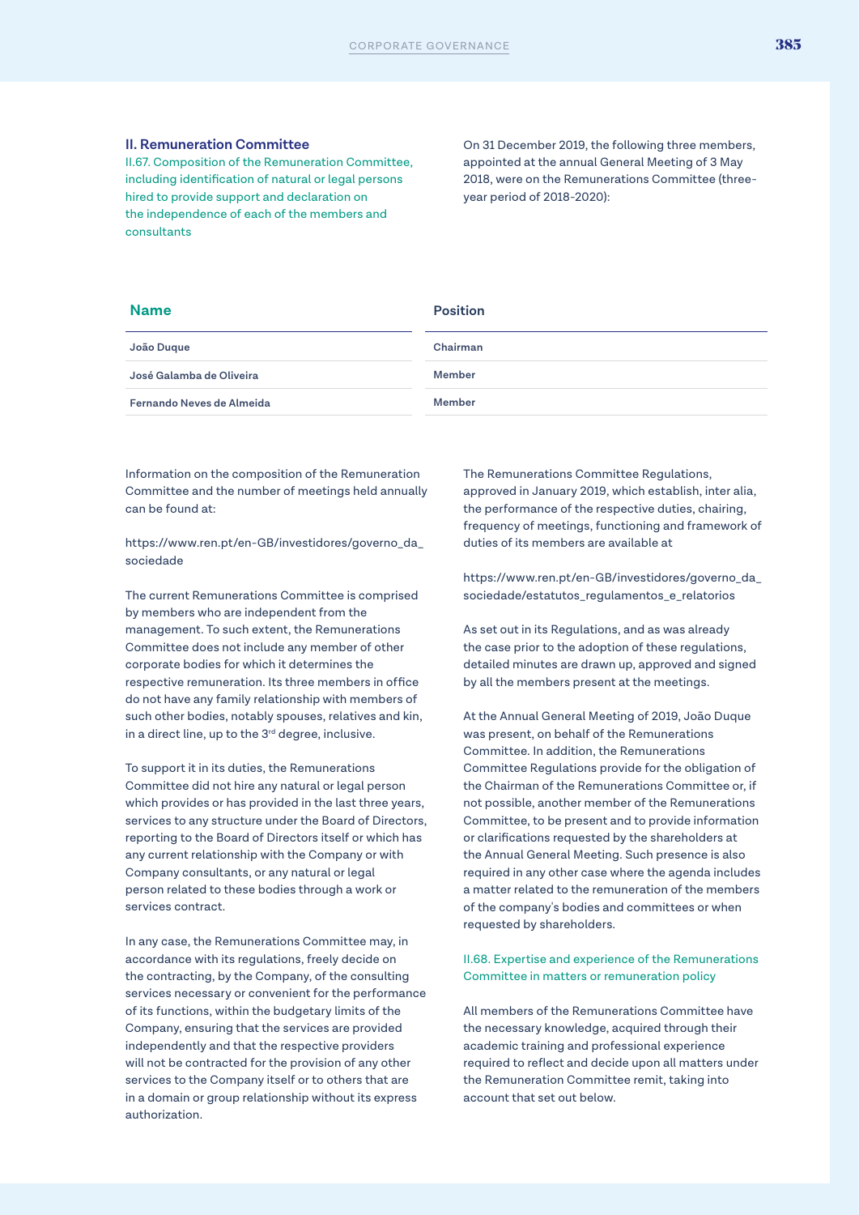## II. Remuneration Committee

### II.67. Composition of the Remuneration Committee, including identification of natural or legal persons hired to provide support and declaration on the independence of each of the members and consultants

On 31 December 2019, the following three members, appointed at the annual General Meeting of 3 May 2018, were on the Remunerations Committee (three-year period of 2018-2020):

| Name | Position |
|---|---|
| João Duque | Chairman |
| José Galamba de Oliveira | Member |
| Fernando Neves de Almeida | Member |

Information on the composition of the Remuneration Committee and the number of meetings held annually can be found at:

https://www.ren.pt/en-GB/investidores/governo_da_sociedade

The current Remunerations Committee is comprised by members who are independent from the management. To such extent, the Remunerations Committee does not include any member of other corporate bodies for which it determines the respective remuneration. Its three members in office do not have any family relationship with members of such other bodies, notably spouses, relatives and kin, in a direct line, up to the 3rd degree, inclusive.

To support it in its duties, the Remunerations Committee did not hire any natural or legal person which provides or has provided in the last three years, services to any structure under the Board of Directors, reporting to the Board of Directors itself or which has any current relationship with the Company or with Company consultants, or any natural or legal person related to these bodies through a work or services contract.

In any case, the Remunerations Committee may, in accordance with its regulations, freely decide on the contracting, by the Company, of the consulting services necessary or convenient for the performance of its functions, within the budgetary limits of the Company, ensuring that the services are provided independently and that the respective providers will not be contracted for the provision of any other services to the Company itself or to others that are in a domain or group relationship without its express authorization.

The Remunerations Committee Regulations, approved in January 2019, which establish, inter alia, the performance of the respective duties, chairing, frequency of meetings, functioning and framework of duties of its members are available at

https://www.ren.pt/en-GB/investidores/governo_da_sociedade/estatutos_regulamentos_e_relatorios

As set out in its Regulations, and as was already the case prior to the adoption of these regulations, detailed minutes are drawn up, approved and signed by all the members present at the meetings.

At the Annual General Meeting of 2019, João Duque was present, on behalf of the Remunerations Committee. In addition, the Remunerations Committee Regulations provide for the obligation of the Chairman of the Remunerations Committee or, if not possible, another member of the Remunerations Committee, to be present and to provide information or clarifications requested by the shareholders at the Annual General Meeting. Such presence is also required in any other case where the agenda includes a matter related to the remuneration of the members of the company's bodies and committees or when requested by shareholders.

### II.68. Expertise and experience of the Remunerations Committee in matters or remuneration policy

All members of the Remunerations Committee have the necessary knowledge, acquired through their academic training and professional experience required to reflect and decide upon all matters under the Remuneration Committee remit, taking into account that set out below.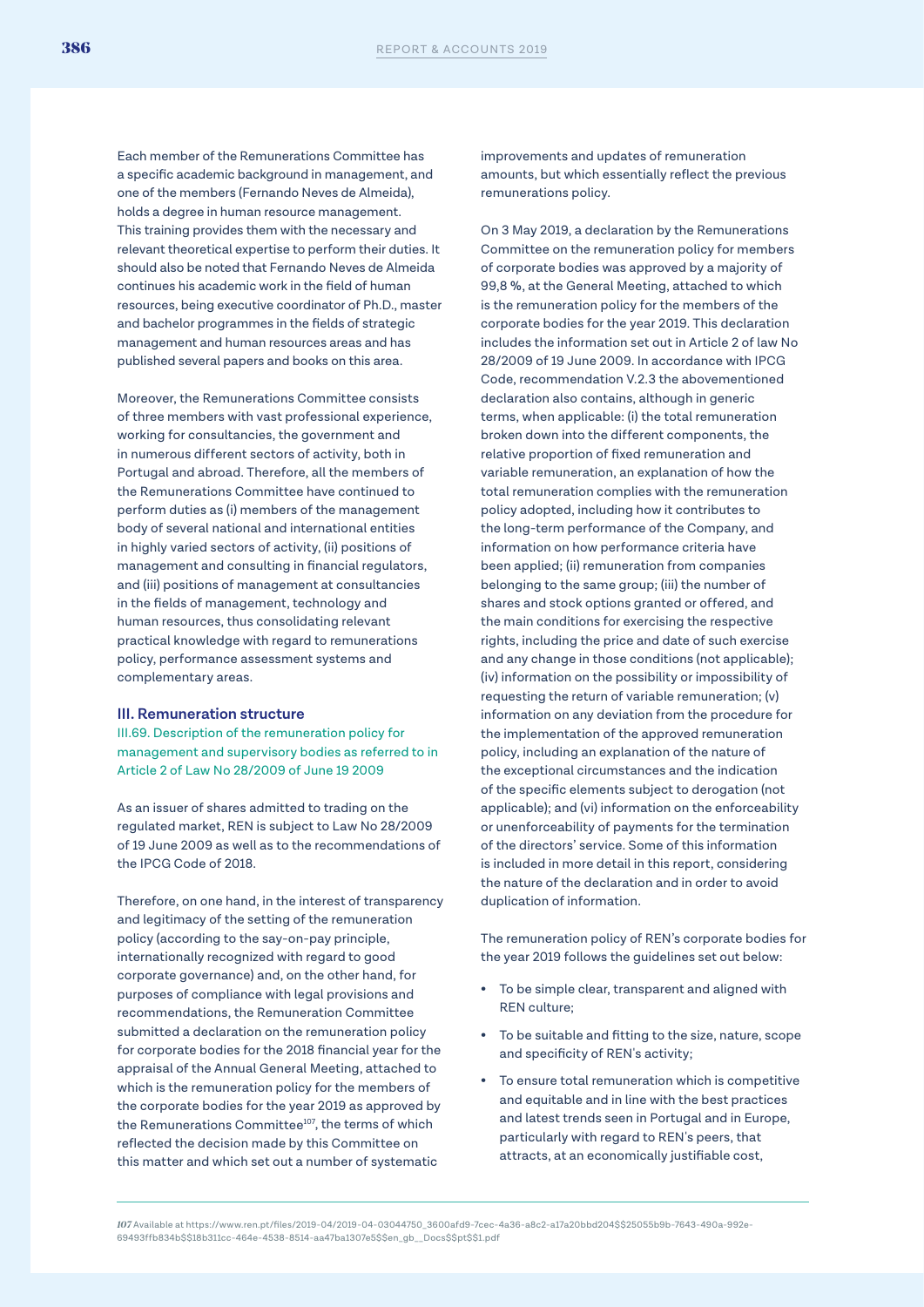Each member of the Remunerations Committee has a specific academic background in management, and one of the members (Fernando Neves de Almeida), holds a degree in human resource management. This training provides them with the necessary and relevant theoretical expertise to perform their duties. It should also be noted that Fernando Neves de Almeida continues his academic work in the field of human resources, being executive coordinator of Ph.D., master and bachelor programmes in the fields of strategic management and human resources areas and has published several papers and books on this area.

Moreover, the Remunerations Committee consists of three members with vast professional experience, working for consultancies, the government and in numerous different sectors of activity, both in Portugal and abroad. Therefore, all the members of the Remunerations Committee have continued to perform duties as (i) members of the management body of several national and international entities in highly varied sectors of activity, (ii) positions of management and consulting in financial regulators, and (iii) positions of management at consultancies in the fields of management, technology and human resources, thus consolidating relevant practical knowledge with regard to remunerations policy, performance assessment systems and complementary areas.

## III. Remuneration structure

### III.69. Description of the remuneration policy for management and supervisory bodies as referred to in Article 2 of Law No 28/2009 of June 19 2009

As an issuer of shares admitted to trading on the regulated market, REN is subject to Law No 28/2009 of 19 June 2009 as well as to the recommendations of the IPCG Code of 2018.

Therefore, on one hand, in the interest of transparency and legitimacy of the setting of the remuneration policy (according to the say-on-pay principle, internationally recognized with regard to good corporate governance) and, on the other hand, for purposes of compliance with legal provisions and recommendations, the Remuneration Committee submitted a declaration on the remuneration policy for corporate bodies for the 2018 financial year for the appraisal of the Annual General Meeting, attached to which is the remuneration policy for the members of the corporate bodies for the year 2019 as approved by the Remunerations Committee[107], the terms of which reflected the decision made by this Committee on this matter and which set out a number of systematic improvements and updates of remuneration amounts, but which essentially reflect the previous remunerations policy.

On 3 May 2019, a declaration by the Remunerations Committee on the remuneration policy for members of corporate bodies was approved by a majority of 99,8 %, at the General Meeting, attached to which is the remuneration policy for the members of the corporate bodies for the year 2019. This declaration includes the information set out in Article 2 of law No 28/2009 of 19 June 2009. In accordance with IPCG Code, recommendation V.2.3 the abovementioned declaration also contains, although in generic terms, when applicable: (i) the total remuneration broken down into the different components, the relative proportion of fixed remuneration and variable remuneration, an explanation of how the total remuneration complies with the remuneration policy adopted, including how it contributes to the long-term performance of the Company, and information on how performance criteria have been applied; (ii) remuneration from companies belonging to the same group; (iii) the number of shares and stock options granted or offered, and the main conditions for exercising the respective rights, including the price and date of such exercise and any change in those conditions (not applicable); (iv) information on the possibility or impossibility of requesting the return of variable remuneration; (v) information on any deviation from the procedure for the implementation of the approved remuneration policy, including an explanation of the nature of the exceptional circumstances and the indication of the specific elements subject to derogation (not applicable); and (vi) information on the enforceability or unenforceability of payments for the termination of the directors' service. Some of this information is included in more detail in this report, considering the nature of the declaration and in order to avoid duplication of information.

The remuneration policy of REN's corporate bodies for the year 2019 follows the guidelines set out below:

- To be simple clear, transparent and aligned with REN culture;
- To be suitable and fitting to the size, nature, scope and specificity of REN's activity;
- To ensure total remuneration which is competitive and equitable and in line with the best practices and latest trends seen in Portugal and in Europe, particularly with regard to REN's peers, that attracts, at an economically justifiable cost,

[107] Available at https://www.ren.pt/files/2019-04/2019-04-03044750_3600afd9-7cec-4a36-a8c2-a17a20bbd204$$25055b9b-7643-490a-992e-69493ffb834b$$18b311cc-464e-4538-8514-aa47ba1307e5$$en_gb__Docs$$pt$$1.pdf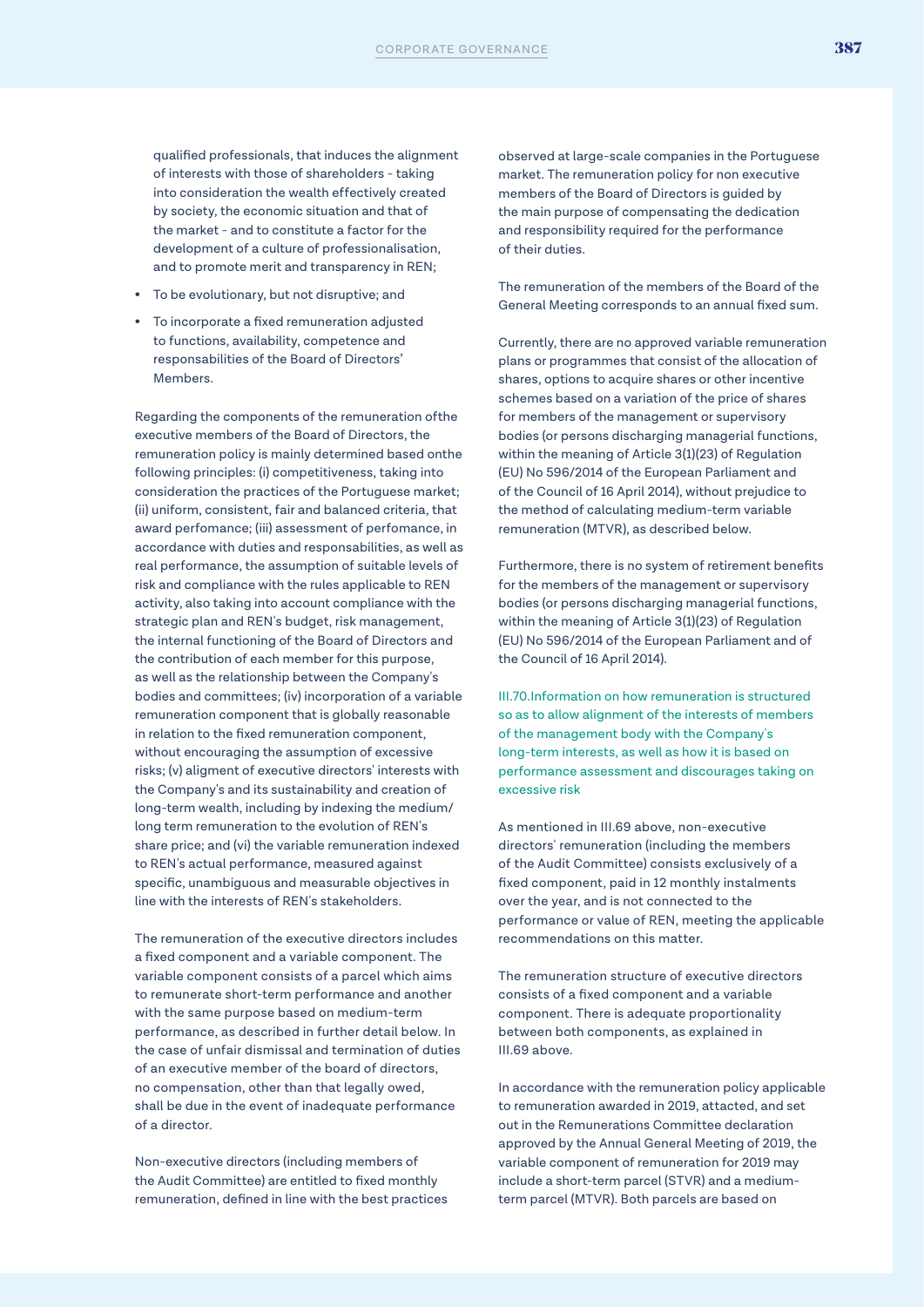qualified professionals, that induces the alignment of interests with those of shareholders - taking into consideration the wealth effectively created by society, the economic situation and that of the market - and to constitute a factor for the development of a culture of professionalisation, and to promote merit and transparency in REN;

- To be evolutionary, but not disruptive; and
- To incorporate a fixed remuneration adjusted to functions, availability, competence and responsabilities of the Board of Directors' Members.

Regarding the components of the remuneration ofthe executive members of the Board of Directors, the remuneration policy is mainly determined based onthe following principles: (i) competitiveness, taking into consideration the practices of the Portuguese market; (ii) uniform, consistent, fair and balanced criteria, that award perfomance; (iii) assessment of perfomance, in accordance with duties and responsabilities, as well as real performance, the assumption of suitable levels of risk and compliance with the rules applicable to REN activity, also taking into account compliance with the strategic plan and REN's budget, risk management, the internal functioning of the Board of Directors and the contribution of each member for this purpose, as well as the relationship between the Company's bodies and committees; (iv) incorporation of a variable remuneration component that is globally reasonable in relation to the fixed remuneration component, without encouraging the assumption of excessive risks; (v) aligment of executive directors' interests with the Company's and its sustainability and creation of long-term wealth, including by indexing the medium/long term remuneration to the evolution of REN's share price; and (vi) the variable remuneration indexed to REN's actual performance, measured against specific, unambiguous and measurable objectives in line with the interests of REN's stakeholders.

The remuneration of the executive directors includes a fixed component and a variable component. The variable component consists of a parcel which aims to remunerate short-term performance and another with the same purpose based on medium-term performance, as described in further detail below. In the case of unfair dismissal and termination of duties of an executive member of the board of directors, no compensation, other than that legally owed, shall be due in the event of inadequate performance of a director.

Non-executive directors (including members of the Audit Committee) are entitled to fixed monthly remuneration, defined in line with the best practices observed at large-scale companies in the Portuguese market. The remuneration policy for non executive members of the Board of Directors is guided by the main purpose of compensating the dedication and responsibility required for the performance of their duties.

The remuneration of the members of the Board of the General Meeting corresponds to an annual fixed sum.

Currently, there are no approved variable remuneration plans or programmes that consist of the allocation of shares, options to acquire shares or other incentive schemes based on a variation of the price of shares for members of the management or supervisory bodies (or persons discharging managerial functions, within the meaning of Article 3(1)(23) of Regulation (EU) No 596/2014 of the European Parliament and of the Council of 16 April 2014), without prejudice to the method of calculating medium-term variable remuneration (MTVR), as described below.

Furthermore, there is no system of retirement benefits for the members of the management or supervisory bodies (or persons discharging managerial functions, within the meaning of Article 3(1)(23) of Regulation (EU) No 596/2014 of the European Parliament and of the Council of 16 April 2014).

### III.70.Information on how remuneration is structured so as to allow alignment of the interests of members of the management body with the Company's long-term interests, as well as how it is based on performance assessment and discourages taking on excessive risk

As mentioned in III.69 above, non-executive directors' remuneration (including the members of the Audit Committee) consists exclusively of a fixed component, paid in 12 monthly instalments over the year, and is not connected to the performance or value of REN, meeting the applicable recommendations on this matter.

The remuneration structure of executive directors consists of a fixed component and a variable component. There is adequate proportionality between both components, as explained in III.69 above.

In accordance with the remuneration policy applicable to remuneration awarded in 2019, attacted, and set out in the Remunerations Committee declaration approved by the Annual General Meeting of 2019, the variable component of remuneration for 2019 may include a short-term parcel (STVR) and a medium-term parcel (MTVR). Both parcels are based on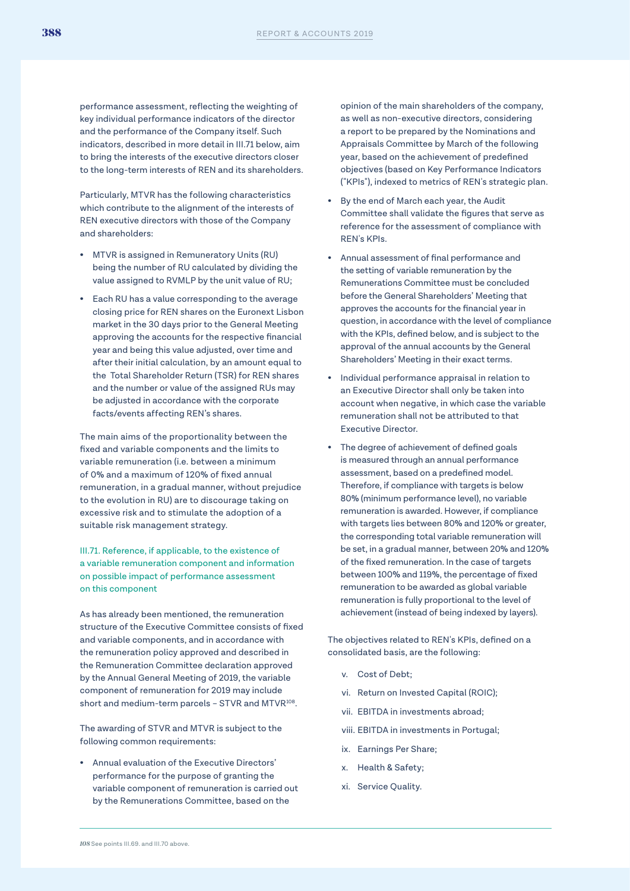performance assessment, reflecting the weighting of key individual performance indicators of the director and the performance of the Company itself. Such indicators, described in more detail in III.71 below, aim to bring the interests of the executive directors closer to the long-term interests of REN and its shareholders.

Particularly, MTVR has the following characteristics which contribute to the alignment of the interests of REN executive directors with those of the Company and shareholders:

- MTVR is assigned in Remuneratory Units (RU) being the number of RU calculated by dividing the value assigned to RVMLP by the unit value of RU;
- Each RU has a value corresponding to the average closing price for REN shares on the Euronext Lisbon market in the 30 days prior to the General Meeting approving the accounts for the respective financial year and being this value adjusted, over time and after their initial calculation, by an amount equal to the Total Shareholder Return (TSR) for REN shares and the number or value of the assigned RUs may be adjusted in accordance with the corporate facts/events affecting REN's shares.

The main aims of the proportionality between the fixed and variable components and the limits to variable remuneration (i.e. between a minimum of 0% and a maximum of 120% of fixed annual remuneration, in a gradual manner, without prejudice to the evolution in RU) are to discourage taking on excessive risk and to stimulate the adoption of a suitable risk management strategy.

### III.71. Reference, if applicable, to the existence of a variable remuneration component and information on possible impact of performance assessment on this component

As has already been mentioned, the remuneration structure of the Executive Committee consists of fixed and variable components, and in accordance with the remuneration policy approved and described in the Remuneration Committee declaration approved by the Annual General Meeting of 2019, the variable component of remuneration for 2019 may include short and medium-term parcels – STVR and MTVR[108].

The awarding of STVR and MTVR is subject to the following common requirements:

- Annual evaluation of the Executive Directors' performance for the purpose of granting the variable component of remuneration is carried out by the Remunerations Committee, based on the opinion of the main shareholders of the company, as well as non-executive directors, considering a report to be prepared by the Nominations and Appraisals Committee by March of the following year, based on the achievement of predefined objectives (based on Key Performance Indicators ("KPIs"), indexed to metrics of REN's strategic plan.
- By the end of March each year, the Audit Committee shall validate the figures that serve as reference for the assessment of compliance with REN's KPIs.
- Annual assessment of final performance and the setting of variable remuneration by the Remunerations Committee must be concluded before the General Shareholders' Meeting that approves the accounts for the financial year in question, in accordance with the level of compliance with the KPIs, defined below, and is subject to the approval of the annual accounts by the General Shareholders' Meeting in their exact terms.
- Individual performance appraisal in relation to an Executive Director shall only be taken into account when negative, in which case the variable remuneration shall not be attributed to that Executive Director.
- The degree of achievement of defined goals is measured through an annual performance assessment, based on a predefined model. Therefore, if compliance with targets is below 80% (minimum performance level), no variable remuneration is awarded. However, if compliance with targets lies between 80% and 120% or greater, the corresponding total variable remuneration will be set, in a gradual manner, between 20% and 120% of the fixed remuneration. In the case of targets between 100% and 119%, the percentage of fixed remuneration to be awarded as global variable remuneration is fully proportional to the level of achievement (instead of being indexed by layers).

The objectives related to REN's KPIs, defined on a consolidated basis, are the following:

v. Cost of Debt;

vi. Return on Invested Capital (ROIC);

vii. EBITDA in investments abroad;

viii. EBITDA in investments in Portugal;

ix. Earnings Per Share;

x. Health & Safety;

xi. Service Quality.

---

108 See points III.69. and III.70 above.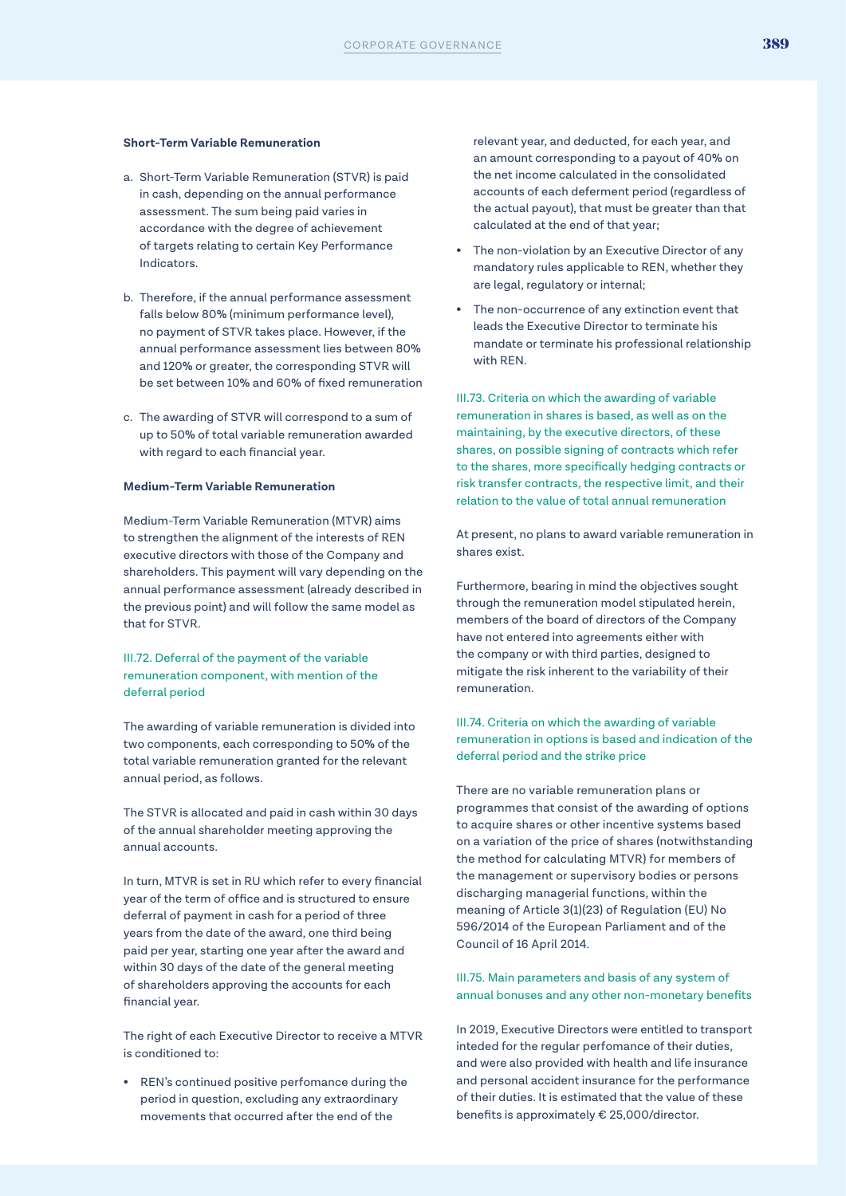**Short-Term Variable Remuneration**

a. Short-Term Variable Remuneration (STVR) is paid in cash, depending on the annual performance assessment. The sum being paid varies in accordance with the degree of achievement of targets relating to certain Key Performance Indicators.

b. Therefore, if the annual performance assessment falls below 80% (minimum performance level), no payment of STVR takes place. However, if the annual performance assessment lies between 80% and 120% or greater, the corresponding STVR will be set between 10% and 60% of fixed remuneration

c. The awarding of STVR will correspond to a sum of up to 50% of total variable remuneration awarded with regard to each financial year.

**Medium-Term Variable Remuneration**

Medium-Term Variable Remuneration (MTVR) aims to strengthen the alignment of the interests of REN executive directors with those of the Company and shareholders. This payment will vary depending on the annual performance assessment (already described in the previous point) and will follow the same model as that for STVR.

### III.72. Deferral of the payment of the variable remuneration component, with mention of the deferral period

The awarding of variable remuneration is divided into two components, each corresponding to 50% of the total variable remuneration granted for the relevant annual period, as follows.

The STVR is allocated and paid in cash within 30 days of the annual shareholder meeting approving the annual accounts.

In turn, MTVR is set in RU which refer to every financial year of the term of office and is structured to ensure deferral of payment in cash for a period of three years from the date of the award, one third being paid per year, starting one year after the award and within 30 days of the date of the general meeting of shareholders approving the accounts for each financial year.

The right of each Executive Director to receive a MTVR is conditioned to:

- REN's continued positive perfomance during the period in question, excluding any extraordinary movements that occurred after the end of the relevant year, and deducted, for each year, and an amount corresponding to a payout of 40% on the net income calculated in the consolidated accounts of each deferment period (regardless of the actual payout), that must be greater than that calculated at the end of that year;
- The non-violation by an Executive Director of any mandatory rules applicable to REN, whether they are legal, regulatory or internal;
- The non-occurrence of any extinction event that leads the Executive Director to terminate his mandate or terminate his professional relationship with REN.

### III.73. Criteria on which the awarding of variable remuneration in shares is based, as well as on the maintaining, by the executive directors, of these shares, on possible signing of contracts which refer to the shares, more specifically hedging contracts or risk transfer contracts, the respective limit, and their relation to the value of total annual remuneration

At present, no plans to award variable remuneration in shares exist.

Furthermore, bearing in mind the objectives sought through the remuneration model stipulated herein, members of the board of directors of the Company have not entered into agreements either with the company or with third parties, designed to mitigate the risk inherent to the variability of their remuneration.

### III.74. Criteria on which the awarding of variable remuneration in options is based and indication of the deferral period and the strike price

There are no variable remuneration plans or programmes that consist of the awarding of options to acquire shares or other incentive systems based on a variation of the price of shares (notwithstanding the method for calculating MTVR) for members of the management or supervisory bodies or persons discharging managerial functions, within the meaning of Article 3(1)(23) of Regulation (EU) No 596/2014 of the European Parliament and of the Council of 16 April 2014.

### III.75. Main parameters and basis of any system of annual bonuses and any other non-monetary benefits

In 2019, Executive Directors were entitled to transport inteded for the regular perfomance of their duties, and were also provided with health and life insurance and personal accident insurance for the performance of their duties. It is estimated that the value of these benefits is approximately € 25,000/director.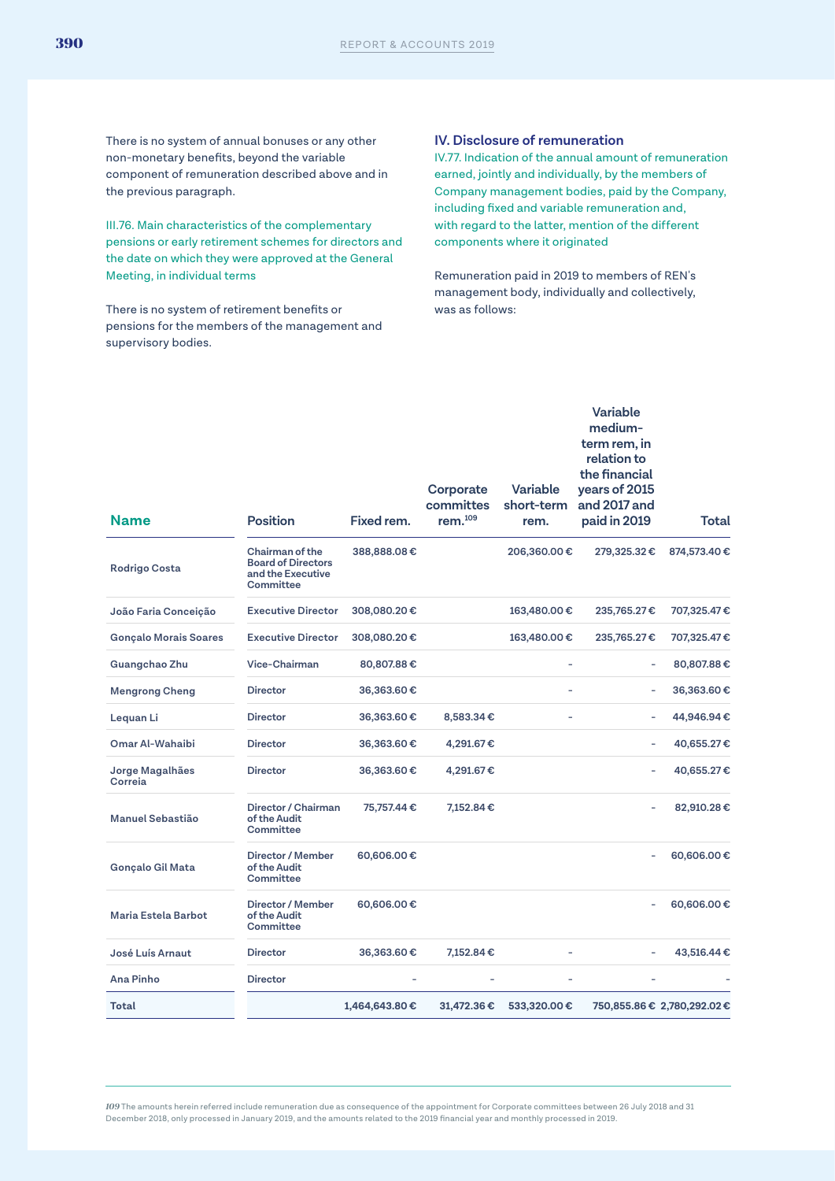There is no system of annual bonuses or any other non-monetary benefits, beyond the variable component of remuneration described above and in the previous paragraph.

III.76. Main characteristics of the complementary pensions or early retirement schemes for directors and the date on which they were approved at the General Meeting, in individual terms

There is no system of retirement benefits or pensions for the members of the management and supervisory bodies.

## IV. Disclosure of remuneration

IV.77. Indication of the annual amount of remuneration earned, jointly and individually, by the members of Company management bodies, paid by the Company, including fixed and variable remuneration and, with regard to the latter, mention of the different components where it originated

Remuneration paid in 2019 to members of REN's management body, individually and collectively, was as follows:

| Name | Position | Fixed rem. | Corporate committes rem.[109] | Variable short-term rem. | Variable medium-term rem, in relation to the financial years of 2015 and 2017 and paid in 2019 | Total |
|---|---|---|---|---|---|---|
| Rodrigo Costa | Chairman of the Board of Directors and the Executive Committee | 388,888.08 € | | 206,360.00 € | 279,325.32 € | 874,573.40 € |
| João Faria Conceição | Executive Director | 308,080.20 € | | 163,480.00 € | 235,765.27 € | 707,325.47 € |
| Gonçalo Morais Soares | Executive Director | 308,080.20 € | | 163,480.00 € | 235,765.27 € | 707,325.47 € |
| Guangchao Zhu | Vice-Chairman | 80,807.88 € | | - | - | 80,807.88 € |
| Mengrong Cheng | Director | 36,363.60 € | | - | - | 36,363.60 € |
| Lequan Li | Director | 36,363.60 € | 8,583.34 € | - | - | 44,946.94 € |
| Omar Al-Wahaibi | Director | 36,363.60 € | 4,291.67 € | | - | 40,655.27 € |
| Jorge Magalhães Correia | Director | 36,363.60 € | 4,291.67 € | | - | 40,655.27 € |
| Manuel Sebastião | Director / Chairman of the Audit Committee | 75,757.44 € | 7,152.84 € | | - | 82,910.28 € |
| Gonçalo Gil Mata | Director / Member of the Audit Committee | 60,606.00 € | | | - | 60,606.00 € |
| Maria Estela Barbot | Director / Member of the Audit Committee | 60,606.00 € | | | - | 60,606.00 € |
| José Luís Arnaut | Director | 36,363.60 € | 7,152.84 € | - | - | 43,516.44 € |
| Ana Pinho | Director | - | - | - | - | - |
| **Total** | | **1,464,643.80 €** | **31,472.36 €** | **533,320.00 €** | **750,855.86 €** | **2,780,292.02 €** |

[109] The amounts herein referred include remuneration due as consequence of the appointment for Corporate committees between 26 July 2018 and 31 December 2018, only processed in January 2019, and the amounts related to the 2019 financial year and monthly processed in 2019.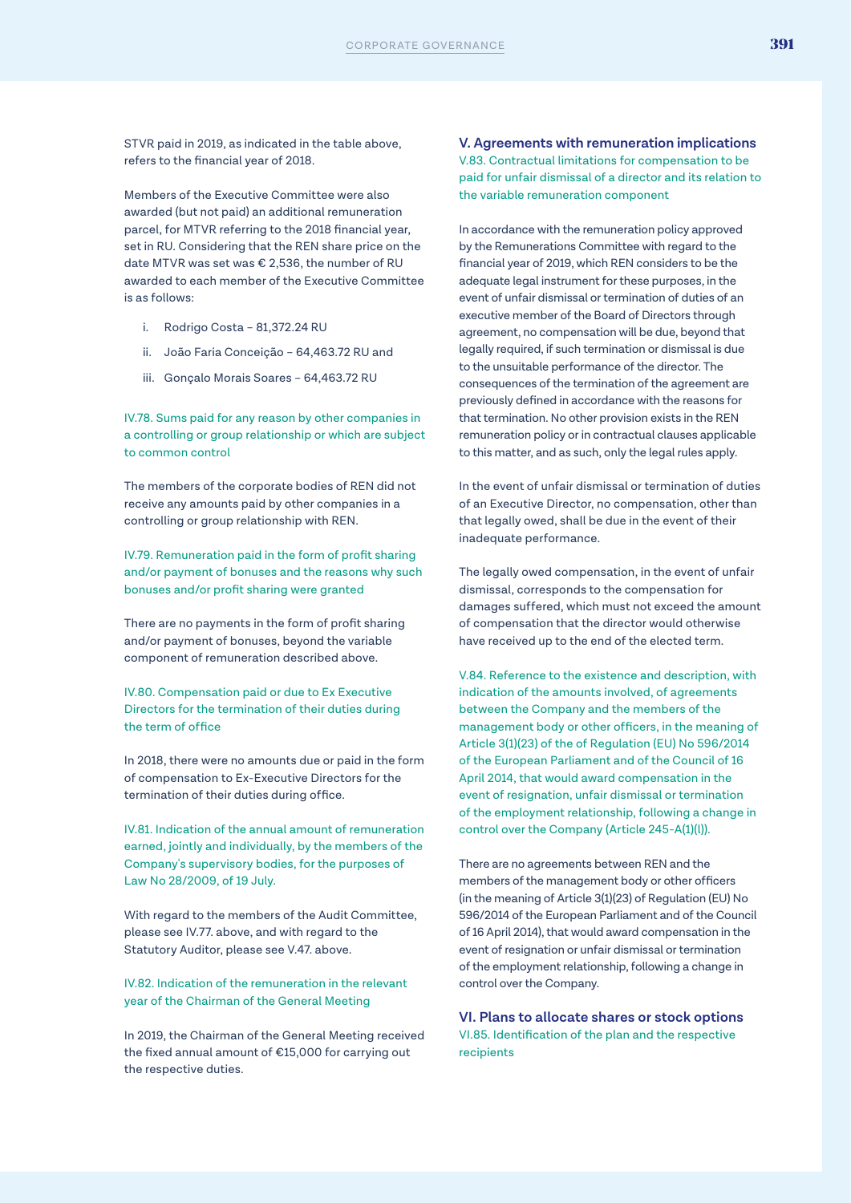STVR paid in 2019, as indicated in the table above, refers to the financial year of 2018.

Members of the Executive Committee were also awarded (but not paid) an additional remuneration parcel, for MTVR referring to the 2018 financial year, set in RU. Considering that the REN share price on the date MTVR was set was € 2,536, the number of RU awarded to each member of the Executive Committee is as follows:

i. Rodrigo Costa – 81,372.24 RU

ii. João Faria Conceição – 64,463.72 RU and

iii. Gonçalo Morais Soares – 64,463.72 RU

#### IV.78. Sums paid for any reason by other companies in a controlling or group relationship or which are subject to common control

The members of the corporate bodies of REN did not receive any amounts paid by other companies in a controlling or group relationship with REN.

#### IV.79. Remuneration paid in the form of profit sharing and/or payment of bonuses and the reasons why such bonuses and/or profit sharing were granted

There are no payments in the form of profit sharing and/or payment of bonuses, beyond the variable component of remuneration described above.

#### IV.80. Compensation paid or due to Ex Executive Directors for the termination of their duties during the term of office

In 2018, there were no amounts due or paid in the form of compensation to Ex-Executive Directors for the termination of their duties during office.

#### IV.81. Indication of the annual amount of remuneration earned, jointly and individually, by the members of the Company's supervisory bodies, for the purposes of Law No 28/2009, of 19 July.

With regard to the members of the Audit Committee, please see IV.77. above, and with regard to the Statutory Auditor, please see V.47. above.

#### IV.82. Indication of the remuneration in the relevant year of the Chairman of the General Meeting

In 2019, the Chairman of the General Meeting received the fixed annual amount of €15,000 for carrying out the respective duties.

### V. Agreements with remuneration implications

#### V.83. Contractual limitations for compensation to be paid for unfair dismissal of a director and its relation to the variable remuneration component

In accordance with the remuneration policy approved by the Remunerations Committee with regard to the financial year of 2019, which REN considers to be the adequate legal instrument for these purposes, in the event of unfair dismissal or termination of duties of an executive member of the Board of Directors through agreement, no compensation will be due, beyond that legally required, if such termination or dismissal is due to the unsuitable performance of the director. The consequences of the termination of the agreement are previously defined in accordance with the reasons for that termination. No other provision exists in the REN remuneration policy or in contractual clauses applicable to this matter, and as such, only the legal rules apply.

In the event of unfair dismissal or termination of duties of an Executive Director, no compensation, other than that legally owed, shall be due in the event of their inadequate performance.

The legally owed compensation, in the event of unfair dismissal, corresponds to the compensation for damages suffered, which must not exceed the amount of compensation that the director would otherwise have received up to the end of the elected term.

#### V.84. Reference to the existence and description, with indication of the amounts involved, of agreements between the Company and the members of the management body or other officers, in the meaning of Article 3(1)(23) of the of Regulation (EU) No 596/2014 of the European Parliament and of the Council of 16 April 2014, that would award compensation in the event of resignation, unfair dismissal or termination of the employment relationship, following a change in control over the Company (Article 245-A(1)(l)).

There are no agreements between REN and the members of the management body or other officers (in the meaning of Article 3(1)(23) of Regulation (EU) No 596/2014 of the European Parliament and of the Council of 16 April 2014), that would award compensation in the event of resignation or unfair dismissal or termination of the employment relationship, following a change in control over the Company.

### VI. Plans to allocate shares or stock options

#### VI.85. Identification of the plan and the respective recipients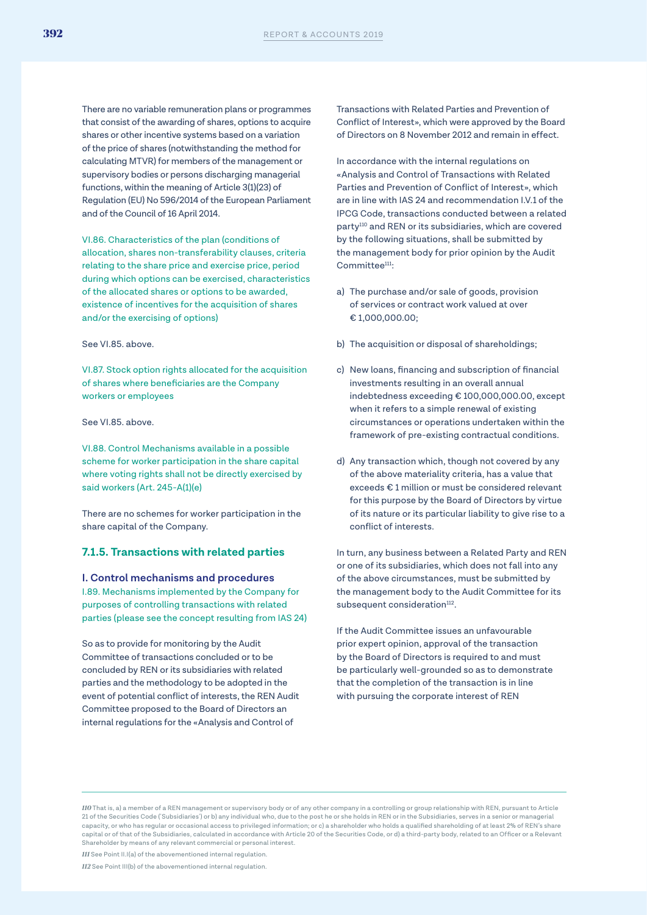There are no variable remuneration plans or programmes that consist of the awarding of shares, options to acquire shares or other incentive systems based on a variation of the price of shares (notwithstanding the method for calculating MTVR) for members of the management or supervisory bodies or persons discharging managerial functions, within the meaning of Article 3(1)(23) of Regulation (EU) No 596/2014 of the European Parliament and of the Council of 16 April 2014.

VI.86. Characteristics of the plan (conditions of allocation, shares non-transferability clauses, criteria relating to the share price and exercise price, period during which options can be exercised, characteristics of the allocated shares or options to be awarded, existence of incentives for the acquisition of shares and/or the exercising of options)

See VI.85. above.

VI.87. Stock option rights allocated for the acquisition of shares where beneficiaries are the Company workers or employees

See VI.85. above.

VI.88. Control Mechanisms available in a possible scheme for worker participation in the share capital where voting rights shall not be directly exercised by said workers (Art. 245-A(1)(e)

There are no schemes for worker participation in the share capital of the Company.

### 7.1.5. Transactions with related parties

#### I. Control mechanisms and procedures

I.89. Mechanisms implemented by the Company for purposes of controlling transactions with related parties (please see the concept resulting from IAS 24)

So as to provide for monitoring by the Audit Committee of transactions concluded or to be concluded by REN or its subsidiaries with related parties and the methodology to be adopted in the event of potential conflict of interests, the REN Audit Committee proposed to the Board of Directors an internal regulations for the «Analysis and Control of Transactions with Related Parties and Prevention of Conflict of Interest», which were approved by the Board of Directors on 8 November 2012 and remain in effect.

In accordance with the internal regulations on «Analysis and Control of Transactions with Related Parties and Prevention of Conflict of Interest», which are in line with IAS 24 and recommendation I.V.1 of the IPCG Code, transactions conducted between a related party[110] and REN or its subsidiaries, which are covered by the following situations, shall be submitted by the management body for prior opinion by the Audit Committee[111]:

a) The purchase and/or sale of goods, provision of services or contract work valued at over € 1,000,000.00;

b) The acquisition or disposal of shareholdings;

c) New loans, financing and subscription of financial investments resulting in an overall annual indebtedness exceeding € 100,000,000.00, except when it refers to a simple renewal of existing circumstances or operations undertaken within the framework of pre-existing contractual conditions.

d) Any transaction which, though not covered by any of the above materiality criteria, has a value that exceeds € 1 million or must be considered relevant for this purpose by the Board of Directors by virtue of its nature or its particular liability to give rise to a conflict of interests.

In turn, any business between a Related Party and REN or one of its subsidiaries, which does not fall into any of the above circumstances, must be submitted by the management body to the Audit Committee for its subsequent consideration[112].

If the Audit Committee issues an unfavourable prior expert opinion, approval of the transaction by the Board of Directors is required to and must be particularly well-grounded so as to demonstrate that the completion of the transaction is in line with pursuing the corporate interest of REN

---

*110* That is, a) a member of a REN management or supervisory body or of any other company in a controlling or group relationship with REN, pursuant to Article 21 of the Securities Code ('Subsidiaries') or b) any individual who, due to the post he or she holds in REN or in the Subsidiaries, serves in a senior or managerial capacity, or who has regular or occasional access to privileged information; or c) a shareholder who holds a qualified shareholding of at least 2% of REN's share capital or of that of the Subsidiaries, calculated in accordance with Article 20 of the Securities Code, or d) a third-party body, related to an Officer or a Relevant Shareholder by means of any relevant commercial or personal interest.

*111* See Point II.I(a) of the abovementioned internal regulation.

*112* See Point III(b) of the abovementioned internal regulation.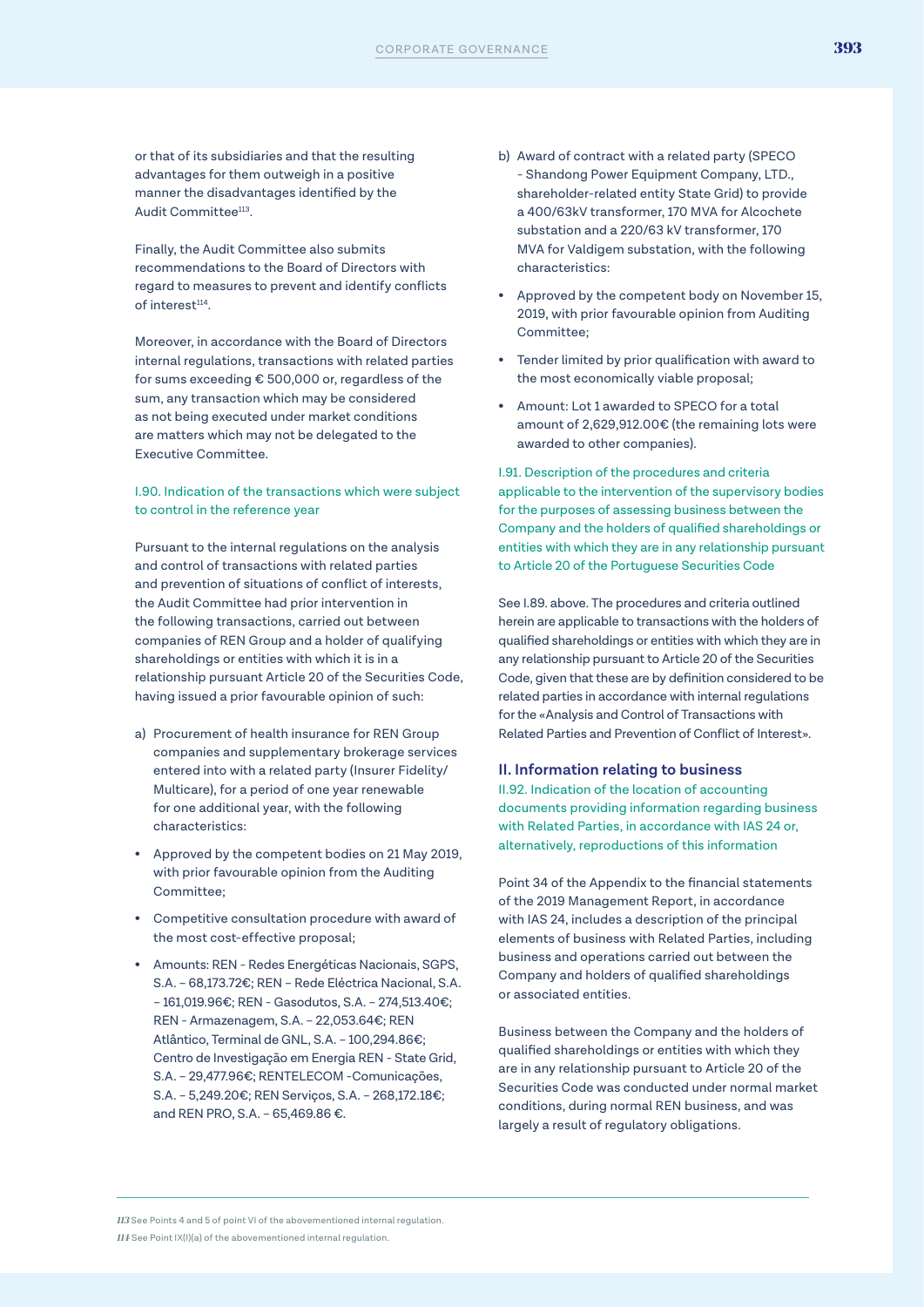or that of its subsidiaries and that the resulting advantages for them outweigh in a positive manner the disadvantages identified by the Audit Committee[113].

Finally, the Audit Committee also submits recommendations to the Board of Directors with regard to measures to prevent and identify conflicts of interest[114].

Moreover, in accordance with the Board of Directors internal regulations, transactions with related parties for sums exceeding € 500,000 or, regardless of the sum, any transaction which may be considered as not being executed under market conditions are matters which may not be delegated to the Executive Committee.

### I.90. Indication of the transactions which were subject to control in the reference year

Pursuant to the internal regulations on the analysis and control of transactions with related parties and prevention of situations of conflict of interests, the Audit Committee had prior intervention in the following transactions, carried out between companies of REN Group and a holder of qualifying shareholdings or entities with which it is in a relationship pursuant Article 20 of the Securities Code, having issued a prior favourable opinion of such:

a) Procurement of health insurance for REN Group companies and supplementary brokerage services entered into with a related party (Insurer Fidelity/ Multicare), for a period of one year renewable for one additional year, with the following characteristics:

- Approved by the competent bodies on 21 May 2019, with prior favourable opinion from the Auditing Committee;
- Competitive consultation procedure with award of the most cost-effective proposal;
- Amounts: REN - Redes Energéticas Nacionais, SGPS, S.A. – 68,173.72€; REN – Rede Eléctrica Nacional, S.A. – 161,019.96€; REN - Gasodutos, S.A. – 274,513.40€; REN - Armazenagem, S.A. – 22,053.64€; REN Atlântico, Terminal de GNL, S.A. – 100,294.86€; Centro de Investigação em Energia REN - State Grid, S.A. – 29,477.96€; RENTELECOM -Comunicações, S.A. – 5,249.20€; REN Serviços, S.A. – 268,172.18€; and REN PRO, S.A. – 65,469.86 €.

b) Award of contract with a related party (SPECO - Shandong Power Equipment Company, LTD., shareholder-related entity State Grid) to provide a 400/63kV transformer, 170 MVA for Alcochete substation and a 220/63 kV transformer, 170 MVA for Valdigem substation, with the following characteristics:

- Approved by the competent body on November 15, 2019, with prior favourable opinion from Auditing Committee;
- Tender limited by prior qualification with award to the most economically viable proposal;
- Amount: Lot 1 awarded to SPECO for a total amount of 2,629,912.00€ (the remaining lots were awarded to other companies).

### I.91. Description of the procedures and criteria applicable to the intervention of the supervisory bodies for the purposes of assessing business between the Company and the holders of qualified shareholdings or entities with which they are in any relationship pursuant to Article 20 of the Portuguese Securities Code

See I.89. above. The procedures and criteria outlined herein are applicable to transactions with the holders of qualified shareholdings or entities with which they are in any relationship pursuant to Article 20 of the Securities Code, given that these are by definition considered to be related parties in accordance with internal regulations for the «Analysis and Control of Transactions with Related Parties and Prevention of Conflict of Interest».

## II. Information relating to business

### II.92. Indication of the location of accounting documents providing information regarding business with Related Parties, in accordance with IAS 24 or, alternatively, reproductions of this information

Point 34 of the Appendix to the financial statements of the 2019 Management Report, in accordance with IAS 24, includes a description of the principal elements of business with Related Parties, including business and operations carried out between the Company and holders of qualified shareholdings or associated entities.

Business between the Company and the holders of qualified shareholdings or entities with which they are in any relationship pursuant to Article 20 of the Securities Code was conducted under normal market conditions, during normal REN business, and was largely a result of regulatory obligations.

---

[113] See Points 4 and 5 of point VI of the abovementioned internal regulation.

[114] See Point IX(I)(a) of the abovementioned internal regulation.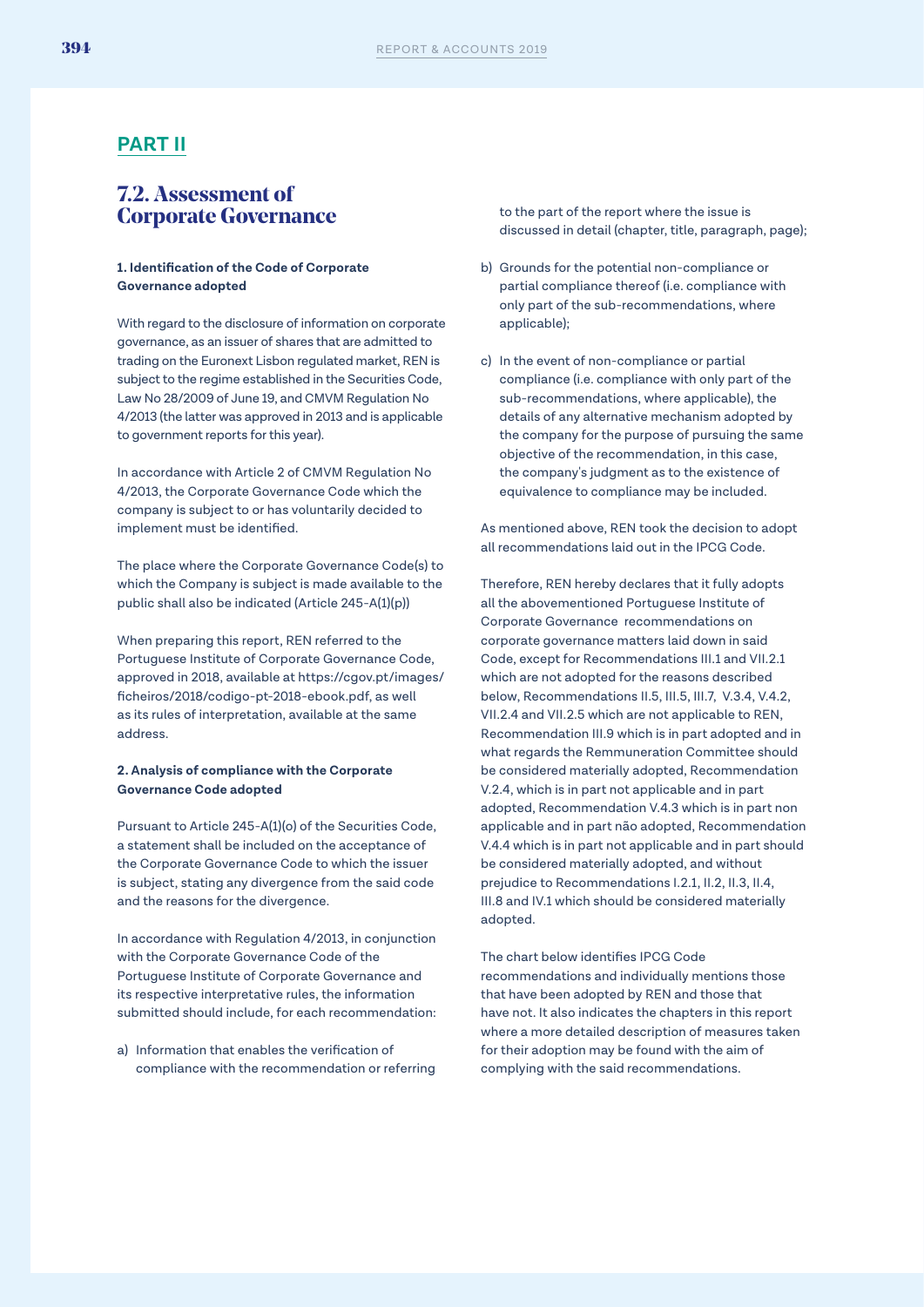## PART II

# 7.2. Assessment of Corporate Governance

**1. Identification of the Code of Corporate Governance adopted**

With regard to the disclosure of information on corporate governance, as an issuer of shares that are admitted to trading on the Euronext Lisbon regulated market, REN is subject to the regime established in the Securities Code, Law No 28/2009 of June 19, and CMVM Regulation No 4/2013 (the latter was approved in 2013 and is applicable to government reports for this year).

In accordance with Article 2 of CMVM Regulation No 4/2013, the Corporate Governance Code which the company is subject to or has voluntarily decided to implement must be identified.

The place where the Corporate Governance Code(s) to which the Company is subject is made available to the public shall also be indicated (Article 245-A(1)(p))

When preparing this report, REN referred to the Portuguese Institute of Corporate Governance Code, approved in 2018, available at https://cgov.pt/images/ficheiros/2018/codigo-pt-2018-ebook.pdf, as well as its rules of interpretation, available at the same address.

**2. Analysis of compliance with the Corporate Governance Code adopted**

Pursuant to Article 245-A(1)(o) of the Securities Code, a statement shall be included on the acceptance of the Corporate Governance Code to which the issuer is subject, stating any divergence from the said code and the reasons for the divergence.

In accordance with Regulation 4/2013, in conjunction with the Corporate Governance Code of the Portuguese Institute of Corporate Governance and its respective interpretative rules, the information submitted should include, for each recommendation:

a) Information that enables the verification of compliance with the recommendation or referring to the part of the report where the issue is discussed in detail (chapter, title, paragraph, page);

b) Grounds for the potential non-compliance or partial compliance thereof (i.e. compliance with only part of the sub-recommendations, where applicable);

c) In the event of non-compliance or partial compliance (i.e. compliance with only part of the sub-recommendations, where applicable), the details of any alternative mechanism adopted by the company for the purpose of pursuing the same objective of the recommendation, in this case, the company's judgment as to the existence of equivalence to compliance may be included.

As mentioned above, REN took the decision to adopt all recommendations laid out in the IPCG Code.

Therefore, REN hereby declares that it fully adopts all the abovementioned Portuguese Institute of Corporate Governance recommendations on corporate governance matters laid down in said Code, except for Recommendations III.1 and VII.2.1 which are not adopted for the reasons described below, Recommendations II.5, III.5, III.7, V.3.4, V.4.2, VII.2.4 and VII.2.5 which are not applicable to REN, Recommendation III.9 which is in part adopted and in what regards the Remmuneration Committee should be considered materially adopted, Recommendation V.2.4, which is in part not applicable and in part adopted, Recommendation V.4.3 which is in part non applicable and in part não adopted, Recommendation V.4.4 which is in part not applicable and in part should be considered materially adopted, and without prejudice to Recommendations I.2.1, II.2, II.3, II.4, III.8 and IV.1 which should be considered materially adopted.

The chart below identifies IPCG Code recommendations and individually mentions those that have been adopted by REN and those that have not. It also indicates the chapters in this report where a more detailed description of measures taken for their adoption may be found with the aim of complying with the said recommendations.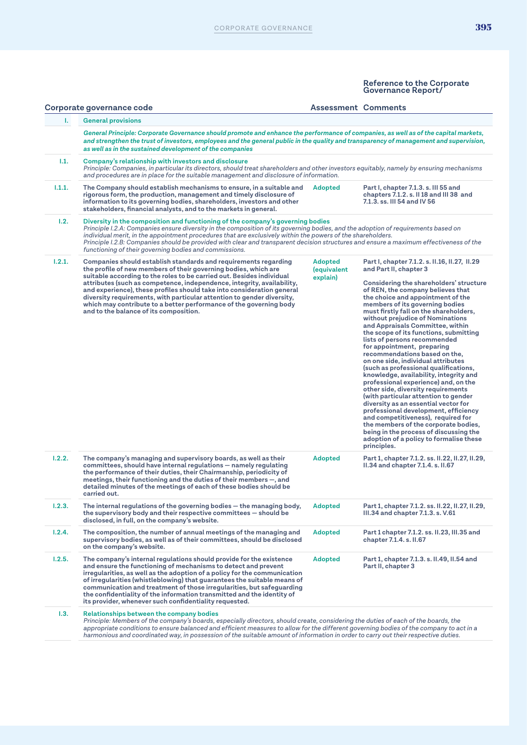| | Corporate governance code | Assessment | Reference to the Corporate Governance Report/ Comments |
|---|---|---|---|
| **I.** | **General provisions** | | |
| | ***General Principle: Corporate Governance should promote and enhance the performance of companies, as well as of the capital markets, and strengthen the trust of investors, employees and the general public in the quality and transparency of management and supervision, as well as in the sustained development of the companies*** | | |
| **I.1.** | **Company's relationship with investors and disclosure** *Principle: Companies, in particular its directors, should treat shareholders and other investors equitably, namely by ensuring mechanisms and procedures are in place for the suitable management and disclosure of information.* | | |
| **I.1.1.** | **The Company should establish mechanisms to ensure, in a suitable and rigorous form, the production, management and timely disclosure of information to its governing bodies, shareholders, investors and other stakeholders, financial analysts, and to the markets in general.** | Adopted | **Part I, chapter 7.1.3. s. III 55 and chapters 7.1.2. s. II 18 and III 38 and 7.1.3. ss. III 54 and IV 56** |
| **I.2.** | **Diversity in the composition and functioning of the company's governing bodies** *Principle I.2.A: Companies ensure diversity in the composition of its governing bodies, and the adoption of requirements based on individual merit, in the appointment procedures that are exclusively within the powers of the shareholders.* *Principle I.2.B: Companies should be provided with clear and transparent decision structures and ensure a maximum effectiveness of the functioning of their governing bodies and commissions.* | | |
| **I.2.1.** | **Companies should establish standards and requirements regarding the profile of new members of their governing bodies, which are suitable according to the roles to be carried out. Besides individual attributes (such as competence, independence, integrity, availability, and experience), these profiles should take into consideration general diversity requirements, with particular attention to gender diversity, which may contribute to a better performance of the governing body and to the balance of its composition.** | Adopted (equivalent explain) | **Part I, chapter 7.1.2. s. II.16, II.27, II.29 and Part II, chapter 3** **Considering the shareholders' structure of REN, the company believes that the choice and appointment of the members of its governing bodies must firstly fall on the shareholders, without prejudice of Nominations and Appraisals Committee, within the scope of its functions, submitting lists of persons recommended for appointment, preparing recommendations based on the, on one side, individual attributes (such as professional qualifications, knowledge, availability, integrity and professional experience) and, on the other side, diversity requirements (with particular attention to gender diversity as an essential vector for professional development, efficiency and competitiveness), required for the members of the corporate bodies, being in the process of discussing the adoption of a policy to formalise these principles.** |
| **I.2.2.** | **The company's managing and supervisory boards, as well as their committees, should have internal regulations — namely regulating the performance of their duties, their Chairmanship, periodicity of meetings, their functioning and the duties of their members —, and detailed minutes of the meetings of each of these bodies should be carried out.** | Adopted | **Part 1, chapter 7.1.2. ss. II.22, II.27, II.29, II.34 and chapter 7.1.4. s. II.67** |
| **I.2.3.** | **The internal regulations of the governing bodies — the managing body, the supervisory body and their respective committees — should be disclosed, in full, on the company's website.** | Adopted | **Part 1, chapter 7.1.2. ss. II.22, II.27, II.29, III.34 and chapter 7.1.3. s. V.61** |
| **I.2.4.** | **The composition, the number of annual meetings of the managing and supervisory bodies, as well as of their committees, should be disclosed on the company's website.** | Adopted | **Part 1 chapter 7.1.2. ss. II.23, III.35 and chapter 7.1.4. s. II.67** |
| **I.2.5.** | **The company's internal regulations should provide for the existence and ensure the functioning of mechanisms to detect and prevent irregularities, as well as the adoption of a policy for the communication of irregularities (whistleblowing) that guarantees the suitable means of communication and treatment of those irregularities, but safeguarding the confidentiality of the information transmitted and the identity of its provider, whenever such confidentiality requested.** | Adopted | **Part 1, chapter 7.1.3. s. II.49, II.54 and Part II, chapter 3** |
| **I.3.** | **Relationships between the company bodies** *Principle: Members of the company's boards, especially directors, should create, considering the duties of each of the boards, the appropriate conditions to ensure balanced and efficient measures to allow for the different governing bodies of the company to act in a harmonious and coordinated way, in possession of the suitable amount of information in order to carry out their respective duties.* | | |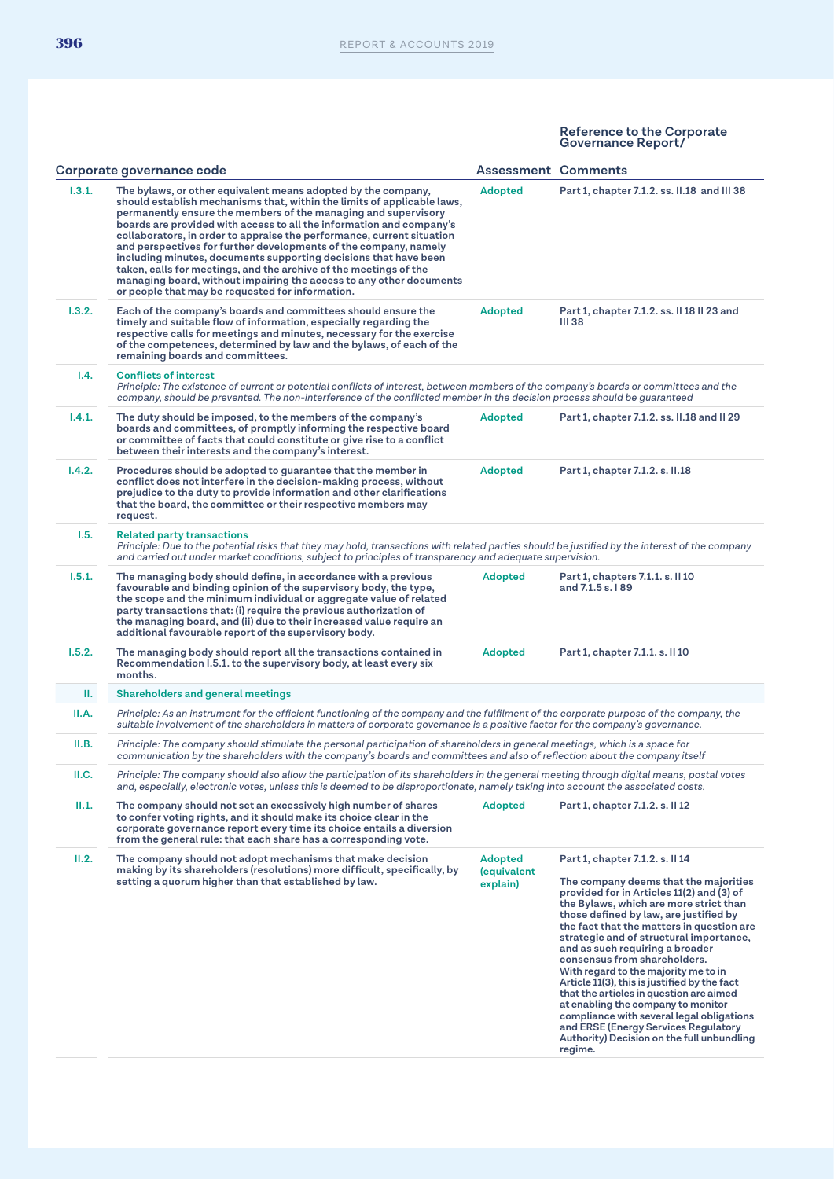| Corporate governance code | | Assessment | Reference to the Corporate Governance Report/ Comments |
|---|---|---|---|
| I.3.1. | The bylaws, or other equivalent means adopted by the company, should establish mechanisms that, within the limits of applicable laws, permanently ensure the members of the managing and supervisory boards are provided with access to all the information and company's collaborators, in order to appraise the performance, current situation and perspectives for further developments of the company, namely including minutes, documents supporting decisions that have been taken, calls for meetings, and the archive of the meetings of the managing board, without impairing the access to any other documents or people that may be requested for information. | Adopted | Part 1, chapter 7.1.2. ss. II.18 and III 38 |
| I.3.2. | Each of the company's boards and committees should ensure the timely and suitable flow of information, especially regarding the respective calls for meetings and minutes, necessary for the exercise of the competences, determined by law and the bylaws, of each of the remaining boards and committees. | Adopted | Part 1, chapter 7.1.2. ss. II 18 II 23 and III 38 |
| I.4. | **Conflicts of interest**<br>*Principle: The existence of current or potential conflicts of interest, between members of the company's boards or committees and the company, should be prevented. The non-interference of the conflicted member in the decision process should be guaranteed* | | |
| I.4.1. | The duty should be imposed, to the members of the company's boards and committees, of promptly informing the respective board or committee of facts that could constitute or give rise to a conflict between their interests and the company's interest. | Adopted | Part 1, chapter 7.1.2. ss. II.18 and II 29 |
| I.4.2. | Procedures should be adopted to guarantee that the member in conflict does not interfere in the decision-making process, without prejudice to the duty to provide information and other clarifications that the board, the committee or their respective members may request. | Adopted | Part 1, chapter 7.1.2. s. II.18 |
| I.5. | **Related party transactions**<br>*Principle: Due to the potential risks that they may hold, transactions with related parties should be justified by the interest of the company and carried out under market conditions, subject to principles of transparency and adequate supervision.* | | |
| I.5.1. | The managing body should define, in accordance with a previous favourable and binding opinion of the supervisory body, the type, the scope and the minimum individual or aggregate value of related party transactions that: (i) require the previous authorization of the managing board, and (ii) due to their increased value require an additional favourable report of the supervisory body. | Adopted | Part 1, chapters 7.1.1. s. II 10 and 7.1.5 s. I 89 |
| I.5.2. | The managing body should report all the transactions contained in Recommendation I.5.1. to the supervisory body, at least every six months. | Adopted | Part 1, chapter 7.1.1. s. II 10 |
| II. | **Shareholders and general meetings** | | |
| II.A. | *Principle: As an instrument for the efficient functioning of the company and the fulfilment of the corporate purpose of the company, the suitable involvement of the shareholders in matters of corporate governance is a positive factor for the company's governance.* | | |
| II.B. | *Principle: The company should stimulate the personal participation of shareholders in general meetings, which is a space for communication by the shareholders with the company's boards and committees and also of reflection about the company itself* | | |
| II.C. | *Principle: The company should also allow the participation of its shareholders in the general meeting through digital means, postal votes and, especially, electronic votes, unless this is deemed to be disproportionate, namely taking into account the associated costs.* | | |
| II.1. | The company should not set an excessively high number of shares to confer voting rights, and it should make its choice clear in the corporate governance report every time its choice entails a diversion from the general rule: that each share has a corresponding vote. | Adopted | Part 1, chapter 7.1.2. s. II 12 |
| II.2. | The company should not adopt mechanisms that make decision making by its shareholders (resolutions) more difficult, specifically, by setting a quorum higher than that established by law. | Adopted (equivalent explain) | Part 1, chapter 7.1.2. s. II 14<br><br>The company deems that the majorities provided for in Articles 11(2) and (3) of the Bylaws, which are more strict than those defined by law, are justified by the fact that the matters in question are strategic and of structural importance, and as such requiring a broader consensus from shareholders.<br>With regard to the majority me to in Article 11(3), this is justified by the fact that the articles in question are aimed at enabling the company to monitor compliance with several legal obligations and ERSE (Energy Services Regulatory Authority) Decision on the full unbundling regime. |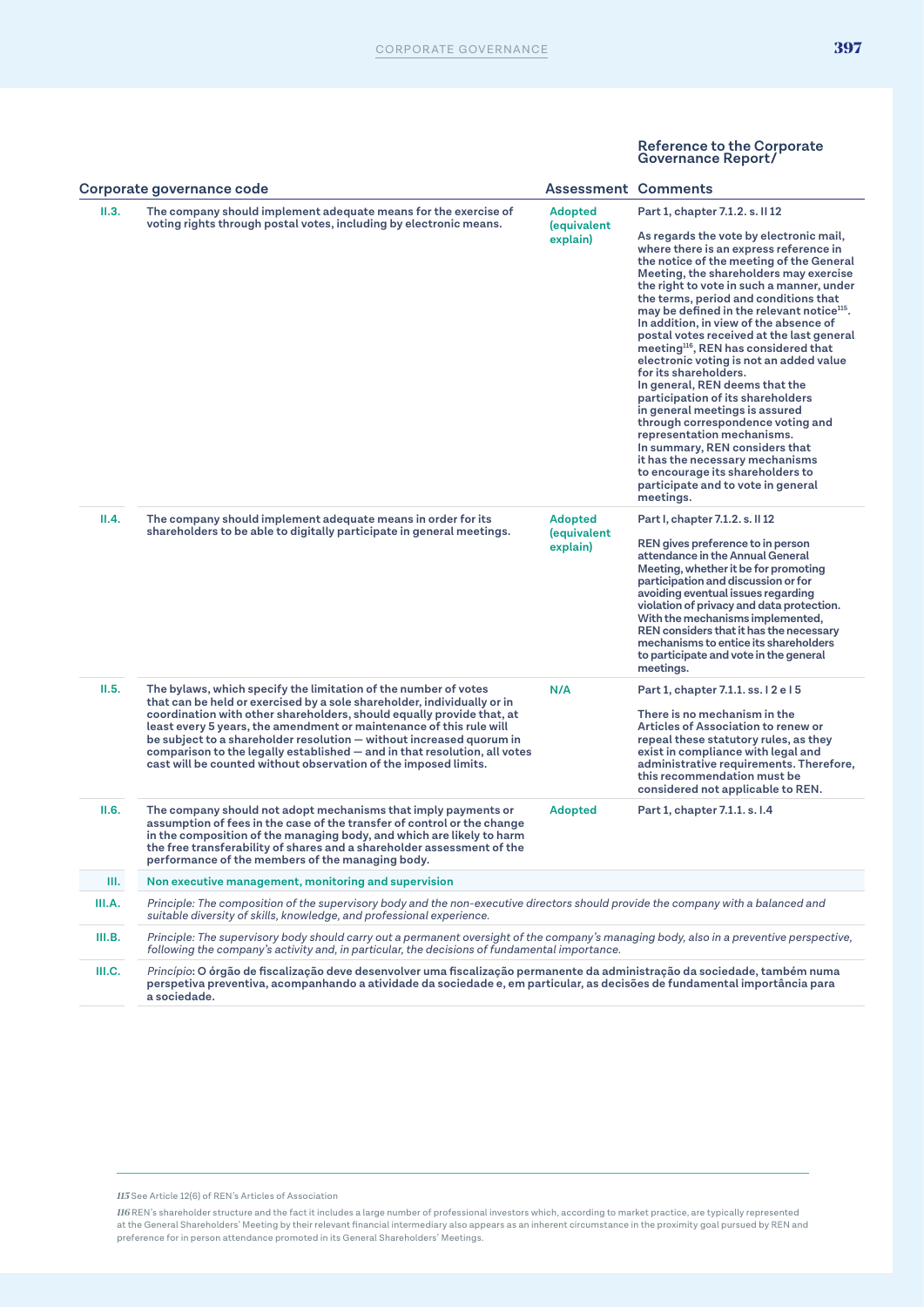| Corporate governance code | | Assessment | Reference to the Corporate Governance Report/ Comments |
|---|---|---|---|
| II.3. | The company should implement adequate means for the exercise of voting rights through postal votes, including by electronic means. | Adopted (equivalent explain) | Part 1, chapter 7.1.2. s. II 12<br><br>As regards the vote by electronic mail, where there is an express reference in the notice of the meeting of the General Meeting, the shareholders may exercise the right to vote in such a manner, under the terms, period and conditions that may be defined in the relevant notice[115]. In addition, in view of the absence of postal votes received at the last general meeting[116], REN has considered that electronic voting is not an added value for its shareholders. In general, REN deems that the participation of its shareholders in general meetings is assured through correspondence voting and representation mechanisms. In summary, REN considers that it has the necessary mechanisms to encourage its shareholders to participate and to vote in general meetings. |
| II.4. | The company should implement adequate means in order for its shareholders to be able to digitally participate in general meetings. | Adopted (equivalent explain) | Part I, chapter 7.1.2. s. II 12<br><br>REN gives preference to in person attendance in the Annual General Meeting, whether it be for promoting participation and discussion or for avoiding eventual issues regarding violation of privacy and data protection. With the mechanisms implemented, REN considers that it has the necessary mechanisms to entice its shareholders to participate and vote in the general meetings. |
| II.5. | The bylaws, which specify the limitation of the number of votes that can be held or exercised by a sole shareholder, individually or in coordination with other shareholders, should equally provide that, at least every 5 years, the amendment or maintenance of this rule will be subject to a shareholder resolution — without increased quorum in comparison to the legally established — and in that resolution, all votes cast will be counted without observation of the imposed limits. | N/A | Part 1, chapter 7.1.1. ss. I 2 e I 5<br><br>There is no mechanism in the Articles of Association to renew or repeal these statutory rules, as they exist in compliance with legal and administrative requirements. Therefore, this recommendation must be considered not applicable to REN. |
| II.6. | The company should not adopt mechanisms that imply payments or assumption of fees in the case of the transfer of control or the change in the composition of the managing body, and which are likely to harm the free transferability of shares and a shareholder assessment of the performance of the members of the managing body. | Adopted | Part 1, chapter 7.1.1. s. I.4 |
| III. | Non executive management, monitoring and supervision | | |
| III.A. | *Principle: The composition of the supervisory body and the non-executive directors should provide the company with a balanced and suitable diversity of skills, knowledge, and professional experience.* | | |
| III.B. | *Principle: The supervisory body should carry out a permanent oversight of the company's managing body, also in a preventive perspective, following the company's activity and, in particular, the decisions of fundamental importance.* | | |
| III.C. | *Princípio*: O órgão de fiscalização deve desenvolver uma fiscalização permanente da administração da sociedade, também numa perspetiva preventiva, acompanhando a atividade da sociedade e, em particular, as decisões de fundamental importância para a sociedade. | | |

[115] See Article 12(6) of REN's Articles of Association

[116] REN's shareholder structure and the fact it includes a large number of professional investors which, according to market practice, are typically represented at the General Shareholders' Meeting by their relevant financial intermediary also appears as an inherent circumstance in the proximity goal pursued by REN and preference for in person attendance promoted in its General Shareholders' Meetings.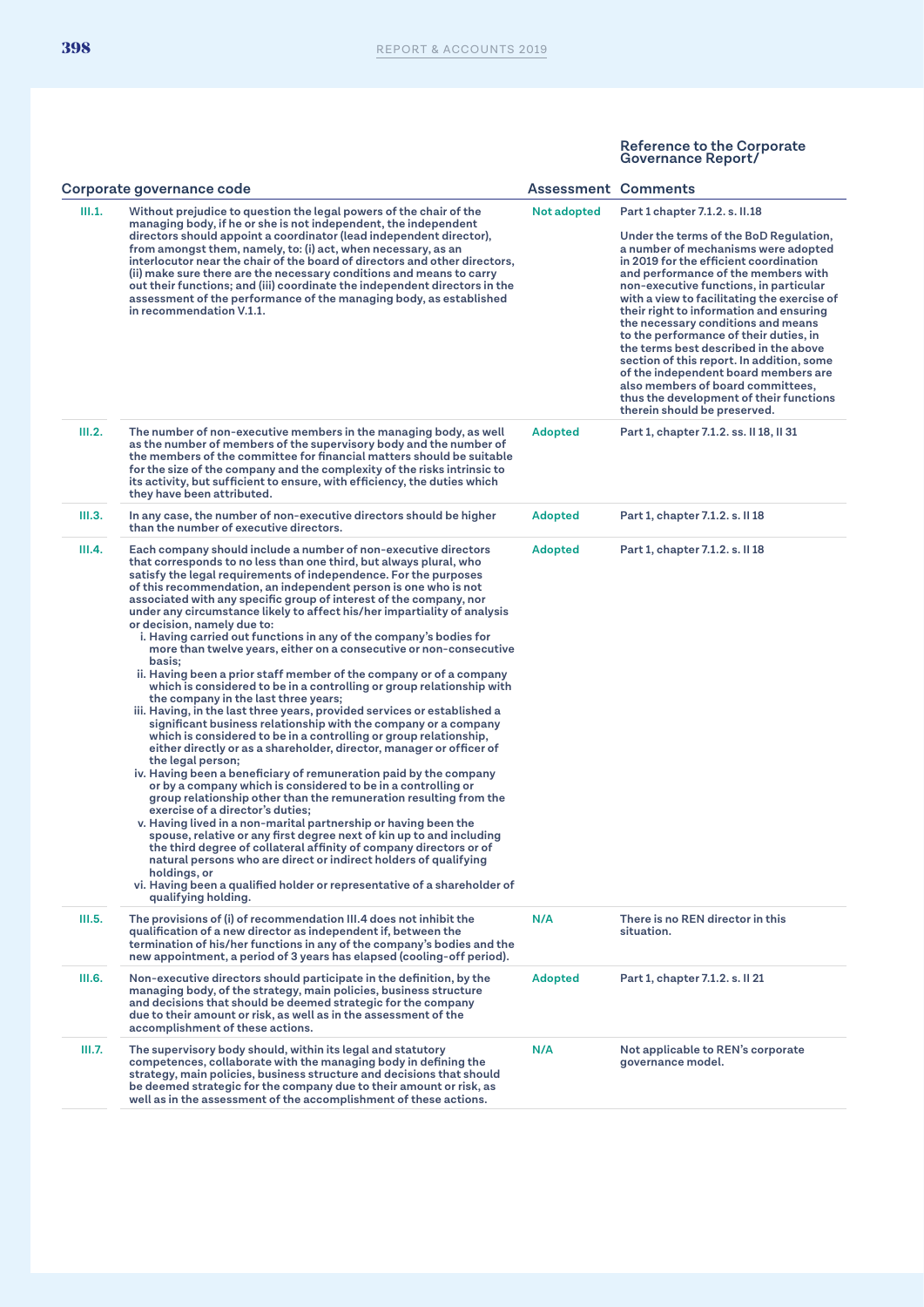| | Corporate governance code | Assessment | Reference to the Corporate Governance Report/ Comments |
|---|---|---|---|
| III.1. | Without prejudice to question the legal powers of the chair of the managing body, if he or she is not independent, the independent directors should appoint a coordinator (lead independent director), from amongst them, namely, to: (i) act, when necessary, as an interlocutor near the chair of the board of directors and other directors, (ii) make sure there are the necessary conditions and means to carry out their functions; and (iii) coordinate the independent directors in the assessment of the performance of the managing body, as established in recommendation V.1.1. | Not adopted | Part 1 chapter 7.1.2. s. II.18<br><br>Under the terms of the BoD Regulation, a number of mechanisms were adopted in 2019 for the efficient coordination and performance of the members with non-executive functions, in particular with a view to facilitating the exercise of their right to information and ensuring the necessary conditions and means to the performance of their duties, in the terms best described in the above section of this report. In addition, some of the independent board members are also members of board committees, thus the development of their functions therein should be preserved. |
| III.2. | The number of non-executive members in the managing body, as well as the number of members of the supervisory body and the number of the members of the committee for financial matters should be suitable for the size of the company and the complexity of the risks intrinsic to its activity, but sufficient to ensure, with efficiency, the duties which they have been attributed. | Adopted | Part 1, chapter 7.1.2. ss. II 18, II 31 |
| III.3. | In any case, the number of non-executive directors should be higher than the number of executive directors. | Adopted | Part 1, chapter 7.1.2. s. II 18 |
| III.4. | Each company should include a number of non-executive directors that corresponds to no less than one third, but always plural, who satisfy the legal requirements of independence. For the purposes of this recommendation, an independent person is one who is not associated with any specific group of interest of the company, nor under any circumstance likely to affect his/her impartiality of analysis or decision, namely due to:<br>i. Having carried out functions in any of the company's bodies for more than twelve years, either on a consecutive or non-consecutive basis;<br>ii. Having been a prior staff member of the company or of a company which is considered to be in a controlling or group relationship with the company in the last three years;<br>iii. Having, in the last three years, provided services or established a significant business relationship with the company or a company which is considered to be in a controlling or group relationship, either directly or as a shareholder, director, manager or officer of the legal person;<br>iv. Having been a beneficiary of remuneration paid by the company or by a company which is considered to be in a controlling or group relationship other than the remuneration resulting from the exercise of a director's duties;<br>v. Having lived in a non-marital partnership or having been the spouse, relative or any first degree next of kin up to and including the third degree of collateral affinity of company directors or of natural persons who are direct or indirect holders of qualifying holdings, or<br>vi. Having been a qualified holder or representative of a shareholder of qualifying holding. | Adopted | Part 1, chapter 7.1.2. s. II 18 |
| III.5. | The provisions of (i) of recommendation III.4 does not inhibit the qualification of a new director as independent if, between the termination of his/her functions in any of the company's bodies and the new appointment, a period of 3 years has elapsed (cooling-off period). | N/A | There is no REN director in this situation. |
| III.6. | Non-executive directors should participate in the definition, by the managing body, of the strategy, main policies, business structure and decisions that should be deemed strategic for the company due to their amount or risk, as well as in the assessment of the accomplishment of these actions. | Adopted | Part 1, chapter 7.1.2. s. II 21 |
| III.7. | The supervisory body should, within its legal and statutory competences, collaborate with the managing body in defining the strategy, main policies, business structure and decisions that should be deemed strategic for the company due to their amount or risk, as well as in the assessment of the accomplishment of these actions. | N/A | Not applicable to REN's corporate governance model. |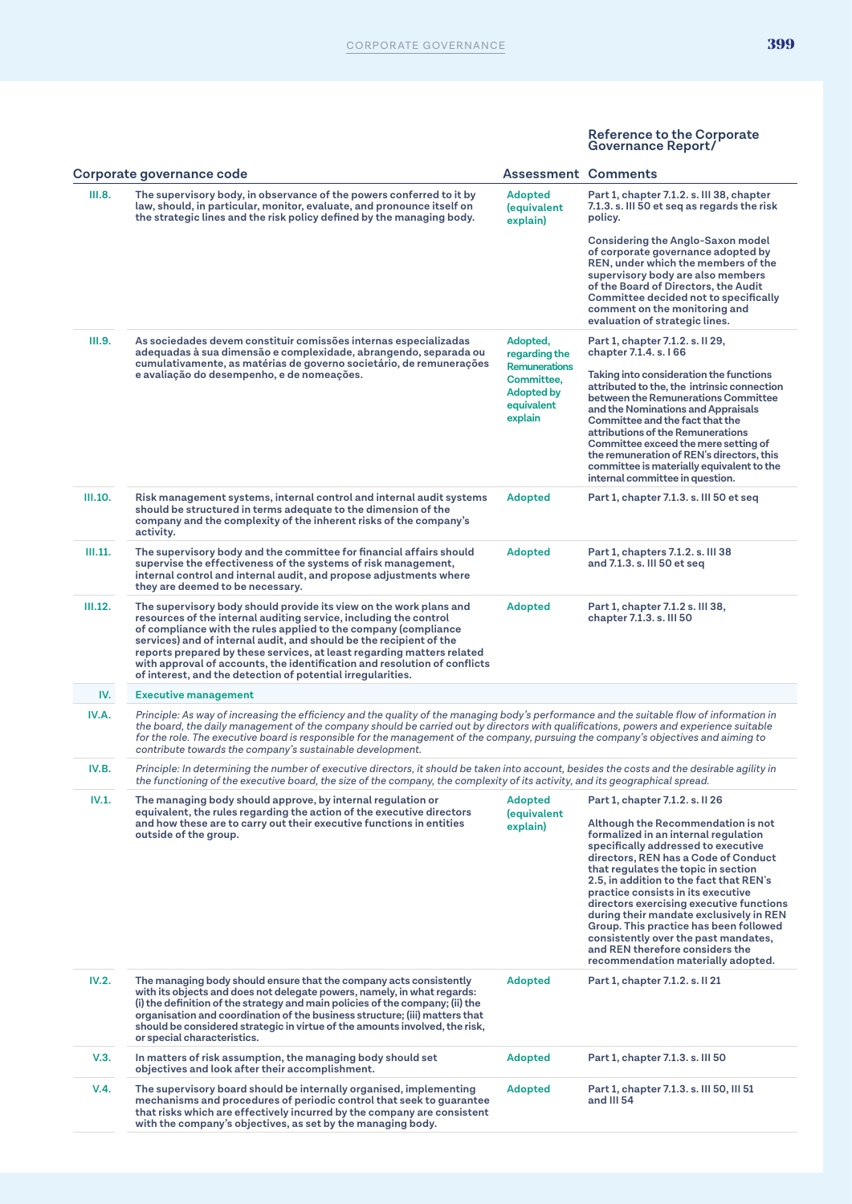| | Corporate governance code | Assessment | Reference to the Corporate Governance Report/ Comments |
|---|---|---|---|
| III.8. | The supervisory body, in observance of the powers conferred to it by law, should, in particular, monitor, evaluate, and pronounce itself on the strategic lines and the risk policy defined by the managing body. | Adopted (equivalent explain) | Part 1, chapter 7.1.2. s. III 38, chapter 7.1.3. s. III 50 et seq as regards the risk policy.<br><br>Considering the Anglo-Saxon model of corporate governance adopted by REN, under which the members of the supervisory body are also members of the Board of Directors, the Audit Committee decided not to specifically comment on the monitoring and evaluation of strategic lines. |
| III.9. | As sociedades devem constituir comissões internas especializadas adequadas à sua dimensão e complexidade, abrangendo, separada ou cumulativamente, as matérias de governo societário, de remunerações e avaliação do desempenho, e de nomeações. | Adopted, regarding the Remunerations Committee, Adopted by equivalent explain | Part 1, chapter 7.1.2. s. II 29, chapter 7.1.4. s. I 66<br><br>Taking into consideration the functions attributed to the, the intrinsic connection between the Remunerations Committee and the Nominations and Appraisals Committee and the fact that the attributions of the Remunerations Committee exceed the mere setting of the remuneration of REN's directors, this committee is materially equivalent to the internal committee in question. |
| III.10. | Risk management systems, internal control and internal audit systems should be structured in terms adequate to the dimension of the company and the complexity of the inherent risks of the company's activity. | Adopted | Part 1, chapter 7.1.3. s. III 50 et seq |
| III.11. | The supervisory body and the committee for financial affairs should supervise the effectiveness of the systems of risk management, internal control and internal audit, and propose adjustments where they are deemed to be necessary. | Adopted | Part 1, chapters 7.1.2. s. III 38 and 7.1.3. s. III 50 et seq |
| III.12. | The supervisory body should provide its view on the work plans and resources of the internal auditing service, including the control of compliance with the rules applied to the company (compliance services) and of internal audit, and should be the recipient of the reports prepared by these services, at least regarding matters related with approval of accounts, the identification and resolution of conflicts of interest, and the detection of potential irregularities. | Adopted | Part 1, chapter 7.1.2 s. III 38, chapter 7.1.3. s. III 50 |
| IV. | **Executive management** | | |
| IV.A. | *Principle: As way of increasing the efficiency and the quality of the managing body's performance and the suitable flow of information in the board, the daily management of the company should be carried out by directors with qualifications, powers and experience suitable for the role. The executive board is responsible for the management of the company, pursuing the company's objectives and aiming to contribute towards the company's sustainable development.* | | |
| IV.B. | *Principle: In determining the number of executive directors, it should be taken into account, besides the costs and the desirable agility in the functioning of the executive board, the size of the company, the complexity of its activity, and its geographical spread.* | | |
| IV.1. | The managing body should approve, by internal regulation or equivalent, the rules regarding the action of the executive directors and how these are to carry out their executive functions in entities outside of the group. | Adopted (equivalent explain) | Part 1, chapter 7.1.2. s. II 26<br><br>Although the Recommendation is not formalized in an internal regulation specifically addressed to executive directors, REN has a Code of Conduct that regulates the topic in section 2.5, in addition to the fact that REN's practice consists in its executive directors exercising executive functions during their mandate exclusively in REN Group. This practice has been followed consistently over the past mandates, and REN therefore considers the recommendation materially adopted. |
| IV.2. | The managing body should ensure that the company acts consistently with its objects and does not delegate powers, namely, in what regards: (i) the definition of the strategy and main policies of the company; (ii) the organisation and coordination of the business structure; (iii) matters that should be considered strategic in virtue of the amounts involved, the risk, or special characteristics. | Adopted | Part 1, chapter 7.1.2. s. II 21 |
| V.3. | In matters of risk assumption, the managing body should set objectives and look after their accomplishment. | Adopted | Part 1, chapter 7.1.3. s. III 50 |
| V.4. | The supervisory board should be internally organised, implementing mechanisms and procedures of periodic control that seek to guarantee that risks which are effectively incurred by the company are consistent with the company's objectives, as set by the managing body. | Adopted | Part 1, chapter 7.1.3. s. III 50, III 51 and III 54 |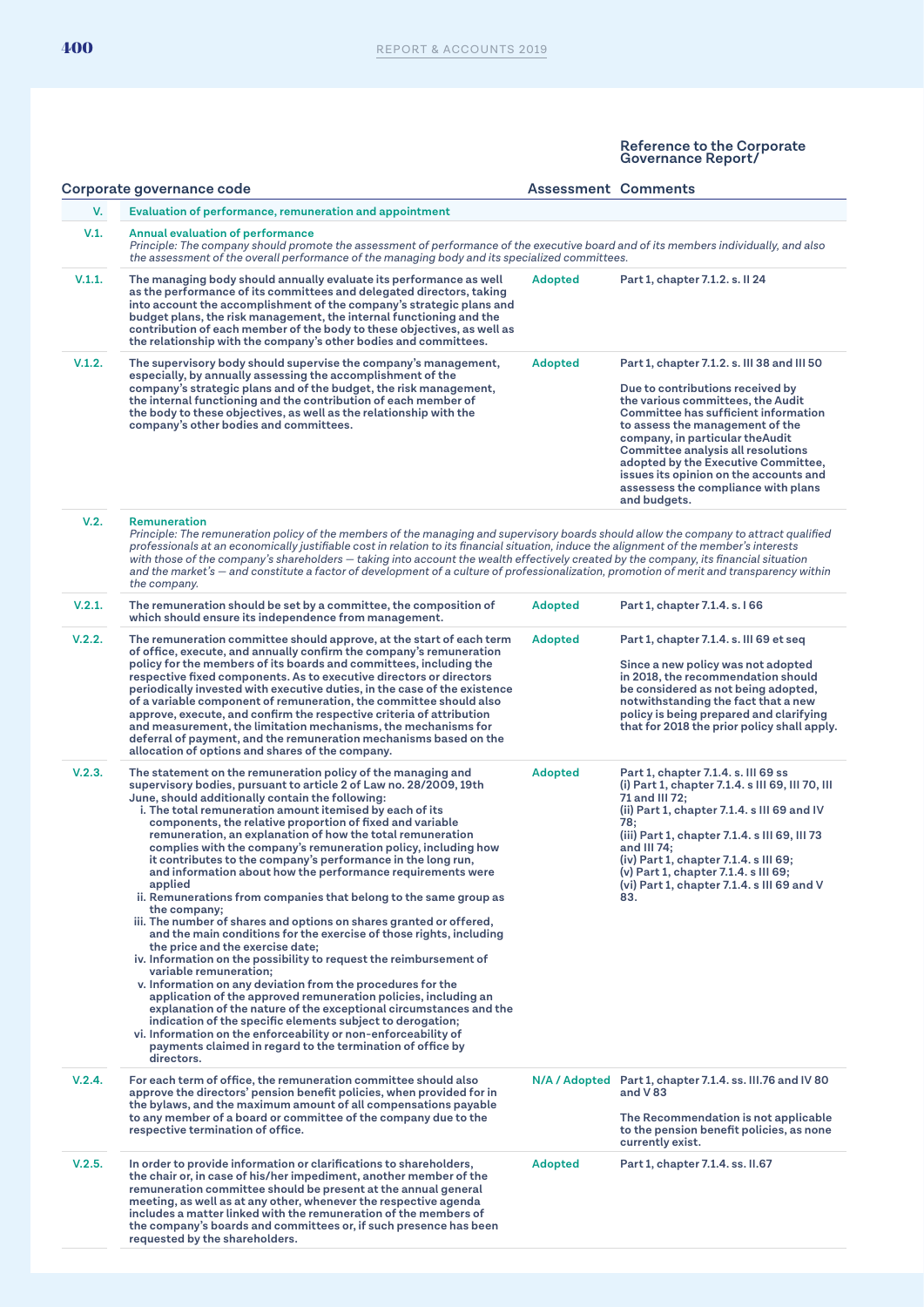| Corporate governance code | | Assessment | Reference to the Corporate Governance Report/ Comments |
|---|---|---|---|
| **V.** | **Evaluation of performance, remuneration and appointment** | | |
| **V.1.** | **Annual evaluation of performance**<br>*Principle: The company should promote the assessment of performance of the executive board and of its members individually, and also the assessment of the overall performance of the managing body and its specialized committees.* | | |
| **V.1.1.** | The managing body should annually evaluate its performance as well as the performance of its committees and delegated directors, taking into account the accomplishment of the company's strategic plans and budget plans, the risk management, the internal functioning and the contribution of each member of the body to these objectives, as well as the relationship with the company's other bodies and committees. | Adopted | Part 1, chapter 7.1.2. s. II 24 |
| **V.1.2.** | The supervisory body should supervise the company's management, especially, by annually assessing the accomplishment of the company's strategic plans and of the budget, the risk management, the internal functioning and the contribution of each member of the body to these objectives, as well as the relationship with the company's other bodies and committees. | Adopted | Part 1, chapter 7.1.2. s. III 38 and III 50<br><br>Due to contributions received by the various committees, the Audit Committee has sufficient information to assess the management of the company, in particular theAudit Committee analysis all resolutions adopted by the Executive Committee, issues its opinion on the accounts and assessess the compliance with plans and budgets. |
| **V.2.** | **Remuneration**<br>*Principle: The remuneration policy of the members of the managing and supervisory boards should allow the company to attract qualified professionals at an economically justifiable cost in relation to its financial situation, induce the alignment of the member's interests with those of the company's shareholders — taking into account the wealth effectively created by the company, its financial situation and the market's — and constitute a factor of development of a culture of professionalization, promotion of merit and transparency within the company.* | | |
| **V.2.1.** | The remuneration should be set by a committee, the composition of which should ensure its independence from management. | Adopted | Part 1, chapter 7.1.4. s. I 66 |
| **V.2.2.** | The remuneration committee should approve, at the start of each term of office, execute, and annually confirm the company's remuneration policy for the members of its boards and committees, including the respective fixed components. As to executive directors or directors periodically invested with executive duties, in the case of the existence of a variable component of remuneration, the committee should also approve, execute, and confirm the respective criteria of attribution and measurement, the limitation mechanisms, the mechanisms for deferral of payment, and the remuneration mechanisms based on the allocation of options and shares of the company. | Adopted | Part 1, chapter 7.1.4. s. III 69 et seq<br><br>Since a new policy was not adopted in 2018, the recommendation should be considered as not being adopted, notwithstanding the fact that a new policy is being prepared and clarifying that for 2018 the prior policy shall apply. |
| **V.2.3.** | The statement on the remuneration policy of the managing and supervisory bodies, pursuant to article 2 of Law no. 28/2009, 19th June, should additionally contain the following:<br>i. The total remuneration amount itemised by each of its components, the relative proportion of fixed and variable remuneration, an explanation of how the total remuneration complies with the company's remuneration policy, including how it contributes to the company's performance in the long run, and information about how the performance requirements were applied<br>ii. Remunerations from companies that belong to the same group as the company;<br>iii. The number of shares and options on shares granted or offered, and the main conditions for the exercise of those rights, including the price and the exercise date;<br>iv. Information on the possibility to request the reimbursement of variable remuneration;<br>v. Information on any deviation from the procedures for the application of the approved remuneration policies, including an explanation of the nature of the exceptional circumstances and the indication of the specific elements subject to derogation;<br>vi. Information on the enforceability or non-enforceability of payments claimed in regard to the termination of office by directors. | Adopted | Part 1, chapter 7.1.4. s. III 69 ss<br>(i) Part 1, chapter 7.1.4. s III 69, III 70, III 71 and III 72;<br>(ii) Part 1, chapter 7.1.4. s III 69 and IV 78;<br>(iii) Part 1, chapter 7.1.4. s III 69, III 73 and III 74;<br>(iv) Part 1, chapter 7.1.4. s III 69;<br>(v) Part 1, chapter 7.1.4. s III 69;<br>(vi) Part 1, chapter 7.1.4. s III 69 and V 83. |
| **V.2.4.** | For each term of office, the remuneration committee should also approve the directors' pension benefit policies, when provided for in the bylaws, and the maximum amount of all compensations payable to any member of a board or committee of the company due to the respective termination of office. | N/A / Adopted | Part 1, chapter 7.1.4. ss. III.76 and IV 80 and V 83<br><br>The Recommendation is not applicable to the pension benefit policies, as none currently exist. |
| **V.2.5.** | In order to provide information or clarifications to shareholders, the chair or, in case of his/her impediment, another member of the remuneration committee should be present at the annual general meeting, as well as at any other, whenever the respective agenda includes a matter linked with the remuneration of the members of the company's boards and committees or, if such presence has been requested by the shareholders. | Adopted | Part 1, chapter 7.1.4. ss. II.67 |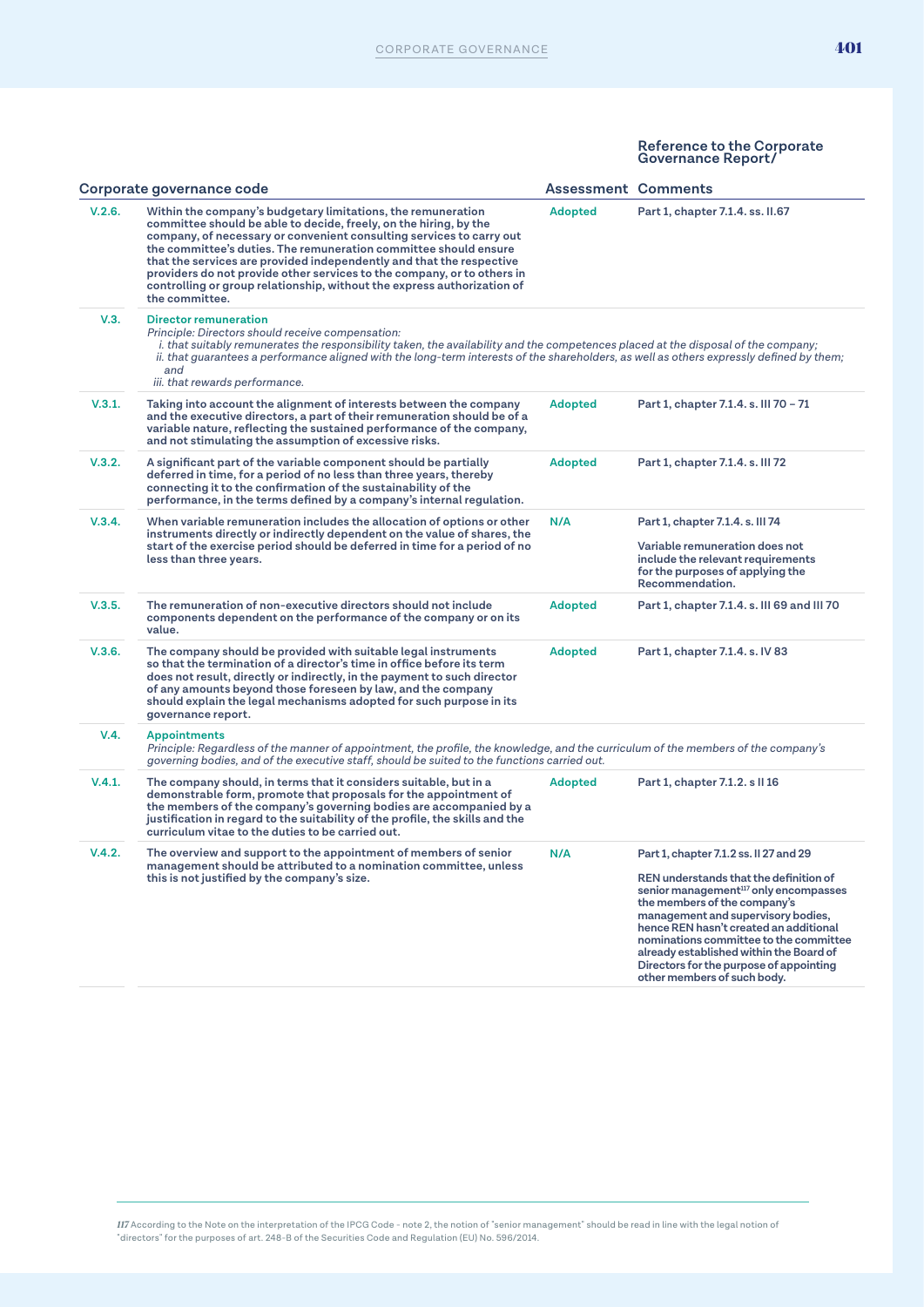| Corporate governance code | | Assessment | Reference to the Corporate Governance Report/ Comments |
|---|---|---|---|
| V.2.6. | Within the company's budgetary limitations, the remuneration committee should be able to decide, freely, on the hiring, by the company, of necessary or convenient consulting services to carry out the committee's duties. The remuneration committee should ensure that the services are provided independently and that the respective providers do not provide other services to the company, or to others in controlling or group relationship, without the express authorization of the committee. | Adopted | Part 1, chapter 7.1.4. ss. II.67 |
| V.3. | **Director remuneration**<br>*Principle: Directors should receive compensation:*<br>*i. that suitably remunerates the responsibility taken, the availability and the competences placed at the disposal of the company;*<br>*ii. that guarantees a performance aligned with the long-term interests of the shareholders, as well as others expressly defined by them; and*<br>*iii. that rewards performance.* | | |
| V.3.1. | Taking into account the alignment of interests between the company and the executive directors, a part of their remuneration should be of a variable nature, reflecting the sustained performance of the company, and not stimulating the assumption of excessive risks. | Adopted | Part 1, chapter 7.1.4. s. III 70 – 71 |
| V.3.2. | A significant part of the variable component should be partially deferred in time, for a period of no less than three years, thereby connecting it to the confirmation of the sustainability of the performance, in the terms defined by a company's internal regulation. | Adopted | Part 1, chapter 7.1.4. s. III 72 |
| V.3.4. | When variable remuneration includes the allocation of options or other instruments directly or indirectly dependent on the value of shares, the start of the exercise period should be deferred in time for a period of no less than three years. | N/A | Part 1, chapter 7.1.4. s. III 74<br><br>Variable remuneration does not include the relevant requirements for the purposes of applying the Recommendation. |
| V.3.5. | The remuneration of non-executive directors should not include components dependent on the performance of the company or on its value. | Adopted | Part 1, chapter 7.1.4. s. III 69 and III 70 |
| V.3.6. | The company should be provided with suitable legal instruments so that the termination of a director's time in office before its term does not result, directly or indirectly, in the payment to such director of any amounts beyond those foreseen by law, and the company should explain the legal mechanisms adopted for such purpose in its governance report. | Adopted | Part 1, chapter 7.1.4. s. IV 83 |
| V.4. | **Appointments**<br>*Principle: Regardless of the manner of appointment, the profile, the knowledge, and the curriculum of the members of the company's governing bodies, and of the executive staff, should be suited to the functions carried out.* | | |
| V.4.1. | The company should, in terms that it considers suitable, but in a demonstrable form, promote that proposals for the appointment of the members of the company's governing bodies are accompanied by a justification in regard to the suitability of the profile, the skills and the curriculum vitae to the duties to be carried out. | Adopted | Part 1, chapter 7.1.2. s II 16 |
| V.4.2. | The overview and support to the appointment of members of senior management should be attributed to a nomination committee, unless this is not justified by the company's size. | N/A | Part 1, chapter 7.1.2 ss. II 27 and 29<br><br>REN understands that the definition of senior management[117] only encompasses the members of the company's management and supervisory bodies, hence REN hasn't created an additional nominations committee to the committee already established within the Board of Directors for the purpose of appointing other members of such body. |

[117] According to the Note on the interpretation of the IPCG Code - note 2, the notion of "senior management" should be read in line with the legal notion of "directors" for the purposes of art. 248-B of the Securities Code and Regulation (EU) No. 596/2014.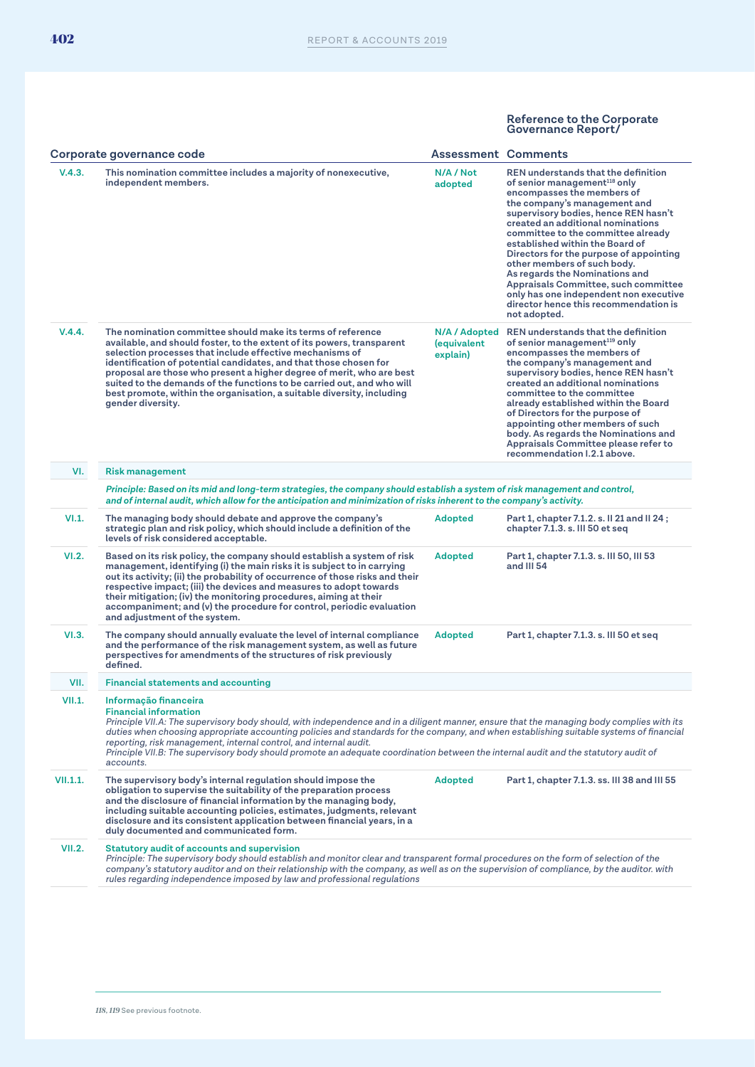| | Corporate governance code | Assessment | Reference to the Corporate Governance Report/ Comments |
|---|---|---|---|
| V.4.3. | This nomination committee includes a majority of nonexecutive, independent members. | N/A / Not adopted | REN understands that the definition of senior management[118] only encompasses the members of the company's management and supervisory bodies, hence REN hasn't created an additional nominations committee to the committee already established within the Board of Directors for the purpose of appointing other members of such body. As regards the Nominations and Appraisals Committee, such committee only has one independent non executive director hence this recommendation is not adopted. |
| V.4.4. | The nomination committee should make its terms of reference available, and should foster, to the extent of its powers, transparent selection processes that include effective mechanisms of identification of potential candidates, and that those chosen for proposal are those who present a higher degree of merit, who are best suited to the demands of the functions to be carried out, and who will best promote, within the organisation, a suitable diversity, including gender diversity. | N/A / Adopted (equivalent explain) | REN understands that the definition of senior management[119] only encompasses the members of the company's management and supervisory bodies, hence REN hasn't created an additional nominations committee to the committee already established within the Board of Directors for the purpose of appointing other members of such body. As regards the Nominations and Appraisals Committee please refer to recommendation I.2.1 above. |
| **VI.** | **Risk management** | | |
| | *Principle: Based on its mid and long-term strategies, the company should establish a system of risk management and control, and of internal audit, which allow for the anticipation and minimization of risks inherent to the company's activity.* | | |
| VI.1. | The managing body should debate and approve the company's strategic plan and risk policy, which should include a definition of the levels of risk considered acceptable. | Adopted | Part 1, chapter 7.1.2. s. II 21 and II 24 ; chapter 7.1.3. s. III 50 et seq |
| VI.2. | Based on its risk policy, the company should establish a system of risk management, identifying (i) the main risks it is subject to in carrying out its activity; (ii) the probability of occurrence of those risks and their respective impact; (iii) the devices and measures to adopt towards their mitigation; (iv) the monitoring procedures, aiming at their accompaniment; and (v) the procedure for control, periodic evaluation and adjustment of the system. | Adopted | Part 1, chapter 7.1.3. s. III 50, III 53 and III 54 |
| VI.3. | The company should annually evaluate the level of internal compliance and the performance of the risk management system, as well as future perspectives for amendments of the structures of risk previously defined. | Adopted | Part 1, chapter 7.1.3. s. III 50 et seq |
| **VII.** | **Financial statements and accounting** | | |
| VII.1. | **Informação financeira**<br>**Financial information**<br>*Principle VII.A: The supervisory body should, with independence and in a diligent manner, ensure that the managing body complies with its duties when choosing appropriate accounting policies and standards for the company, and when establishing suitable systems of financial reporting, risk management, internal control, and internal audit.*<br>*Principle VII.B: The supervisory body should promote an adequate coordination between the internal audit and the statutory audit of accounts.* | | |
| VII.1.1. | The supervisory body's internal regulation should impose the obligation to supervise the suitability of the preparation process and the disclosure of financial information by the managing body, including suitable accounting policies, estimates, judgments, relevant disclosure and its consistent application between financial years, in a duly documented and communicated form. | Adopted | Part 1, chapter 7.1.3. ss. III 38 and III 55 |
| VII.2. | **Statutory audit of accounts and supervision**<br>*Principle: The supervisory body should establish and monitor clear and transparent formal procedures on the form of selection of the company's statutory auditor and on their relationship with the company, as well as on the supervision of compliance, by the auditor. with rules regarding independence imposed by law and professional regulations* | | |

*118, 119* See previous footnote.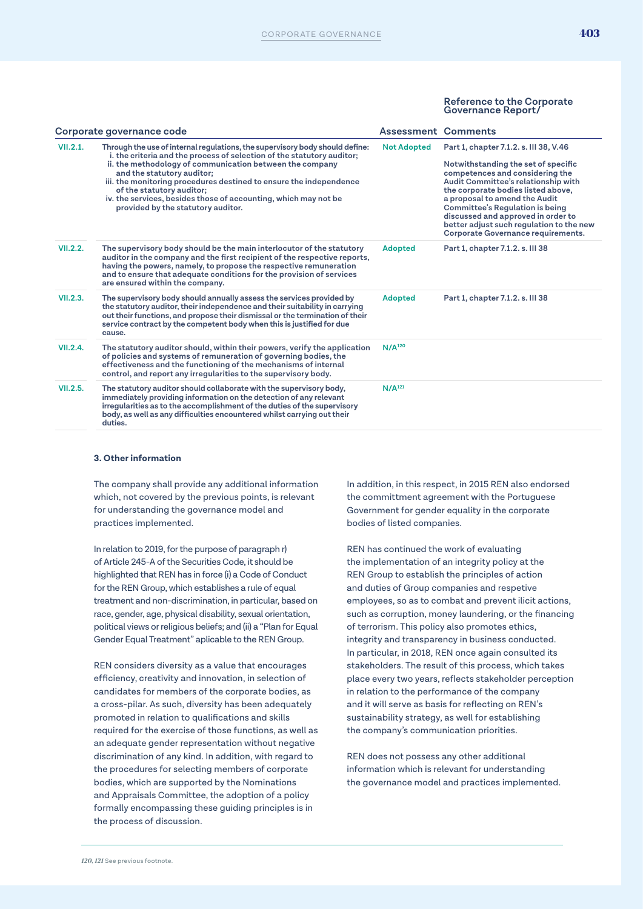| Corporate governance code | | Assessment | Reference to the Corporate Governance Report/ Comments |
|---|---|---|---|
| VII.2.1. | Through the use of internal regulations, the supervisory body should define: i. the criteria and the process of selection of the statutory auditor; ii. the methodology of communication between the company and the statutory auditor; iii. the monitoring procedures destined to ensure the independence of the statutory auditor; iv. the services, besides those of accounting, which may not be provided by the statutory auditor. | Not Adopted | Part 1, chapter 7.1.2. s. III 38, V.46<br><br>Notwithstanding the set of specific competences and considering the Audit Committee's relationship with the corporate bodies listed above, a proposal to amend the Audit Committee's Regulation is being discussed and approved in order to better adjust such regulation to the new Corporate Governance requirements. |
| VII.2.2. | The supervisory body should be the main interlocutor of the statutory auditor in the company and the first recipient of the respective reports, having the powers, namely, to propose the respective remuneration and to ensure that adequate conditions for the provision of services are ensured within the company. | Adopted | Part 1, chapter 7.1.2. s. III 38 |
| VII.2.3. | The supervisory body should annually assess the services provided by the statutory auditor, their independence and their suitability in carrying out their functions, and propose their dismissal or the termination of their service contract by the competent body when this is justified for due cause. | Adopted | Part 1, chapter 7.1.2. s. III 38 |
| VII.2.4. | The statutory auditor should, within their powers, verify the application of policies and systems of remuneration of governing bodies, the effectiveness and the functioning of the mechanisms of internal control, and report any irregularities to the supervisory body. | N/A[120] | |
| VII.2.5. | The statutory auditor should collaborate with the supervisory body, immediately providing information on the detection of any relevant irregularities as to the accomplishment of the duties of the supervisory body, as well as any difficulties encountered whilst carrying out their duties. | N/A[121] | |

### 3. Other information

The company shall provide any additional information which, not covered by the previous points, is relevant for understanding the governance model and practices implemented.

In relation to 2019, for the purpose of paragraph r) of Article 245-A of the Securities Code, it should be highlighted that REN has in force (i) a Code of Conduct for the REN Group, which establishes a rule of equal treatment and non-discrimination, in particular, based on race, gender, age, physical disability, sexual orientation, political views or religious beliefs; and (ii) a "Plan for Equal Gender Equal Treatment" aplicable to the REN Group.

REN considers diversity as a value that encourages efficiency, creativity and innovation, in selection of candidates for members of the corporate bodies, as a cross-pilar. As such, diversity has been adequately promoted in relation to qualifications and skills required for the exercise of those functions, as well as an adequate gender representation without negative discrimination of any kind. In addition, with regard to the procedures for selecting members of corporate bodies, which are supported by the Nominations and Appraisals Committee, the adoption of a policy formally encompassing these guiding principles is in the process of discussion.

In addition, in this respect, in 2015 REN also endorsed the committment agreement with the Portuguese Government for gender equality in the corporate bodies of listed companies.

REN has continued the work of evaluating the implementation of an integrity policy at the REN Group to establish the principles of action and duties of Group companies and respetive employees, so as to combat and prevent ilicit actions, such as corruption, money laundering, or the financing of terrorism. This policy also promotes ethics, integrity and transparency in business conducted. In particular, in 2018, REN once again consulted its stakeholders. The result of this process, which takes place every two years, reflects stakeholder perception in relation to the performance of the company and it will serve as basis for reflecting on REN's sustainability strategy, as well for establishing the company's communication priorities.

REN does not possess any other additional information which is relevant for understanding the governance model and practices implemented.

*120, 121* See previous footnote.